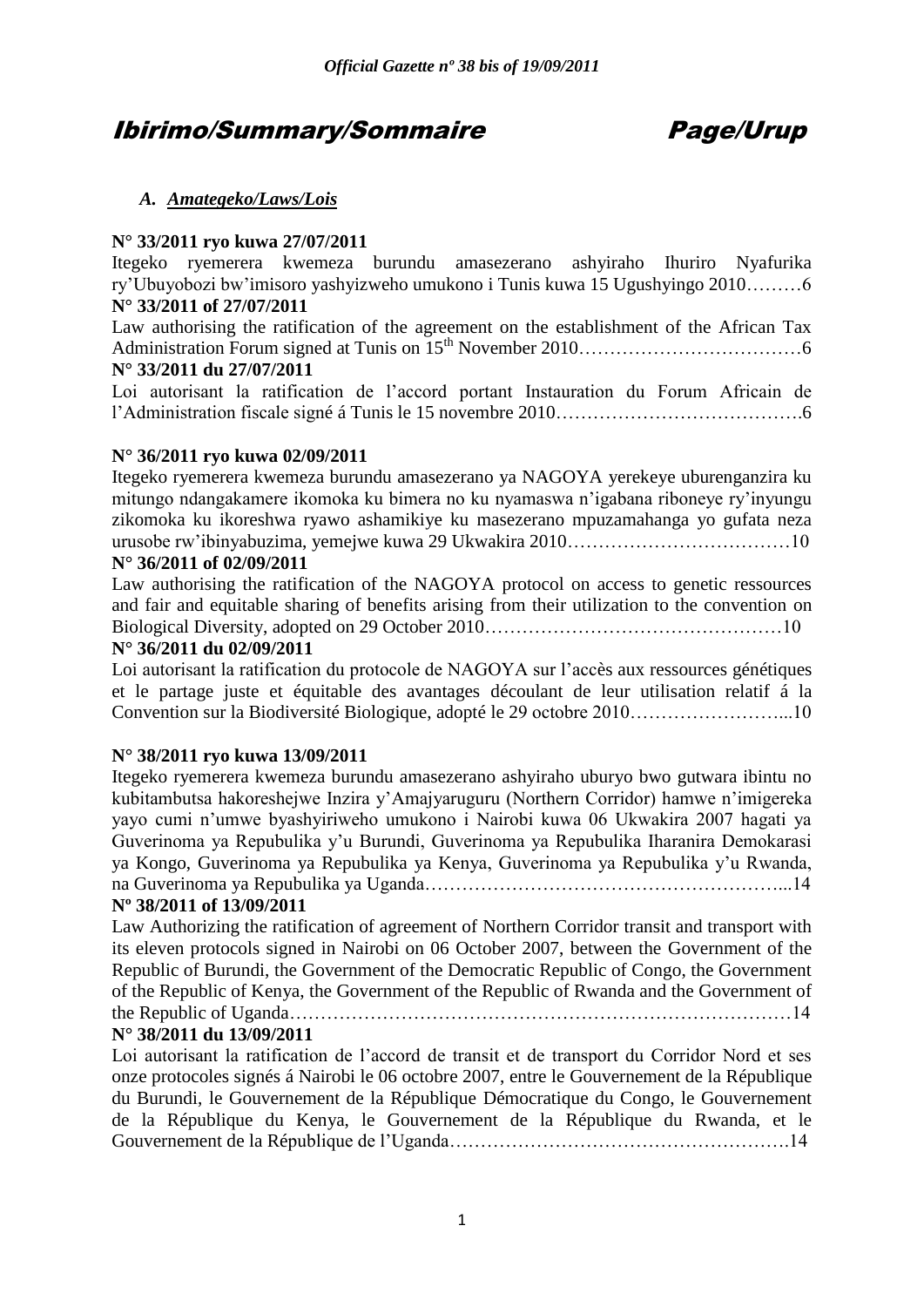# Ibirimo/Summary/Sommaire Page/Urup

## *A. Amategeko/Laws/Lois*

**N° 33/2011 ryo kuwa 27/07/2011**

Itegeko ryemerera kwemeza burundu amasezerano ashyiraho Ihuriro Nyafurika ry'Ubuyobozi bw'imisoro yashyizweho umukono i Tunis kuwa 15 Ugushyingo 2010………6

**N° 33/2011 of 27/07/2011**

Law authorising the ratification of the agreement on the establishment of the African Tax Administration Forum signed at Tunis on 15th November 2010………………………………6

**N° 33/2011 du 27/07/2011**

Loi autorisant la ratification de l'accord portant Instauration du Forum Africain de l'Administration fiscale signé á Tunis le 15 novembre 2010………………………………….6

**N° 36/2011 ryo kuwa 02/09/2011**

Itegeko ryemerera kwemeza burundu amasezerano ya NAGOYA yerekeye uburenganzira ku mitungo ndangakamere ikomoka ku bimera no ku nyamaswa n'igabana riboneye ry'inyungu zikomoka ku ikoreshwa ryawo ashamikiye ku masezerano mpuzamahanga yo gufata neza urusobe rw'ibinyabuzima, yemejwe kuwa 29 Ukwakira 2010………………………………10

**N° 36/2011 of 02/09/2011**

Law authorising the ratification of the NAGOYA protocol on access to genetic ressources and fair and equitable sharing of benefits arising from their utilization to the convention on Biological Diversity, adopted on 29 October 2010…………………………………………10

**N° 36/2011 du 02/09/2011**

Loi autorisant la ratification du protocole de NAGOYA sur l'accès aux ressources génétiques et le partage juste et équitable des avantages découlant de leur utilisation relatif á la Convention sur la Biodiversité Biologique, adopté le 29 octobre 2010……………………...10

**N° 38/2011 ryo kuwa 13/09/2011**

Itegeko ryemerera kwemeza burundu amasezerano ashyiraho uburyo bwo gutwara ibintu no kubitambutsa hakoreshejwe Inzira y'Amajyaruguru (Northern Corridor) hamwe n'imigereka yayo cumi n'umwe byashyiriweho umukono i Nairobi kuwa 06 Ukwakira 2007 hagati ya Guverinoma ya Repubulika y'u Burundi, Guverinoma ya Repubulika Iharanira Demokarasi ya Kongo, Guverinoma ya Repubulika ya Kenya, Guverinoma ya Repubulika y'u Rwanda, na Guverinoma ya Repubulika ya Uganda…………………………………………………...14

**Nº 38/2011 of 13/09/2011**

Law Authorizing the ratification of agreement of Northern Corridor transit and transport with its eleven protocols signed in Nairobi on 06 October 2007, between the Government of the Republic of Burundi, the Government of the Democratic Republic of Congo, the Government of the Republic of Kenya, the Government of the Republic of Rwanda and the Government of the Republic of Uganda………………………………………………………………………14

**N° 38/2011 du 13/09/2011**

Loi autorisant la ratification de l'accord de transit et de transport du Corridor Nord et ses onze protocoles signés á Nairobi le 06 octobre 2007, entre le Gouvernement de la République du Burundi, le Gouvernement de la République Démocratique du Congo, le Gouvernement de la République du Kenya, le Gouvernement de la République du Rwanda, et le Gouvernement de la République de l'Uganda……………………………………………….14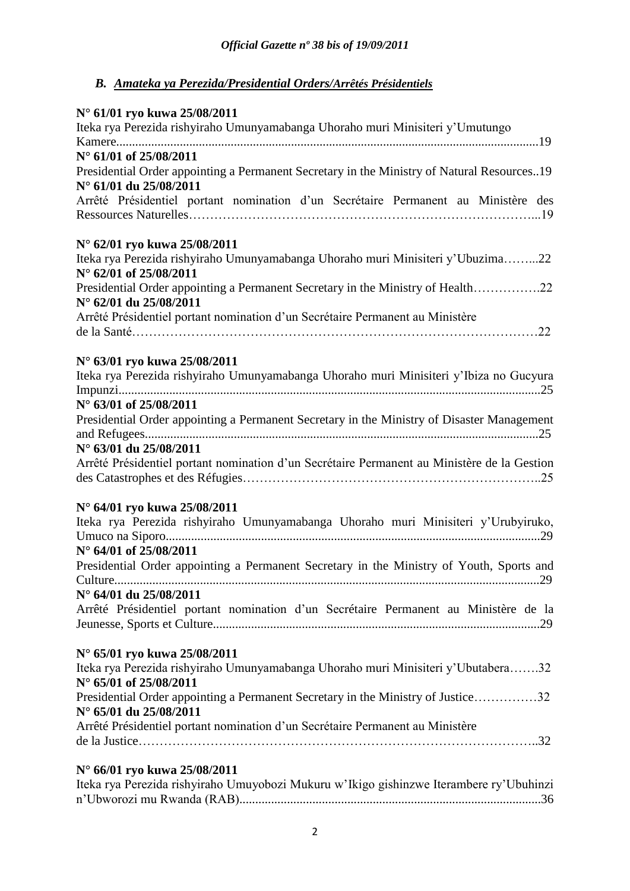### *B. Amateka ya Perezida/Presidential Orders/Arrêtés Présidentiels*

**N° 61/01 ryo kuwa 25/08/2011**
Iteka rya Perezida rishyiraho Umunyamabanga Uhoraho muri Minisiteri y'Umutungo Kamere.....................................................................................................................................19
**N° 61/01 of 25/08/2011**
Presidential Order appointing a Permanent Secretary in the Ministry of Natural Resources..19
**N° 61/01 du 25/08/2011**
Arrêté Présidentiel portant nomination d'un Secrétaire Permanent au Ministère des Ressources Naturelles…………………………………………………………………….....19

**N° 62/01 ryo kuwa 25/08/2011**
Iteka rya Perezida rishyiraho Umunyamabanga Uhoraho muri Minisiteri y'Ubuzima……...22
**N° 62/01 of 25/08/2011**
Presidential Order appointing a Permanent Secretary in the Ministry of Health…………….22
**N° 62/01 du 25/08/2011**
Arrêté Présidentiel portant nomination d'un Secrétaire Permanent au Ministère de la Santé……………………………………………………………………………………22

**N° 63/01 ryo kuwa 25/08/2011**
Iteka rya Perezida rishyiraho Umunyamabanga Uhoraho muri Minisiteri y'Ibiza no Gucyura Impunzi......................................................................................................................................25
**N° 63/01 of 25/08/2011**
Presidential Order appointing a Permanent Secretary in the Ministry of Disaster Management and Refugees............................................................................................................................25
**N° 63/01 du 25/08/2011**
Arrêté Présidentiel portant nomination d'un Secrétaire Permanent au Ministère de la Gestion des Catastrophes et des Réfugies…………………………………………………………..25

**N° 64/01 ryo kuwa 25/08/2011**
Iteka rya Perezida rishyiraho Umunyamabanga Uhoraho muri Minisiteri y'Urubyiruko, Umuco na Siporo.......................................................................................................................29
**N° 64/01 of 25/08/2011**
Presidential Order appointing a Permanent Secretary in the Ministry of Youth, Sports and Culture......................................................................................................................................29
**N° 64/01 du 25/08/2011**
Arrêté Présidentiel portant nomination d'un Secrétaire Permanent au Ministère de la Jeunesse, Sports et Culture.......................................................................................................29

**N° 65/01 ryo kuwa 25/08/2011**
Iteka rya Perezida rishyiraho Umunyamabanga Uhoraho muri Minisiteri y'Ubutabera…….32
**N° 65/01 of 25/08/2011**
Presidential Order appointing a Permanent Secretary in the Ministry of Justice……………32
**N° 65/01 du 25/08/2011**
Arrêté Présidentiel portant nomination d'un Secrétaire Permanent au Ministère de la Justice………………………………………………………………………………..32

**N° 66/01 ryo kuwa 25/08/2011**
Iteka rya Perezida rishyiraho Umuyobozi Mukuru w'Ikigo gishinzwe Iterambere ry'Ubuhinzi n'Ubworozi mu Rwanda (RAB)...............................................................................................36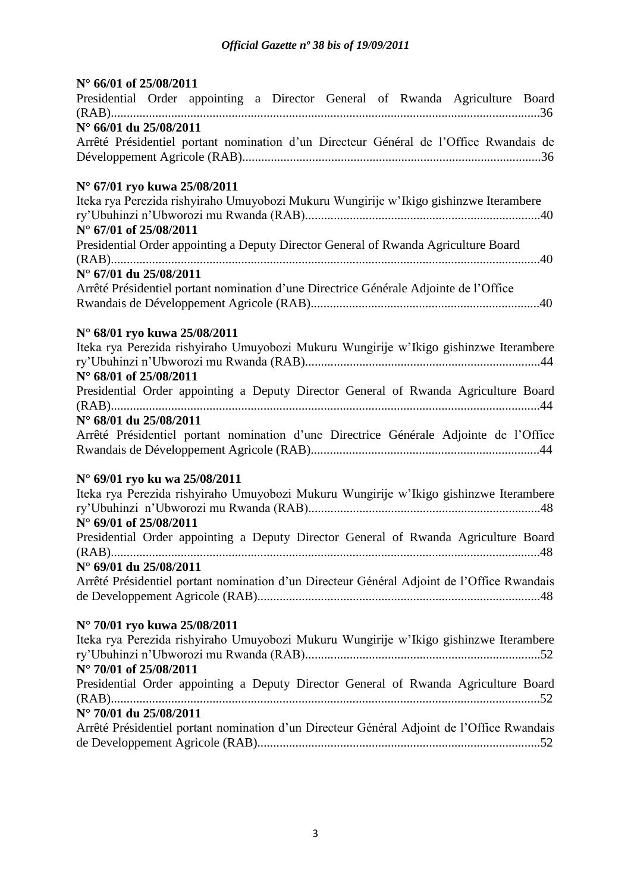**N° 66/01 of 25/08/2011**

Presidential Order appointing a Director General of Rwanda Agriculture Board (RAB).......................................................................................................................................36

**N° 66/01 du 25/08/2011**

Arrêté Présidentiel portant nomination d'un Directeur Général de l'Office Rwandais de Développement Agricole (RAB).............................................................................................36

**N° 67/01 ryo kuwa 25/08/2011**

Iteka rya Perezida rishyiraho Umuyobozi Mukuru Wungirije w'Ikigo gishinzwe Iterambere ry'Ubuhinzi n'Ubworozi mu Rwanda (RAB).........................................................................40

**N° 67/01 of 25/08/2011**

Presidential Order appointing a Deputy Director General of Rwanda Agriculture Board (RAB).......................................................................................................................................40

**N° 67/01 du 25/08/2011**

Arrêté Présidentiel portant nomination d'une Directrice Générale Adjointe de l'Office Rwandais de Développement Agricole (RAB).......................................................................40

**N° 68/01 ryo kuwa 25/08/2011**

Iteka rya Perezida rishyiraho Umuyobozi Mukuru Wungirije w'Ikigo gishinzwe Iterambere ry'Ubuhinzi n'Ubworozi mu Rwanda (RAB).........................................................................44

**N° 68/01 of 25/08/2011**

Presidential Order appointing a Deputy Director General of Rwanda Agriculture Board (RAB).......................................................................................................................................44

**N° 68/01 du 25/08/2011**

Arrêté Présidentiel portant nomination d'une Directrice Générale Adjointe de l'Office Rwandais de Développement Agricole (RAB).......................................................................44

**N° 69/01 ryo ku wa 25/08/2011**

Iteka rya Perezida rishyiraho Umuyobozi Mukuru Wungirije w'Ikigo gishinzwe Iterambere ry'Ubuhinzi n'Ubworozi mu Rwanda (RAB)........................................................................48

**N° 69/01 of 25/08/2011**

Presidential Order appointing a Deputy Director General of Rwanda Agriculture Board (RAB).......................................................................................................................................48

**N° 69/01 du 25/08/2011**

Arrêté Présidentiel portant nomination d'un Directeur Général Adjoint de l'Office Rwandais de Developpement Agricole (RAB)........................................................................................48

**N° 70/01 ryo kuwa 25/08/2011**

Iteka rya Perezida rishyiraho Umuyobozi Mukuru Wungirije w'Ikigo gishinzwe Iterambere ry'Ubuhinzi n'Ubworozi mu Rwanda (RAB).........................................................................52

**N° 70/01 of 25/08/2011**

Presidential Order appointing a Deputy Director General of Rwanda Agriculture Board (RAB).......................................................................................................................................52

**N° 70/01 du 25/08/2011**

Arrêté Présidentiel portant nomination d'un Directeur Général Adjoint de l'Office Rwandais de Developpement Agricole (RAB)........................................................................................52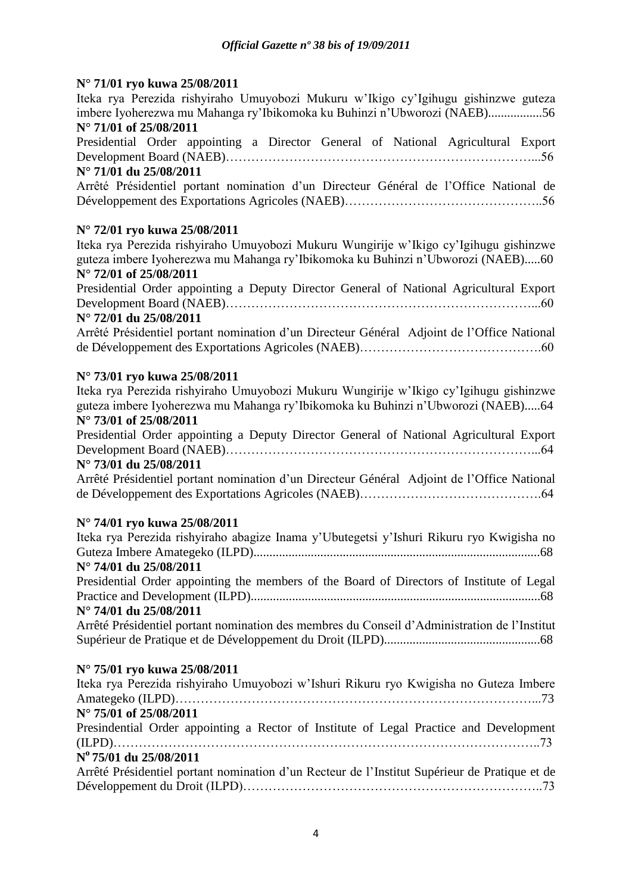**N° 71/01 ryo kuwa 25/08/2011**

Iteka rya Perezida rishyiraho Umuyobozi Mukuru w'Ikigo cy'Igihugu gishinzwe guteza imbere Iyoherezwa mu Mahanga ry'Ibikomoka ku Buhinzi n'Ubworozi (NAEB)................56

**N° 71/01 of 25/08/2011**

Presidential Order appointing a Director General of National Agricultural Export Development Board (NAEB)…………………………………………………………….....56

**N° 71/01 du 25/08/2011**

Arrêté Présidentiel portant nomination d'un Directeur Général de l'Office National de Développement des Exportations Agricoles (NAEB)……………………………………..56

**N° 72/01 ryo kuwa 25/08/2011**

Iteka rya Perezida rishyiraho Umuyobozi Mukuru Wungirije w'Ikigo cy'Igihugu gishinzwe guteza imbere Iyoherezwa mu Mahanga ry'Ibikomoka ku Buhinzi n'Ubworozi (NAEB).....60

**N° 72/01 of 25/08/2011**

Presidential Order appointing a Deputy Director General of National Agricultural Export Development Board (NAEB)……………………………………………………………...60

**N° 72/01 du 25/08/2011**

Arrêté Présidentiel portant nomination d'un Directeur Général Adjoint de l'Office National de Développement des Exportations Agricoles (NAEB)…………………………………….60

**N° 73/01 ryo kuwa 25/08/2011**

Iteka rya Perezida rishyiraho Umuyobozi Mukuru Wungirije w'Ikigo cy'Igihugu gishinzwe guteza imbere Iyoherezwa mu Mahanga ry'Ibikomoka ku Buhinzi n'Ubworozi (NAEB).....64

**N° 73/01 of 25/08/2011**

Presidential Order appointing a Deputy Director General of National Agricultural Export Development Board (NAEB)……………………………………………………………...64

**N° 73/01 du 25/08/2011**

Arrêté Présidentiel portant nomination d'un Directeur Général Adjoint de l'Office National de Développement des Exportations Agricoles (NAEB)…………………………………….64

**N° 74/01 ryo kuwa 25/08/2011**

Iteka rya Perezida rishyiraho abagize Inama y'Ubutegetsi y'Ishuri Rikuru ryo Kwigisha no Guteza Imbere Amategeko (ILPD)..........................................................................................68

**N° 74/01 du 25/08/2011**

Presidential Order appointing the members of the Board of Directors of Institute of Legal Practice and Development (ILPD)..........................................................................................68

**N° 74/01 du 25/08/2011**

Arrêté Présidentiel portant nomination des membres du Conseil d'Administration de l'Institut Supérieur de Pratique et de Développement du Droit (ILPD)................................................68

**N° 75/01 ryo kuwa 25/08/2011**

Iteka rya Perezida rishyiraho Umuyobozi w'Ishuri Rikuru ryo Kwigisha no Guteza Imbere Amategeko (ILPD)……………………………………………………………………….....73

**N° 75/01 of 25/08/2011**

Presindential Order appointing a Rector of Institute of Legal Practice and Development (ILPD)……………………………………………………………………………………..73

**N° 75/01 du 25/08/2011**

Arrêté Présidentiel portant nomination d'un Recteur de l'Institut Supérieur de Pratique et de Développement du Droit (ILPD)…………………………………………………………..73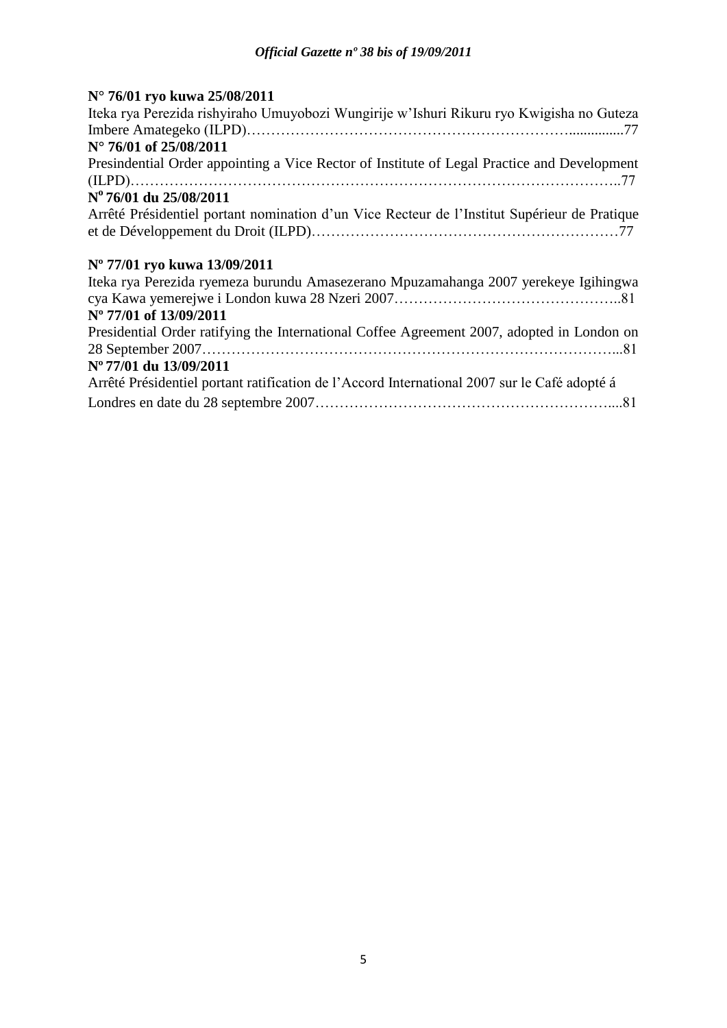**N° 76/01 ryo kuwa 25/08/2011**

Iteka rya Perezida rishyiraho Umuyobozi Wungirije w'Ishuri Rikuru ryo Kwigisha no Guteza Imbere Amategeko (ILPD)……………………………………………………………...............77

**N° 76/01 of 25/08/2011**

Presindential Order appointing a Vice Rector of Institute of Legal Practice and Development (ILPD)………………………………………………………………………………………..77

**N° 76/01 du 25/08/2011**

Arrêté Présidentiel portant nomination d'un Vice Recteur de l'Institut Supérieur de Pratique et de Développement du Droit (ILPD)………………………………………………………77

**Nº 77/01 ryo kuwa 13/09/2011**

Iteka rya Perezida ryemeza burundu Amasezerano Mpuzamahanga 2007 yerekeye Igihingwa cya Kawa yemerejwe i London kuwa 28 Nzeri 2007………………………………………..81

**Nº 77/01 of 13/09/2011**

Presidential Order ratifying the International Coffee Agreement 2007, adopted in London on 28 September 2007…………………………………………………………………………...81

**Nº 77/01 du 13/09/2011**

Arrêté Présidentiel portant ratification de l'Accord International 2007 sur le Café adopté á Londres en date du 28 septembre 2007……………………………………………………....81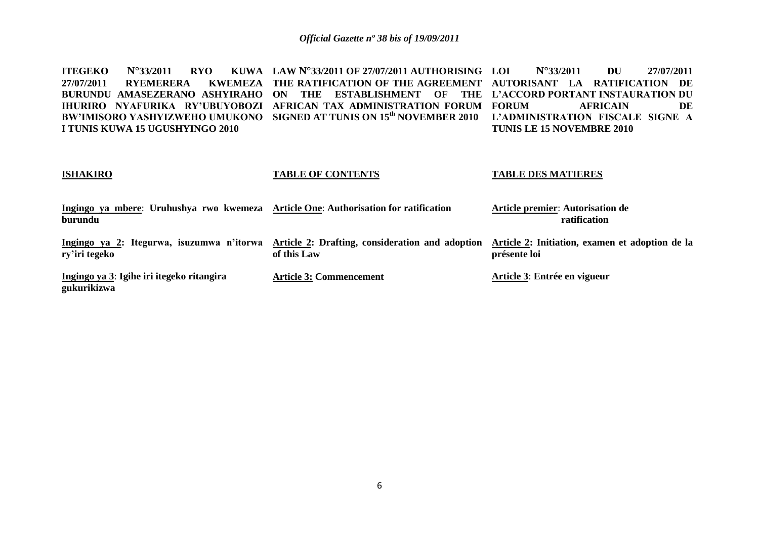**ITEGEKO N°33/2011 RYO KUWA 27/07/2011 RYEMERERA KWEMEZA BURUNDU AMASEZERANO ASHYIRAHO IHURIRO NYAFURIKA RY'UBUYOBOZI BW'IMISORO YASHYIZWEHO UMUKONO I TUNIS KUWA 15 UGUSHYINGO 2010**

**ISHAKIRO**

**<u>Ingingo ya mbere</u>: Uruhushya rwo kwemeza burundu**

**<u>Ingingo ya 2</u>: Itegurwa, isuzumwa n'itorwa ry'iri tegeko**

**<u>Ingingo ya 3</u>: Igihe iri itegeko ritangira gukurikizwa**

**LAW N°33/2011 OF 27/07/2011 AUTHORISING THE RATIFICATION OF THE AGREEMENT ON THE ESTABLISHMENT OF THE AFRICAN TAX ADMINISTRATION FORUM SIGNED AT TUNIS ON 15th NOVEMBER 2010**

**TABLE OF CONTENTS**

**<u>Article One</u>: Authorisation for ratification**

**<u>Article 2</u>: Drafting, consideration and adoption of this Law**

**<u>Article 3:</u> Commencement**

**LOI N°33/2011 DU 27/07/2011 AUTORISANT LA RATIFICATION DE L'ACCORD PORTANT INSTAURATION DU FORUM AFRICAIN DE L'ADMINISTRATION FISCALE SIGNE A TUNIS LE 15 NOVEMBRE 2010**

**TABLE DES MATIERES**

**<u>Article premier</u>: Autorisation de ratification**

**<u>Article 2</u>: Initiation, examen et adoption de la présente loi**

**<u>Article 3</u>: Entrée en vigueur**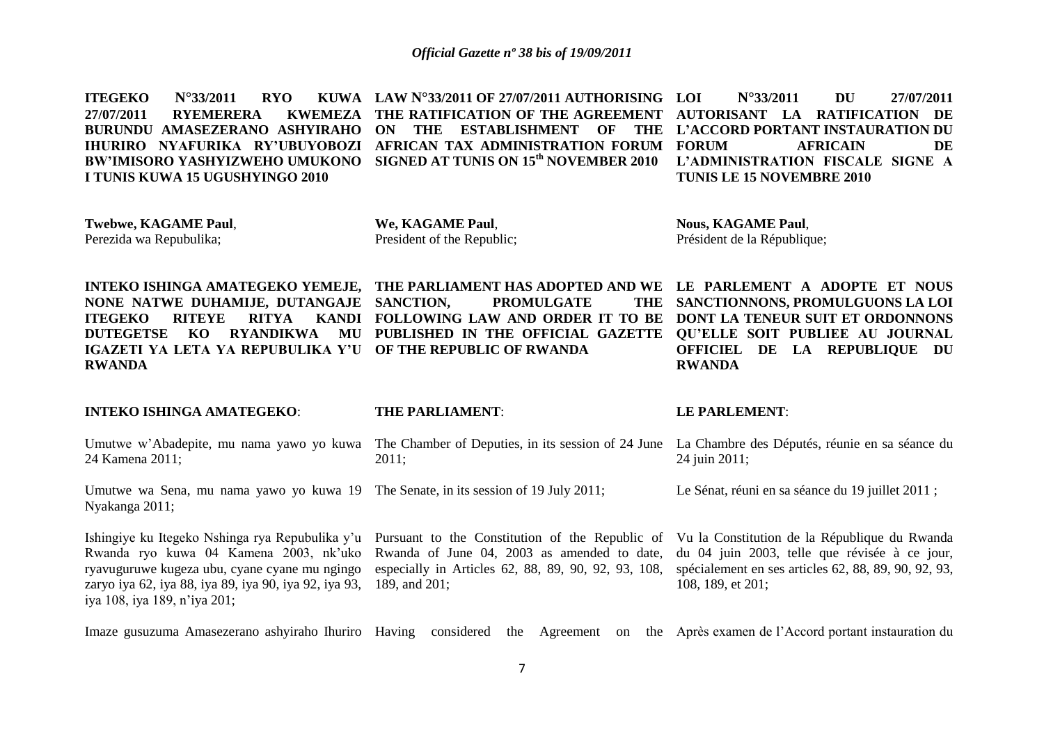**ITEGEKO N°33/2011 RYO KUWA 27/07/2011 RYEMERERA KWEMEZA BURUNDU AMASEZERANO ASHYIRAHO IHURIRO NYAFURIKA RY'UBUYOBOZI BW'IMISORO YASHYIZWEHO UMUKONO I TUNIS KUWA 15 UGUSHYINGO 2010**

**Twebwe, KAGAME Paul**,
Perezida wa Repubulika;

**INTEKO ISHINGA AMATEGEKO YEMEJE, NONE NATWE DUHAMIJE, DUTANGAJE ITEGEKO RITEYE RITYA KANDI DUTEGETSE KO RYANDIKWA MU IGAZETI YA LETA YA REPUBULIKA Y'U RWANDA**

**INTEKO ISHINGA AMATEGEKO**:

Umutwe w'Abadepite, mu nama yawo yo kuwa 24 Kamena 2011;

Umutwe wa Sena, mu nama yawo yo kuwa 19 Nyakanga 2011;

Ishingiye ku Itegeko Nshinga rya Repubulika y'u Rwanda ryo kuwa 04 Kamena 2003, nk'uko ryavuguruwe kugeza ubu, cyane cyane mu ngingo zaryo iya 62, iya 88, iya 89, iya 90, iya 92, iya 93, iya 108, iya 189, n'iya 201;

Imaze gusuzuma Amasezerano ashyiraho Ihuriro

**LAW N°33/2011 OF 27/07/2011 AUTHORISING THE RATIFICATION OF THE AGREEMENT ON THE ESTABLISHMENT OF THE AFRICAN TAX ADMINISTRATION FORUM SIGNED AT TUNIS ON 15th NOVEMBER 2010**

**We, KAGAME Paul**,
President of the Republic;

**THE PARLIAMENT HAS ADOPTED AND WE SANCTION, PROMULGATE THE FOLLOWING LAW AND ORDER IT TO BE PUBLISHED IN THE OFFICIAL GAZETTE OF THE REPUBLIC OF RWANDA**

**THE PARLIAMENT**:

The Chamber of Deputies, in its session of 24 June 2011;

The Senate, in its session of 19 July 2011;

Pursuant to the Constitution of the Republic of Rwanda of June 04, 2003 as amended to date, especially in Articles 62, 88, 89, 90, 92, 93, 108, 189, and 201;

Having considered the Agreement on the

**LOI N°33/2011 DU 27/07/2011 AUTORISANT LA RATIFICATION DE L'ACCORD PORTANT INSTAURATION DU FORUM AFRICAIN DE L'ADMINISTRATION FISCALE SIGNE A TUNIS LE 15 NOVEMBRE 2010**

**Nous, KAGAME Paul**,
Président de la République;

**LE PARLEMENT A ADOPTE ET NOUS SANCTIONNONS, PROMULGUONS LA LOI DONT LA TENEUR SUIT ET ORDONNONS QU'ELLE SOIT PUBLIEE AU JOURNAL OFFICIEL DE LA REPUBLIQUE DU RWANDA**

**LE PARLEMENT**:

La Chambre des Députés, réunie en sa séance du 24 juin 2011;

Le Sénat, réuni en sa séance du 19 juillet 2011 ;

Vu la Constitution de la République du Rwanda du 04 juin 2003, telle que révisée à ce jour, spécialement en ses articles 62, 88, 89, 90, 92, 93, 108, 189, et 201;

Après examen de l'Accord portant instauration du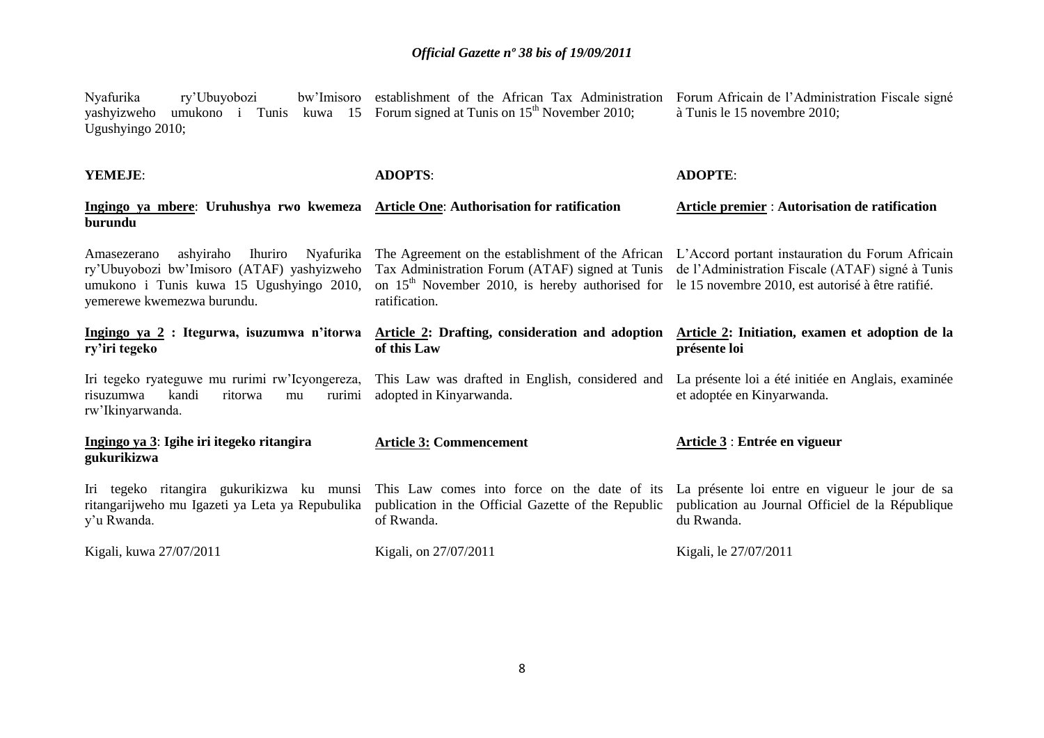Nyafurika ry'Ubuyobozi bw'Imisoro yashyizweho umukono i Tunis kuwa 15 Ugushyingo 2010;

**YEMEJE**:

**Ingingo ya mbere**: **Uruhushya rwo kwemeza burundu**

Amasezerano ashyiraho Ihuriro Nyafurika ry'Ubuyobozi bw'Imisoro (ATAF) yashyizweho umukono i Tunis kuwa 15 Ugushyingo 2010, yemerewe kwemezwa burundu.

**Ingingo ya 2 : Itegurwa, isuzumwa n'itorwa ry'iri tegeko**

Iri tegeko ryateguwe mu rurimi rw'Icyongereza, risuzumwa kandi ritorwa mu rurimi rw'Ikinyarwanda.

**Ingingo ya 3**: **Igihe iri itegeko ritangira gukurikizwa**

Iri tegeko ritangira gukurikizwa ku munsi ritangarijweho mu Igazeti ya Leta ya Repubulika y'u Rwanda.

Kigali, kuwa 27/07/2011

establishment of the African Tax Administration Forum signed at Tunis on 15th November 2010;

**ADOPTS**:

**Article One**: **Authorisation for ratification**

The Agreement on the establishment of the African Tax Administration Forum (ATAF) signed at Tunis on 15th November 2010, is hereby authorised for ratification.

**Article 2: Drafting, consideration and adoption of this Law**

This Law was drafted in English, considered and adopted in Kinyarwanda.

**Article 3: Commencement**

This Law comes into force on the date of its publication in the Official Gazette of the Republic of Rwanda.

Kigali, on 27/07/2011

Forum Africain de l'Administration Fiscale signé à Tunis le 15 novembre 2010;

**ADOPTE**:

**Article premier** : **Autorisation de ratification**

L'Accord portant instauration du Forum Africain de l'Administration Fiscale (ATAF) signé à Tunis le 15 novembre 2010, est autorisé à être ratifié.

**Article 2: Initiation, examen et adoption de la présente loi**

La présente loi a été initiée en Anglais, examinée et adoptée en Kinyarwanda.

**Article 3** : **Entrée en vigueur**

La présente loi entre en vigueur le jour de sa publication au Journal Officiel de la République du Rwanda.

Kigali, le 27/07/2011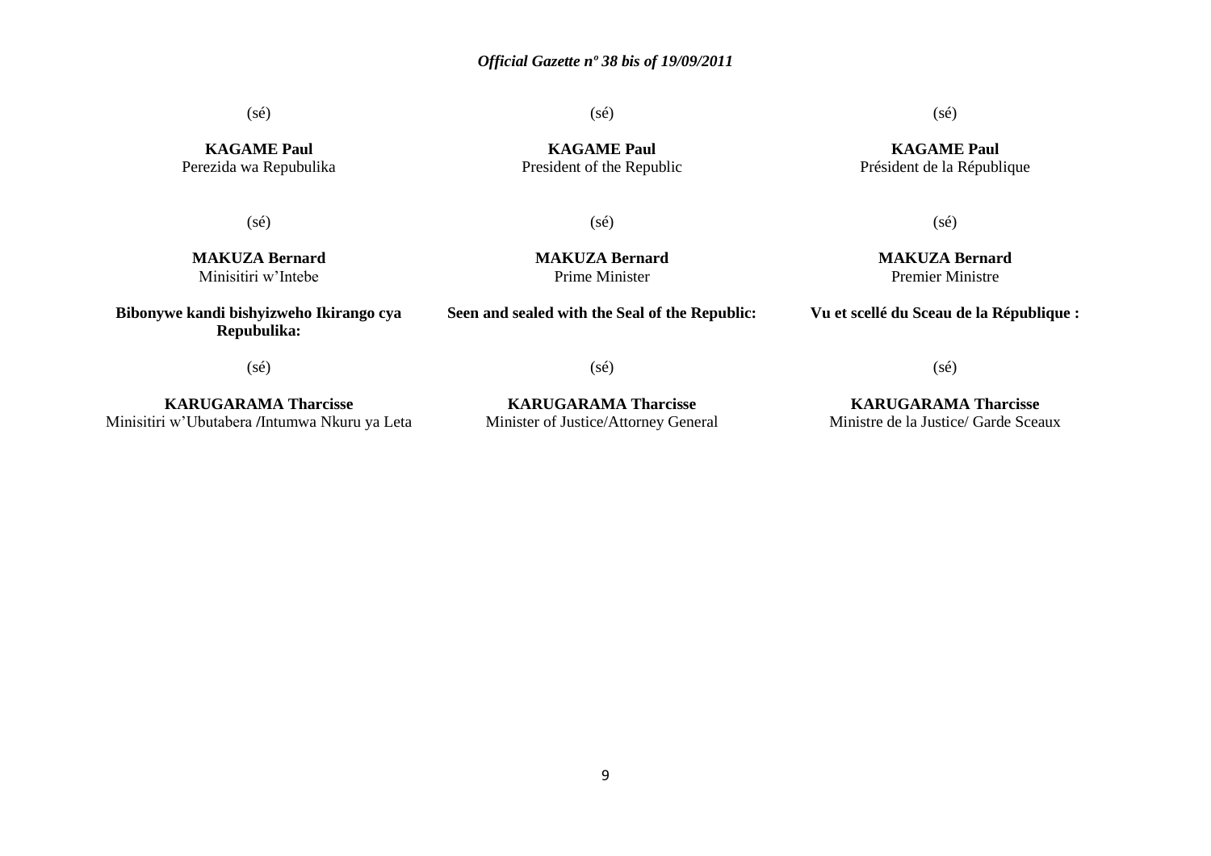(sé)

**KAGAME Paul**
Perezida wa Repubulika

(sé)

**KAGAME Paul**
President of the Republic

(sé)

**KAGAME Paul**
Président de la République

(sé)

**MAKUZA Bernard**
Minisitiri w'Intebe

(sé)

**MAKUZA Bernard**
Prime Minister

(sé)

**MAKUZA Bernard**
Premier Ministre

**Bibonywe kandi bishyizweho Ikirango cya Repubulika:**

(sé)

**KARUGARAMA Tharcisse**
Minisitiri w'Ubutabera /Intumwa Nkuru ya Leta

**Seen and sealed with the Seal of the Republic:**

(sé)

**KARUGARAMA Tharcisse**
Minister of Justice/Attorney General

**Vu et scellé du Sceau de la République :**

(sé)

**KARUGARAMA Tharcisse**
Ministre de la Justice/ Garde Sceaux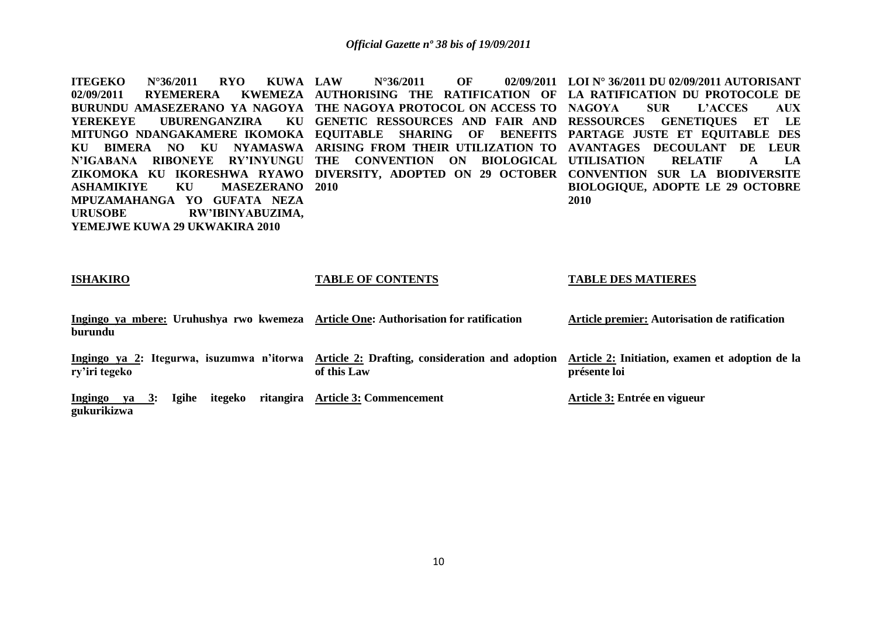**ITEGEKO N°36/2011 RYO KUWA 02/09/2011 RYEMERERA KWEMEZA BURUNDU AMASEZERANO YA NAGOYA YEREKEYE UBURENGANZIRA KU MITUNGO NDANGAKAMERE IKOMOKA KU BIMERA NO KU NYAMASWA N'IGABANA RIBONEYE RY'INYUNGU ZIKOMOKA KU IKORESHWA RYAWO ASHAMIKIYE KU MASEZERANO MPUZAMAHANGA YO GUFATA NEZA URUSOBE RW'IBINYABUZIMA, YEMEJWE KUWA 29 UKWAKIRA 2010**

**LAW N°36/2011 OF 02/09/2011 AUTHORISING THE RATIFICATION OF THE NAGOYA PROTOCOL ON ACCESS TO GENETIC RESSOURCES AND FAIR AND EQUITABLE SHARING OF BENEFITS ARISING FROM THEIR UTILIZATION TO THE CONVENTION ON BIOLOGICAL DIVERSITY, ADOPTED ON 29 OCTOBER 2010**

**LOI N° 36/2011 DU 02/09/2011 AUTORISANT LA RATIFICATION DU PROTOCOLE DE NAGOYA SUR L'ACCES AUX RESSOURCES GENETIQUES ET LE PARTAGE JUSTE ET EQUITABLE DES AVANTAGES DECOULANT DE LEUR UTILISATION RELATIF A LA CONVENTION SUR LA BIODIVERSITE BIOLOGIQUE, ADOPTE LE 29 OCTOBRE 2010**

**ISHAKIRO**

**Ingingo ya mbere: Uruhushya rwo kwemeza burundu**

**Ingingo ya 2: Itegurwa, isuzumwa n'itorwa ry'iri tegeko**

**Ingingo ya 3: Igihe itegeko ritangira gukurikizwa**

**TABLE OF CONTENTS**

**Article One: Authorisation for ratification**

**Article 2: Drafting, consideration and adoption of this Law**

**Article 3: Commencement**

**TABLE DES MATIERES**

**Article premier: Autorisation de ratification**

**Article 2: Initiation, examen et adoption de la présente loi**

**Article 3: Entrée en vigueur**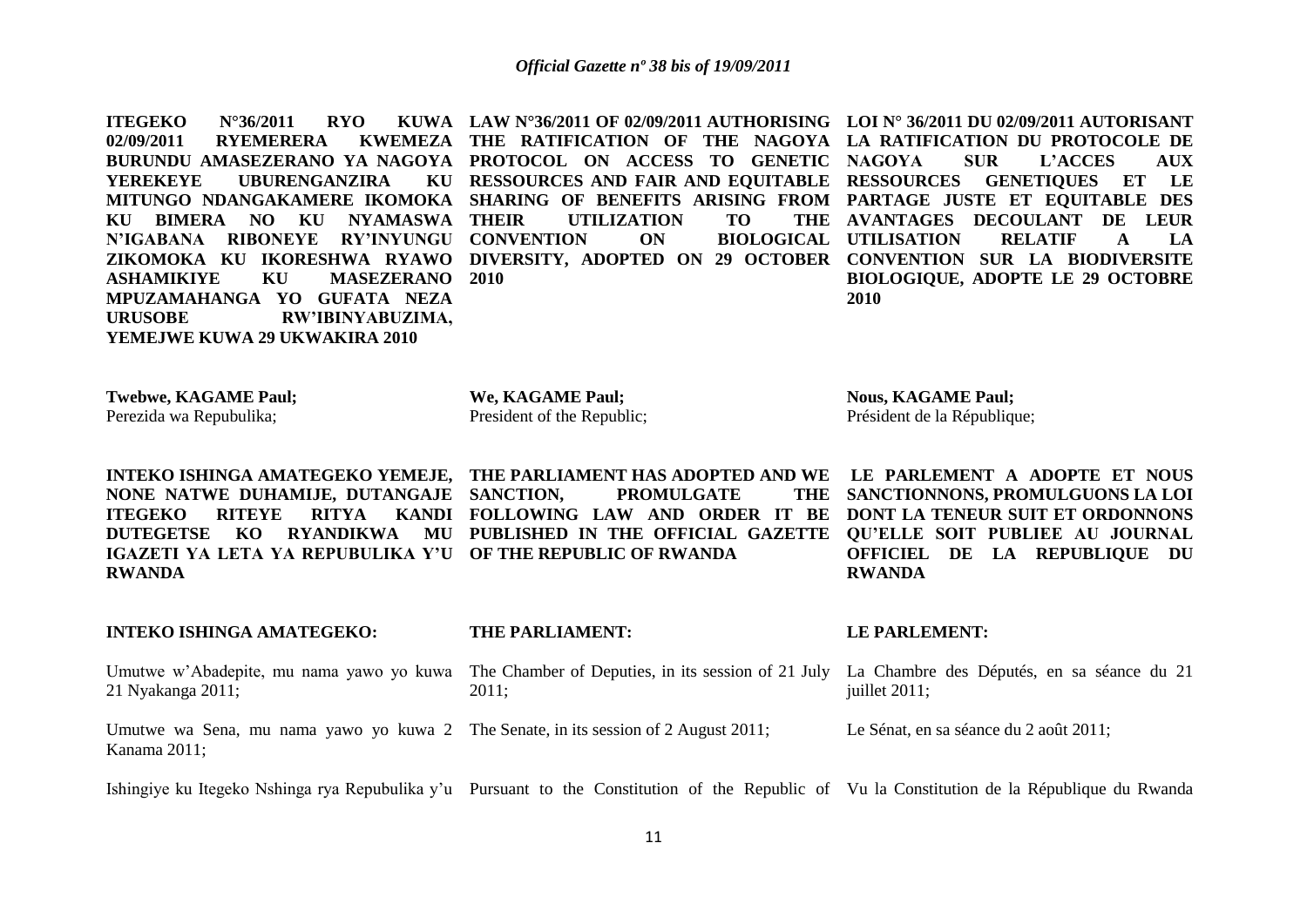**ITEGEKO N°36/2011 RYO KUWA 02/09/2011 RYEMERERA KWEMEZA BURUNDU AMASEZERANO YA NAGOYA YEREKEYE UBURENGANZIRA KU MITUNGO NDANGAKAMERE IKOMOKA KU BIMERA NO KU NYAMASWA N'IGABANA RIBONEYE RY'INYUNGU ZIKOMOKA KU IKORESHWA RYAWO ASHAMIKIYE KU MASEZERANO MPUZAMAHANGA YO GUFATA NEZA URUSOBE RW'IBINYABUZIMA, YEMEJWE KUWA 29 UKWAKIRA 2010**

**Twebwe, KAGAME Paul;**
Perezida wa Repubulika;

**INTEKO ISHINGA AMATEGEKO YEMEJE, NONE NATWE DUHAMIJE, DUTANGAJE ITEGEKO RITEYE RITYA KANDI DUTEGETSE KO RYANDIKWA MU IGAZETI YA LETA YA REPUBULIKA Y'U RWANDA**

**INTEKO ISHINGA AMATEGEKO:**

Umutwe w'Abadepite, mu nama yawo yo kuwa 21 Nyakanga 2011;

Umutwe wa Sena, mu nama yawo yo kuwa 2 Kanama 2011;

Ishingiye ku Itegeko Nshinga rya Repubulika y'u

**LAW N°36/2011 OF 02/09/2011 AUTHORISING THE RATIFICATION OF THE NAGOYA PROTOCOL ON ACCESS TO GENETIC RESSOURCES AND FAIR AND EQUITABLE SHARING OF BENEFITS ARISING FROM THEIR UTILIZATION TO THE CONVENTION ON BIOLOGICAL DIVERSITY, ADOPTED ON 29 OCTOBER 2010**

**We, KAGAME Paul;**
President of the Republic;

**THE PARLIAMENT HAS ADOPTED AND WE SANCTION, PROMULGATE THE FOLLOWING LAW AND ORDER IT BE PUBLISHED IN THE OFFICIAL GAZETTE OF THE REPUBLIC OF RWANDA**

**THE PARLIAMENT:**

The Chamber of Deputies, in its session of 21 July 2011;

The Senate, in its session of 2 August 2011;

Pursuant to the Constitution of the Republic of

**LOI N° 36/2011 DU 02/09/2011 AUTORISANT LA RATIFICATION DU PROTOCOLE DE NAGOYA SUR L'ACCES AUX RESSOURCES GENETIQUES ET LE PARTAGE JUSTE ET EQUITABLE DES AVANTAGES DECOULANT DE LEUR UTILISATION RELATIF A LA CONVENTION SUR LA BIODIVERSITE BIOLOGIQUE, ADOPTE LE 29 OCTOBRE 2010**

**Nous, KAGAME Paul;**
Président de la République;

**LE PARLEMENT A ADOPTE ET NOUS SANCTIONNONS, PROMULGUONS LA LOI DONT LA TENEUR SUIT ET ORDONNONS QU'ELLE SOIT PUBLIEE AU JOURNAL OFFICIEL DE LA REPUBLIQUE DU RWANDA**

**LE PARLEMENT:**

La Chambre des Députés, en sa séance du 21 juillet 2011;

Le Sénat, en sa séance du 2 août 2011;

Vu la Constitution de la République du Rwanda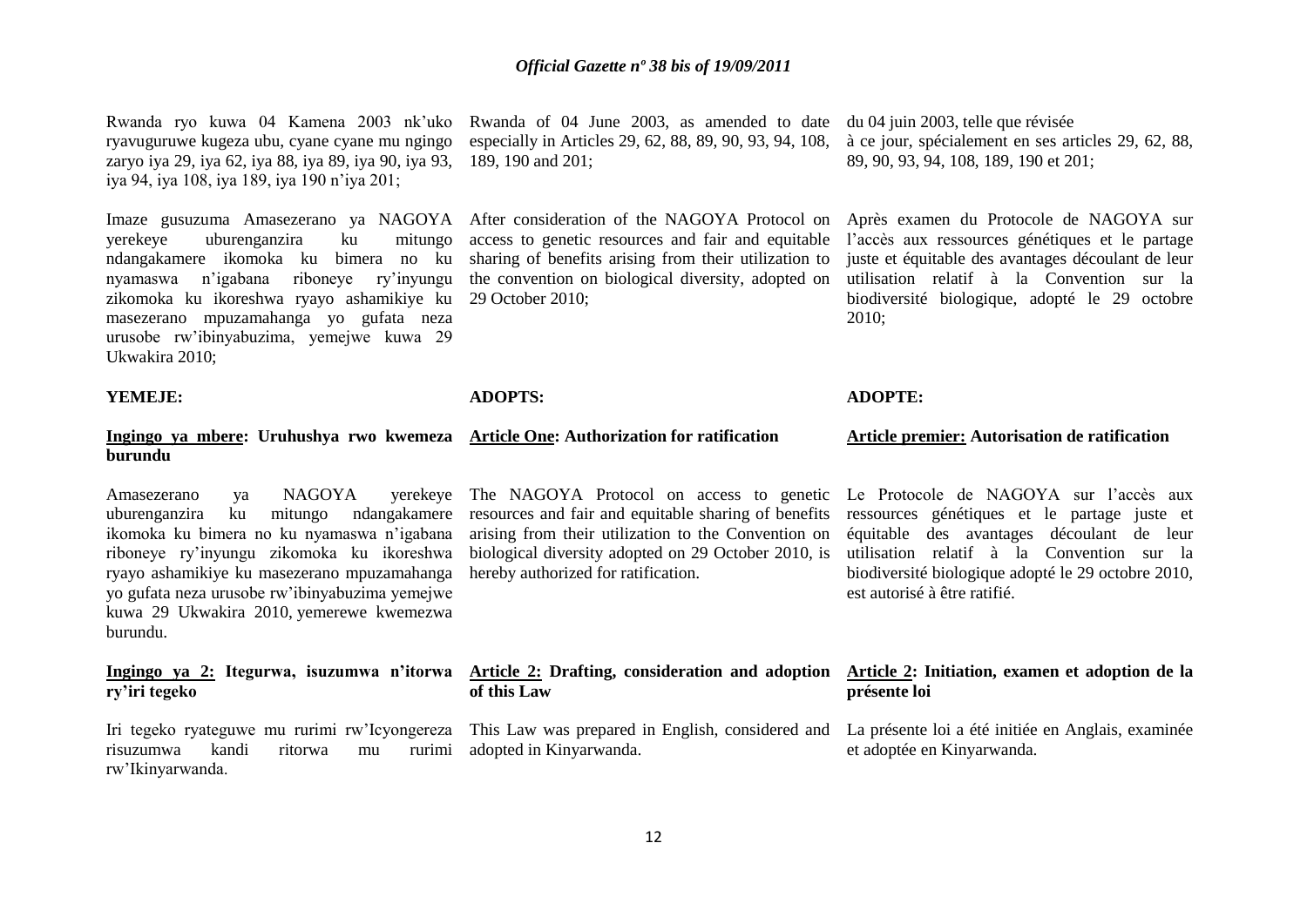Rwanda ryo kuwa 04 Kamena 2003 nk'uko ryavuguruwe kugeza ubu, cyane cyane mu ngingo zaryo iya 29, iya 62, iya 88, iya 89, iya 90, iya 93, iya 94, iya 108, iya 189, iya 190 n'iya 201;

Imaze gusuzuma Amasezerano ya NAGOYA yerekeye uburenganzira ku mitungo ndangakamere ikomoka ku bimera no ku nyamaswa n'igabana riboneye ry'inyungu zikomoka ku ikoreshwa ryayo ashamikiye ku masezerano mpuzamahanga yo gufata neza urusobe rw'ibinyabuzima, yemejwe kuwa 29 Ukwakira 2010;

**YEMEJE:**

**Ingingo ya mbere: Uruhushya rwo kwemeza burundu**

Amasezerano ya NAGOYA yerekeye uburenganzira ku mitungo ndangakamere ikomoka ku bimera no ku nyamaswa n'igabana riboneye ry'inyungu zikomoka ku ikoreshwa ryayo ashamikiye ku masezerano mpuzamahanga yo gufata neza urusobe rw'ibinyabuzima yemejwe kuwa 29 Ukwakira 2010, yemerewe kwemezwa burundu.

**Ingingo ya 2: Itegurwa, isuzumwa n'itorwa ry'iri tegeko**

Iri tegeko ryateguwe mu rurimi rw'Icyongereza risuzumwa kandi ritorwa mu rurimi rw'Ikinyarwanda.

Rwanda of 04 June 2003, as amended to date especially in Articles 29, 62, 88, 89, 90, 93, 94, 108, 189, 190 and 201;

After consideration of the NAGOYA Protocol on access to genetic resources and fair and equitable sharing of benefits arising from their utilization to the convention on biological diversity, adopted on 29 October 2010;

**ADOPTS:**

**Article One: Authorization for ratification**

The NAGOYA Protocol on access to genetic resources and fair and equitable sharing of benefits arising from their utilization to the Convention on biological diversity adopted on 29 October 2010, is hereby authorized for ratification.

**Article 2: Drafting, consideration and adoption of this Law**

This Law was prepared in English, considered and adopted in Kinyarwanda.

du 04 juin 2003, telle que révisée à ce jour, spécialement en ses articles 29, 62, 88, 89, 90, 93, 94, 108, 189, 190 et 201;

Après examen du Protocole de NAGOYA sur l'accès aux ressources génétiques et le partage juste et équitable des avantages découlant de leur utilisation relatif à la Convention sur la biodiversité biologique, adopté le 29 octobre 2010;

**ADOPTE:**

**Article premier: Autorisation de ratification**

Le Protocole de NAGOYA sur l'accès aux ressources génétiques et le partage juste et équitable des avantages découlant de leur utilisation relatif à la Convention sur la biodiversité biologique adopté le 29 octobre 2010, est autorisé à être ratifié.

**Article 2: Initiation, examen et adoption de la présente loi**

La présente loi a été initiée en Anglais, examinée et adoptée en Kinyarwanda.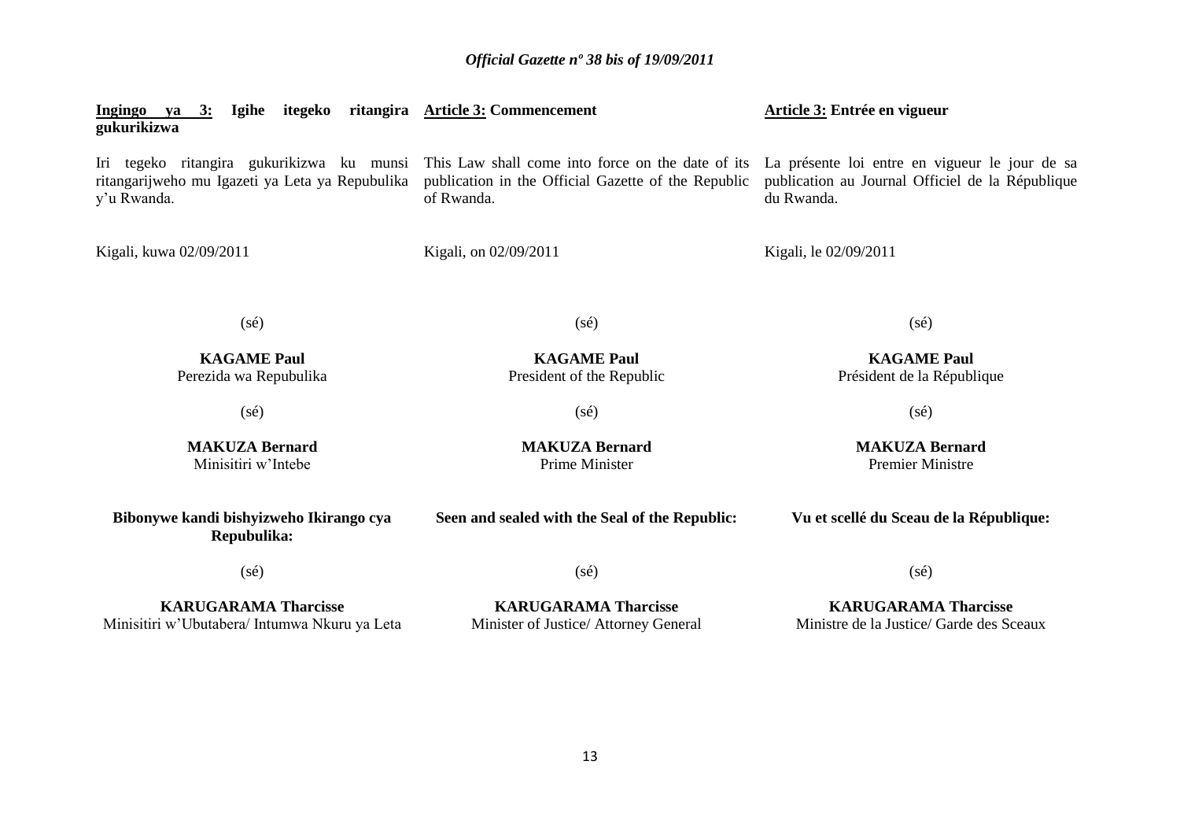**Ingingo ya 3: Igihe itegeko ritangira gukurikizwa**

Iri tegeko ritangira gukurikizwa ku munsi ritangarijweho mu Igazeti ya Leta ya Repubulika y'u Rwanda.

Kigali, kuwa 02/09/2011

(sé)

**KAGAME Paul**
Perezida wa Repubulika

(sé)

**MAKUZA Bernard**
Minisitiri w'Intebe

**Bibonywe kandi bishyizweho Ikirango cya Repubulika:**

(sé)

**KARUGARAMA Tharcisse**
Minisitiri w'Ubutabera/ Intumwa Nkuru ya Leta

**Article 3: Commencement**

This Law shall come into force on the date of its publication in the Official Gazette of the Republic of Rwanda.

Kigali, on 02/09/2011

(sé)

**KAGAME Paul**
President of the Republic

(sé)

**MAKUZA Bernard**
Prime Minister

**Seen and sealed with the Seal of the Republic:**

(sé)

**KARUGARAMA Tharcisse**
Minister of Justice/ Attorney General

**Article 3: Entrée en vigueur**

La présente loi entre en vigueur le jour de sa publication au Journal Officiel de la République du Rwanda.

Kigali, le 02/09/2011

(sé)

**KAGAME Paul**
Président de la République

(sé)

**MAKUZA Bernard**
Premier Ministre

**Vu et scellé du Sceau de la République:**

(sé)

**KARUGARAMA Tharcisse**
Ministre de la Justice/ Garde des Sceaux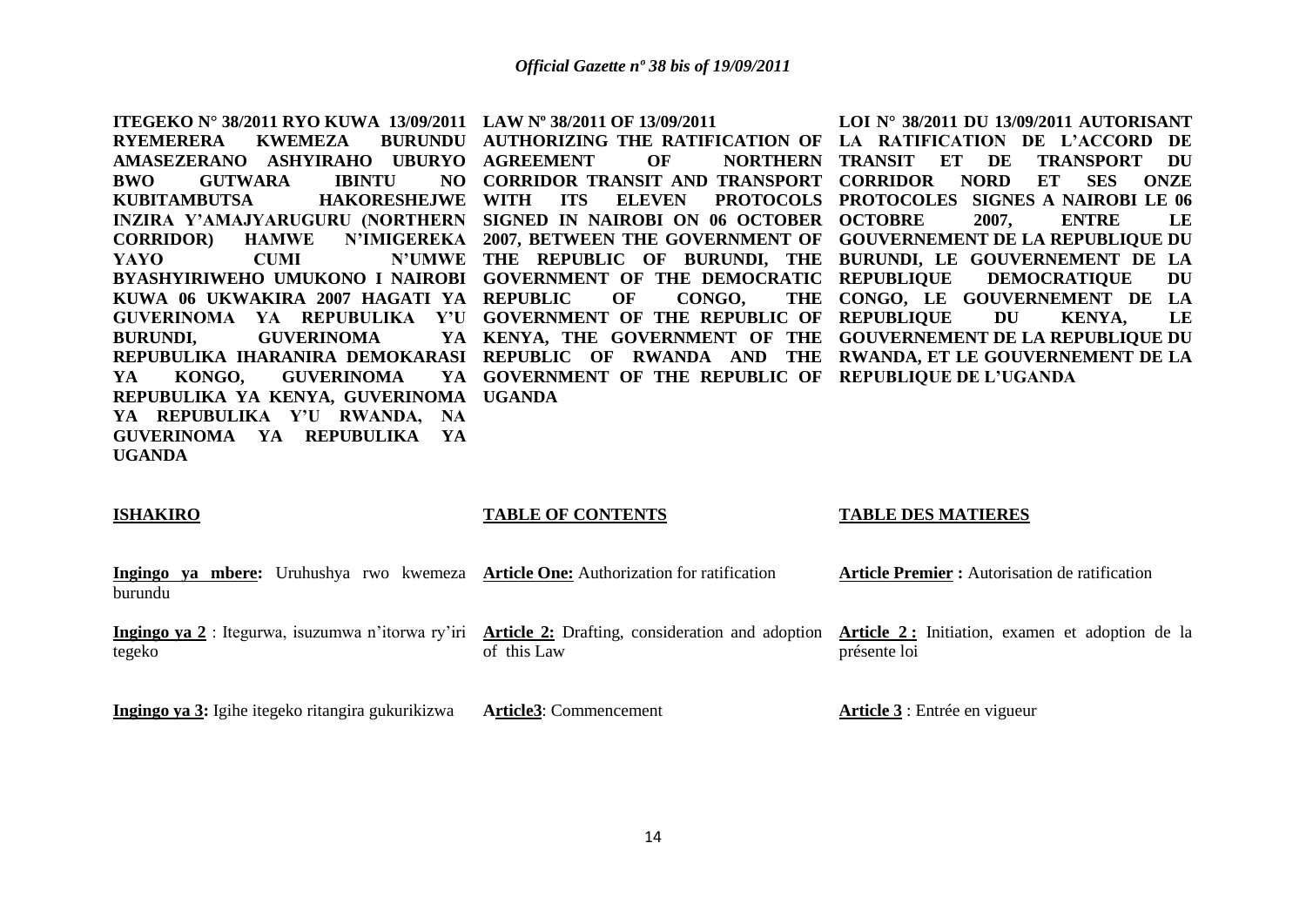**ITEGEKO N° 38/2011 RYO KUWA 13/09/2011 RYEMERERA KWEMEZA BURUNDU AMASEZERANO ASHYIRAHO UBURYO BWO GUTWARA IBINTU NO KUBITAMBUTSA HAKORESHEJWE INZIRA Y'AMAJYARUGURU (NORTHERN CORRIDOR) HAMWE N'IMIGEREKA YAYO CUMI N'UMWE BYASHYIRIWEHO UMUKONO I NAIROBI KUWA 06 UKWAKIRA 2007 HAGATI YA GUVERINOMA YA REPUBULIKA Y'U BURUNDI, GUVERINOMA YA REPUBULIKA IHARANIRA DEMOKARASI YA KONGO, GUVERINOMA YA REPUBULIKA YA KENYA, GUVERINOMA YA REPUBULIKA Y'U RWANDA, NA GUVERINOMA YA REPUBULIKA YA UGANDA**

**ISHAKIRO**

**Ingingo ya mbere:** Uruhushya rwo kwemeza burundu

**Ingingo ya 2** : Itegurwa, isuzumwa n'itorwa ry'iri tegeko

**Ingingo ya 3:** Igihe itegeko ritangira gukurikizwa

**LAW Nº 38/2011 OF 13/09/2011 AUTHORIZING THE RATIFICATION OF AGREEMENT OF NORTHERN CORRIDOR TRANSIT AND TRANSPORT WITH ITS ELEVEN PROTOCOLS SIGNED IN NAIROBI ON 06 OCTOBER 2007, BETWEEN THE GOVERNMENT OF THE REPUBLIC OF BURUNDI, THE GOVERNMENT OF THE DEMOCRATIC REPUBLIC OF CONGO, THE GOVERNMENT OF THE REPUBLIC OF KENYA, THE GOVERNMENT OF THE REPUBLIC OF RWANDA AND THE GOVERNMENT OF THE REPUBLIC OF UGANDA**

**TABLE OF CONTENTS**

**Article One:** Authorization for ratification

**Article 2:** Drafting, consideration and adoption of this Law

**Article3**: Commencement

**LOI N° 38/2011 DU 13/09/2011 AUTORISANT LA RATIFICATION DE L'ACCORD DE TRANSIT ET DE TRANSPORT DU CORRIDOR NORD ET SES ONZE PROTOCOLES SIGNES A NAIROBI LE 06 OCTOBRE 2007, ENTRE LE GOUVERNEMENT DE LA REPUBLIQUE DU BURUNDI, LE GOUVERNEMENT DE LA REPUBLIQUE DEMOCRATIQUE DU CONGO, LE GOUVERNEMENT DE LA REPUBLIQUE DU KENYA, LE GOUVERNEMENT DE LA REPUBLIQUE DU RWANDA, ET LE GOUVERNEMENT DE LA REPUBLIQUE DE L'UGANDA**

**TABLE DES MATIERES**

**Article Premier :** Autorisation de ratification

**Article 2 :** Initiation, examen et adoption de la présente loi

**Article 3** : Entrée en vigueur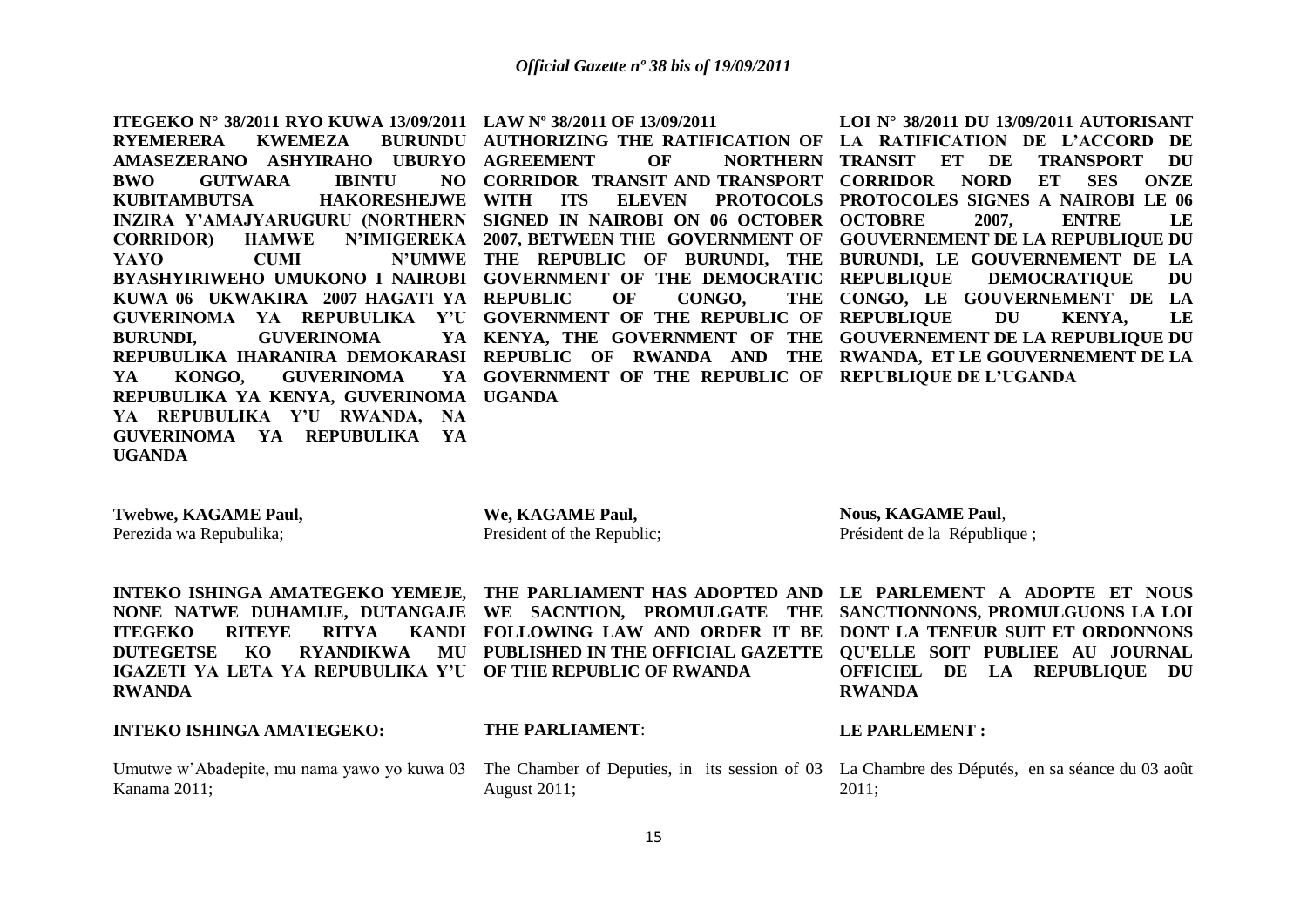**ITEGEKO N° 38/2011 RYO KUWA 13/09/2011 RYEMERERA KWEMEZA BURUNDU AMASEZERANO ASHYIRAHO UBURYO BWO GUTWARA IBINTU NO KUBITAMBUTSA HAKORESHEJWE INZIRA Y'AMAJYARUGURU (NORTHERN CORRIDOR) HAMWE N'IMIGEREKA YAYO CUMI N'UMWE BYASHYIRIWEHO UMUKONO I NAIROBI KUWA 06 UKWAKIRA 2007 HAGATI YA GUVERINOMA YA REPUBULIKA Y'U BURUNDI, GUVERINOMA YA REPUBULIKA IHARANIRA DEMOKARASI YA KONGO, GUVERINOMA YA REPUBULIKA YA KENYA, GUVERINOMA YA REPUBULIKA Y'U RWANDA, NA GUVERINOMA YA REPUBULIKA YA UGANDA**

**Twebwe, KAGAME Paul,**
Perezida wa Repubulika;

**INTEKO ISHINGA AMATEGEKO YEMEJE, NONE NATWE DUHAMIJE, DUTANGAJE ITEGEKO RITEYE RITYA KANDI DUTEGETSE KO RYANDIKWA MU IGAZETI YA LETA YA REPUBULIKA Y'U RWANDA**

**INTEKO ISHINGA AMATEGEKO:**

Umutwe w'Abadepite, mu nama yawo yo kuwa 03 Kanama 2011;

**LAW Nº 38/2011 OF 13/09/2011 AUTHORIZING THE RATIFICATION OF AGREEMENT OF NORTHERN CORRIDOR TRANSIT AND TRANSPORT WITH ITS ELEVEN PROTOCOLS SIGNED IN NAIROBI ON 06 OCTOBER 2007, BETWEEN THE GOVERNMENT OF THE REPUBLIC OF BURUNDI, THE GOVERNMENT OF THE DEMOCRATIC REPUBLIC OF CONGO, THE GOVERNMENT OF THE REPUBLIC OF KENYA, THE GOVERNMENT OF THE REPUBLIC OF RWANDA AND THE GOVERNMENT OF THE REPUBLIC OF UGANDA**

**We, KAGAME Paul,**
President of the Republic;

**THE PARLIAMENT HAS ADOPTED AND WE SACNTION, PROMULGATE THE FOLLOWING LAW AND ORDER IT BE PUBLISHED IN THE OFFICIAL GAZETTE OF THE REPUBLIC OF RWANDA**

**THE PARLIAMENT**:

The Chamber of Deputies, in its session of 03 August 2011;

**LOI N° 38/2011 DU 13/09/2011 AUTORISANT LA RATIFICATION DE L'ACCORD DE TRANSIT ET DE TRANSPORT DU CORRIDOR NORD ET SES ONZE PROTOCOLES SIGNES A NAIROBI LE 06 OCTOBRE 2007, ENTRE LE GOUVERNEMENT DE LA REPUBLIQUE DU BURUNDI, LE GOUVERNEMENT DE LA REPUBLIQUE DEMOCRATIQUE DU CONGO, LE GOUVERNEMENT DE LA REPUBLIQUE DU KENYA, LE GOUVERNEMENT DE LA REPUBLIQUE DU RWANDA, ET LE GOUVERNEMENT DE LA REPUBLIQUE DE L'UGANDA**

**Nous, KAGAME Paul**,
Président de la République ;

**LE PARLEMENT A ADOPTE ET NOUS SANCTIONNONS, PROMULGUONS LA LOI DONT LA TENEUR SUIT ET ORDONNONS QU'ELLE SOIT PUBLIEE AU JOURNAL OFFICIEL DE LA REPUBLIQUE DU RWANDA**

**LE PARLEMENT :**

La Chambre des Députés, en sa séance du 03 août 2011;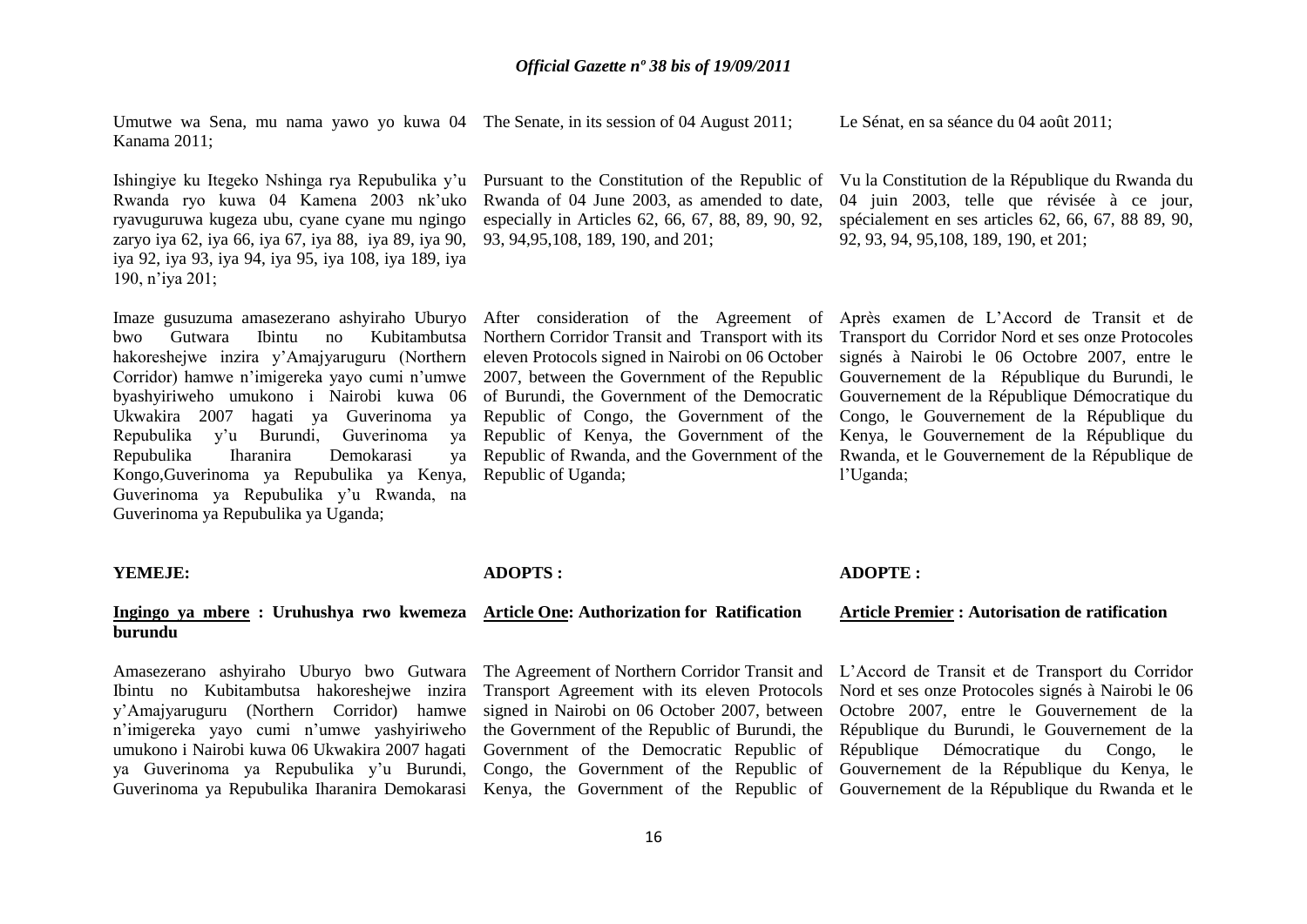Umutwe wa Sena, mu nama yawo yo kuwa 04 Kanama 2011;

Ishingiye ku Itegeko Nshinga rya Repubulika y'u Rwanda ryo kuwa 04 Kamena 2003 nk'uko ryavuguruwa kugeza ubu, cyane cyane mu ngingo zaryo iya 62, iya 66, iya 67, iya 88, iya 89, iya 90, iya 92, iya 93, iya 94, iya 95, iya 108, iya 189, iya 190, n'iya 201;

Imaze gusuzuma amasezerano ashyiraho Uburyo bwo Gutwara Ibintu no Kubitambutsa hakoreshejwe inzira y'Amajyaruguru (Northern Corridor) hamwe n'imigereka yayo cumi n'umwe byashyiriweho umukono i Nairobi kuwa 06 Ukwakira 2007 hagati ya Guverinoma ya Repubulika y'u Burundi, Guverinoma ya Repubulika Iharanira Demokarasi ya Kongo,Guverinoma ya Repubulika ya Kenya, Guverinoma ya Repubulika y'u Rwanda, na Guverinoma ya Repubulika ya Uganda;

**YEMEJE:**

**Ingingo ya mbere : Uruhushya rwo kwemeza burundu**

Amasezerano ashyiraho Uburyo bwo Gutwara Ibintu no Kubitambutsa hakoreshejwe inzira y'Amajyaruguru (Northern Corridor) hamwe n'imigereka yayo cumi n'umwe yashyiriweho umukono i Nairobi kuwa 06 Ukwakira 2007 hagati ya Guverinoma ya Repubulika y'u Burundi, Guverinoma ya Repubulika Iharanira Demokarasi

The Senate, in its session of 04 August 2011;

Pursuant to the Constitution of the Republic of Rwanda of 04 June 2003, as amended to date, especially in Articles 62, 66, 67, 88, 89, 90, 92, 93, 94,95,108, 189, 190, and 201;

After consideration of the Agreement of Northern Corridor Transit and Transport with its eleven Protocols signed in Nairobi on 06 October 2007, between the Government of the Republic of Burundi, the Government of the Democratic Republic of Congo, the Government of the Republic of Kenya, the Government of the Republic of Rwanda, and the Government of the Republic of Uganda;

**ADOPTS :**

**Article One: Authorization for Ratification**

The Agreement of Northern Corridor Transit and Transport Agreement with its eleven Protocols signed in Nairobi on 06 October 2007, between the Government of the Republic of Burundi, the Government of the Democratic Republic of Congo, the Government of the Republic of Kenya, the Government of the Republic of

Le Sénat, en sa séance du 04 août 2011;

Vu la Constitution de la République du Rwanda du 04 juin 2003, telle que révisée à ce jour, spécialement en ses articles 62, 66, 67, 88 89, 90, 92, 93, 94, 95,108, 189, 190, et 201;

Après examen de L'Accord de Transit et de Transport du Corridor Nord et ses onze Protocoles signés à Nairobi le 06 Octobre 2007, entre le Gouvernement de la République du Burundi, le Gouvernement de la République Démocratique du Congo, le Gouvernement de la République du Kenya, le Gouvernement de la République du Rwanda, et le Gouvernement de la République de l'Uganda;

**ADOPTE :**

**Article Premier : Autorisation de ratification**

L'Accord de Transit et de Transport du Corridor Nord et ses onze Protocoles signés à Nairobi le 06 Octobre 2007, entre le Gouvernement de la République du Burundi, le Gouvernement de la République Démocratique du Congo, le Gouvernement de la République du Kenya, le Gouvernement de la République du Rwanda et le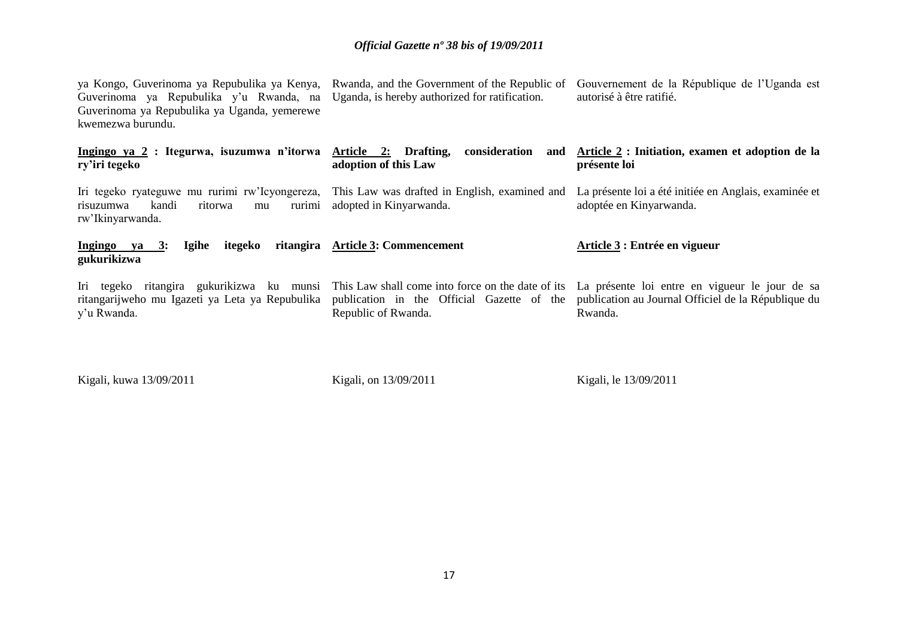ya Kongo, Guverinoma ya Repubulika ya Kenya, Guverinoma ya Repubulika y'u Rwanda, na Guverinoma ya Repubulika ya Uganda, yemerewe kwemezwa burundu.

**<u>Ingingo ya 2</u> : Itegurwa, isuzumwa n'itorwa ry'iri tegeko**

Iri tegeko ryateguwe mu rurimi rw'Icyongereza, risuzumwa kandi ritorwa mu rurimi rw'Ikinyarwanda.

**<u>Ingingo ya 3</u>: Igihe itegeko ritangira gukurikizwa**

Iri tegeko ritangira gukurikizwa ku munsi ritangarijweho mu Igazeti ya Leta ya Repubulika y'u Rwanda.

Kigali, kuwa 13/09/2011

Rwanda, and the Government of the Republic of Uganda, is hereby authorized for ratification.

**<u>Article 2:</u> Drafting, consideration and adoption of this Law**

This Law was drafted in English, examined and adopted in Kinyarwanda.

**<u>Article 3</u>: Commencement**

This Law shall come into force on the date of its publication in the Official Gazette of the Republic of Rwanda.

Kigali, on 13/09/2011

Gouvernement de la République de l'Uganda est autorisé à être ratifié.

**<u>Article 2</u> : Initiation, examen et adoption de la présente loi**

La présente loi a été initiée en Anglais, examinée et adoptée en Kinyarwanda.

**<u>Article 3</u> : Entrée en vigueur**

La présente loi entre en vigueur le jour de sa publication au Journal Officiel de la République du Rwanda.

Kigali, le 13/09/2011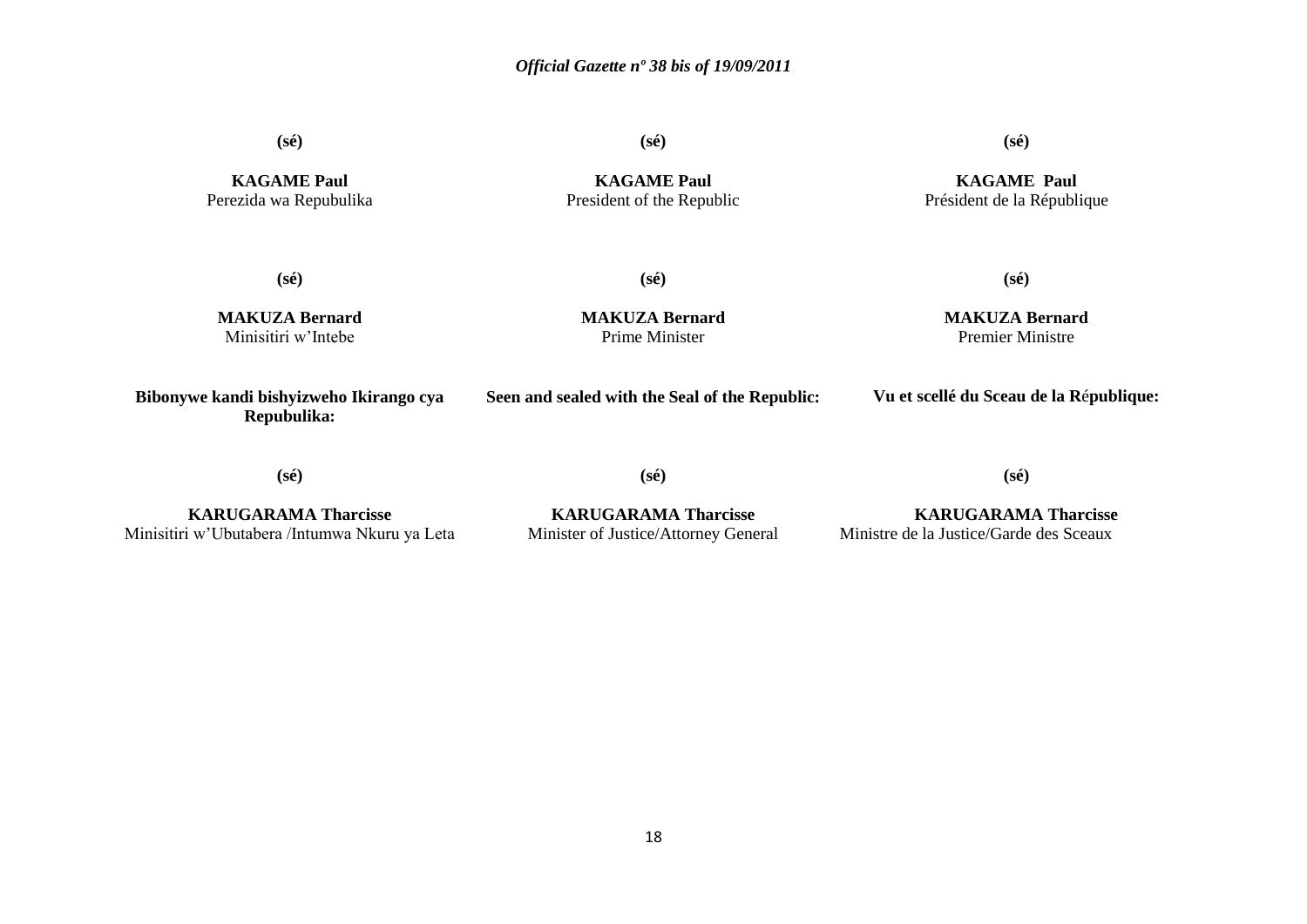**(sé)**

**KAGAME Paul**
Perezida wa Repubulika

**(sé)**

**MAKUZA Bernard**
Minisitiri w'Intebe

**Bibonywe kandi bishyizweho Ikirango cya Repubulika:**

**(sé)**

**KARUGARAMA Tharcisse**
Minisitiri w'Ubutabera /Intumwa Nkuru ya Leta

**(sé)**

**KAGAME Paul**
President of the Republic

**(sé)**

**MAKUZA Bernard**
Prime Minister

**Seen and sealed with the Seal of the Republic:**

**(sé)**

**KARUGARAMA Tharcisse**
Minister of Justice/Attorney General

**(sé)**

**KAGAME Paul**
Président de la République

**(sé)**

**MAKUZA Bernard**
Premier Ministre

**Vu et scellé du Sceau de la République:**

**(sé)**

**KARUGARAMA Tharcisse**
Ministre de la Justice/Garde des Sceaux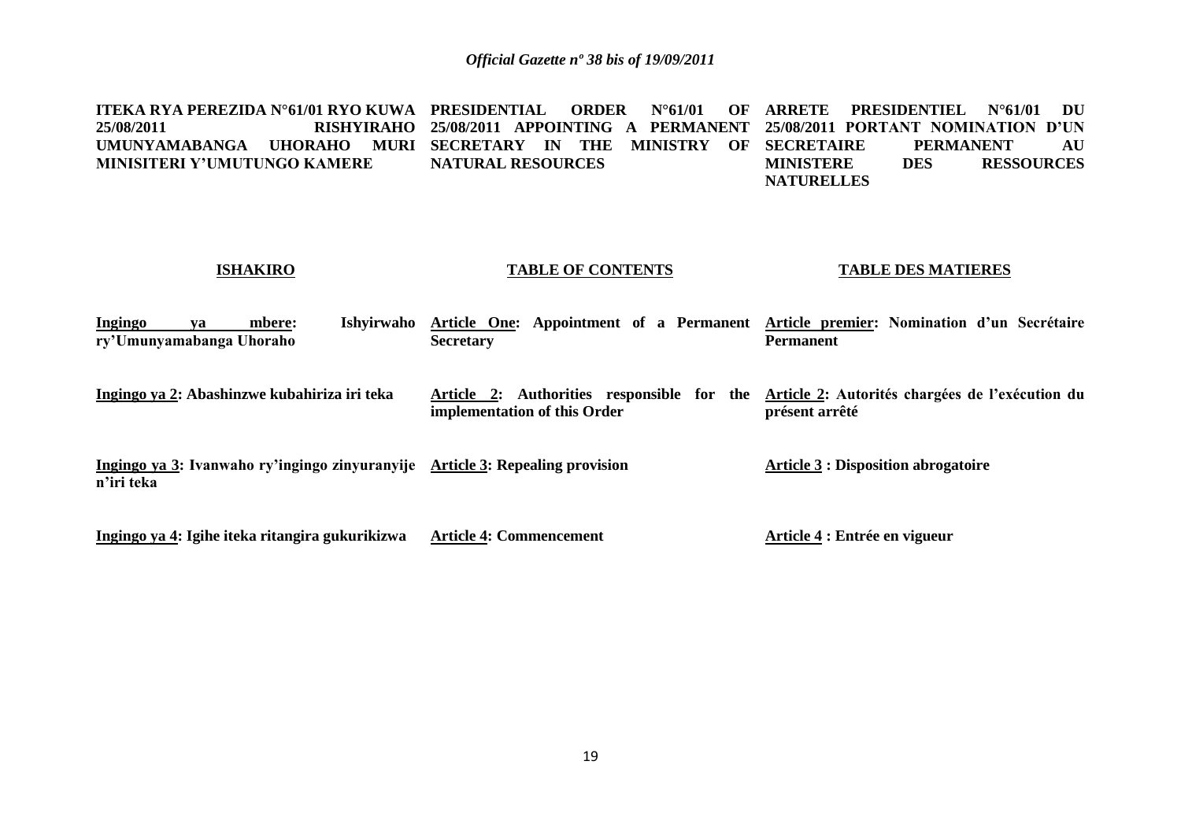**ITEKA RYA PEREZIDA N°61/01 RYO KUWA 25/08/2011 RISHYIRAHO UMUNYAMABANGA UHORAHO MURI MINISITERI Y'UMUTUNGO KAMERE**

**ISHAKIRO**

**Ingingo ya mbere: Ishyirwaho ry'Umunyamabanga Uhoraho**

**Ingingo ya 2: Abashinzwe kubahiriza iri teka**

**Ingingo ya 3: Ivanwaho ry'ingingo zinyuranyije n'iri teka**

**Ingingo ya 4: Igihe iteka ritangira gukurikizwa**

**PRESIDENTIAL ORDER N°61/01 OF 25/08/2011 APPOINTING A PERMANENT SECRETARY IN THE MINISTRY OF NATURAL RESOURCES**

**TABLE OF CONTENTS**

**Article One: Appointment of a Permanent Secretary**

**Article 2: Authorities responsible for the implementation of this Order**

**Article 3: Repealing provision**

**Article 4: Commencement**

**ARRETE PRESIDENTIEL N°61/01 DU 25/08/2011 PORTANT NOMINATION D'UN SECRETAIRE PERMANENT AU MINISTERE DES RESSOURCES NATURELLES**

**TABLE DES MATIERES**

**Article premier: Nomination d'un Secrétaire Permanent**

**Article 2: Autorités chargées de l'exécution du présent arrêté**

**Article 3 : Disposition abrogatoire**

**Article 4 : Entrée en vigueur**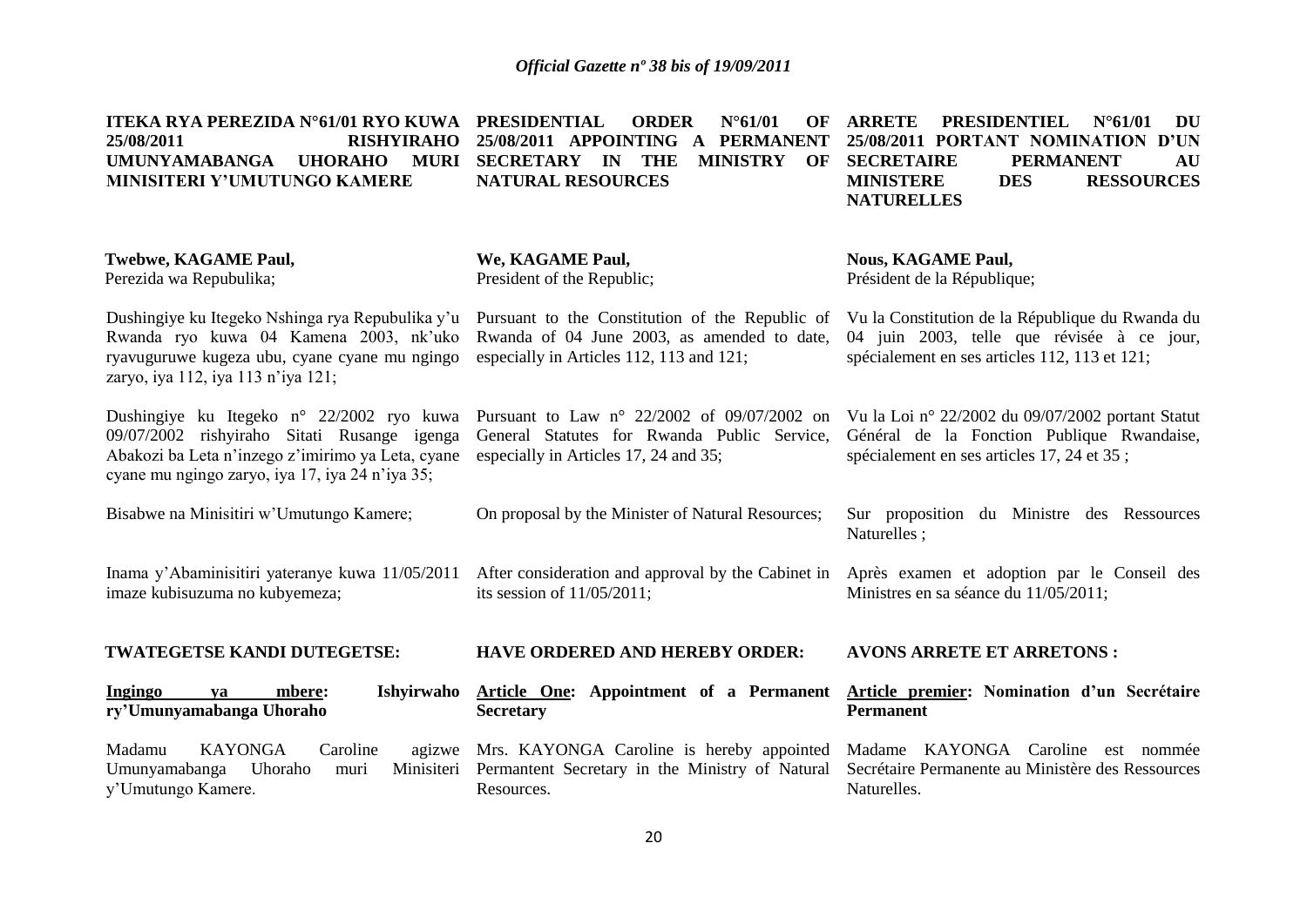**ITEKA RYA PEREZIDA N°61/01 RYO KUWA 25/08/2011 RISHYIRAHO UMUNYAMABANGA UHORAHO MURI MINISITERI Y'UMUTUNGO KAMERE**

**Twebwe, KAGAME Paul,**
Perezida wa Repubulika;

Dushingiye ku Itegeko Nshinga rya Repubulika y'u Rwanda ryo kuwa 04 Kamena 2003, nk'uko ryavuguruwe kugeza ubu, cyane cyane mu ngingo zaryo, iya 112, iya 113 n'iya 121;

Dushingiye ku Itegeko n° 22/2002 ryo kuwa 09/07/2002 rishyiraho Sitati Rusange igenga Abakozi ba Leta n'inzego z'imirimo ya Leta, cyane cyane mu ngingo zaryo, iya 17, iya 24 n'iya 35;

Bisabwe na Minisitiri w'Umutungo Kamere;

Inama y'Abaminisitiri yateranye kuwa 11/05/2011 imaze kubisuzuma no kubyemeza;

**TWATEGETSE KANDI DUTEGETSE:**

**Ingingo ya mbere: Ishyirwaho ry'Umunyamabanga Uhoraho**

Madamu KAYONGA Caroline agizwe Umunyamabanga Uhoraho muri Minisiteri y'Umutungo Kamere.

**PRESIDENTIAL ORDER N°61/01 OF 25/08/2011 APPOINTING A PERMANENT SECRETARY IN THE MINISTRY OF NATURAL RESOURCES**

**We, KAGAME Paul,**
President of the Republic;

Pursuant to the Constitution of the Republic of Rwanda of 04 June 2003, as amended to date, especially in Articles 112, 113 and 121;

Pursuant to Law n° 22/2002 of 09/07/2002 on General Statutes for Rwanda Public Service, especially in Articles 17, 24 and 35;

On proposal by the Minister of Natural Resources;

After consideration and approval by the Cabinet in its session of 11/05/2011;

**HAVE ORDERED AND HEREBY ORDER:**

**Article One: Appointment of a Permanent Secretary**

Mrs. KAYONGA Caroline is hereby appointed Permantent Secretary in the Ministry of Natural Resources.

**ARRETE PRESIDENTIEL N°61/01 DU 25/08/2011 PORTANT NOMINATION D'UN SECRETAIRE PERMANENT AU MINISTERE DES RESSOURCES NATURELLES**

**Nous, KAGAME Paul,**
Président de la République;

Vu la Constitution de la République du Rwanda du 04 juin 2003, telle que révisée à ce jour, spécialement en ses articles 112, 113 et 121;

Vu la Loi n° 22/2002 du 09/07/2002 portant Statut Général de la Fonction Publique Rwandaise, spécialement en ses articles 17, 24 et 35 ;

Sur proposition du Ministre des Ressources Naturelles ;

Après examen et adoption par le Conseil des Ministres en sa séance du 11/05/2011;

**AVONS ARRETE ET ARRETONS :**

**Article premier: Nomination d'un Secrétaire Permanent**

Madame KAYONGA Caroline est nommée Secrétaire Permanente au Ministère des Ressources Naturelles.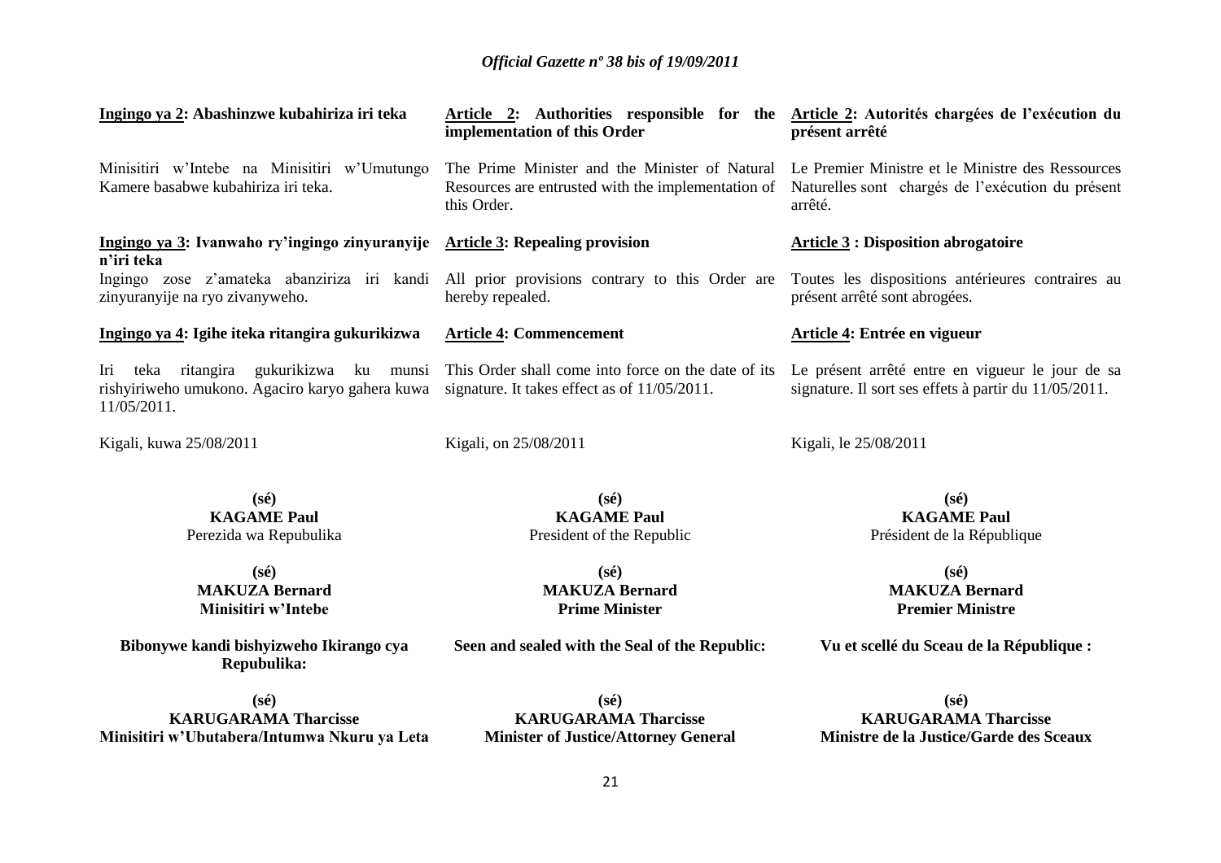**Ingingo ya 2: Abashinzwe kubahiriza iri teka**

Minisitiri w'Intebe na Minisitiri w'Umutungo Kamere basabwe kubahiriza iri teka.

**Ingingo ya 3: Ivanwaho ry'ingingo zinyuranyije n'iri teka**

Ingingo zose z'amateka abanziriza iri kandi zinyuranyije na ryo zivanyweho.

**Ingingo ya 4: Igihe iteka ritangira gukurikizwa**

Iri teka ritangira gukurikizwa ku munsi rishyiriweho umukono. Agaciro karyo gahera kuwa 11/05/2011.

Kigali, kuwa 25/08/2011

**(sé)**
**KAGAME Paul**
Perezida wa Repubulika

**(sé)**
**MAKUZA Bernard**
**Minisitiri w'Intebe**

**Bibonywe kandi bishyizweho Ikirango cya Repubulika:**

**(sé)**
**KARUGARAMA Tharcisse**
**Minisitiri w'Ubutabera/Intumwa Nkuru ya Leta**

**Article 2: Authorities responsible for the implementation of this Order**

The Prime Minister and the Minister of Natural Resources are entrusted with the implementation of this Order.

**Article 3: Repealing provision**

All prior provisions contrary to this Order are hereby repealed.

**Article 4: Commencement**

This Order shall come into force on the date of its signature. It takes effect as of 11/05/2011.

Kigali, on 25/08/2011

**(sé)**
**KAGAME Paul**
President of the Republic

**(sé)**
**MAKUZA Bernard**
**Prime Minister**

**Seen and sealed with the Seal of the Republic:**

**(sé)**
**KARUGARAMA Tharcisse**
**Minister of Justice/Attorney General**

**Article 2: Autorités chargées de l'exécution du présent arrêté**

Le Premier Ministre et le Ministre des Ressources Naturelles sont chargés de l'exécution du présent arrêté.

**Article 3 : Disposition abrogatoire**

Toutes les dispositions antérieures contraires au présent arrêté sont abrogées.

**Article 4: Entrée en vigueur**

Le présent arrêté entre en vigueur le jour de sa signature. Il sort ses effets à partir du 11/05/2011.

Kigali, le 25/08/2011

**(sé)**
**KAGAME Paul**
Président de la République

**(sé)**
**MAKUZA Bernard**
**Premier Ministre**

**Vu et scellé du Sceau de la République :**

**(sé)**
**KARUGARAMA Tharcisse**
**Ministre de la Justice/Garde des Sceaux**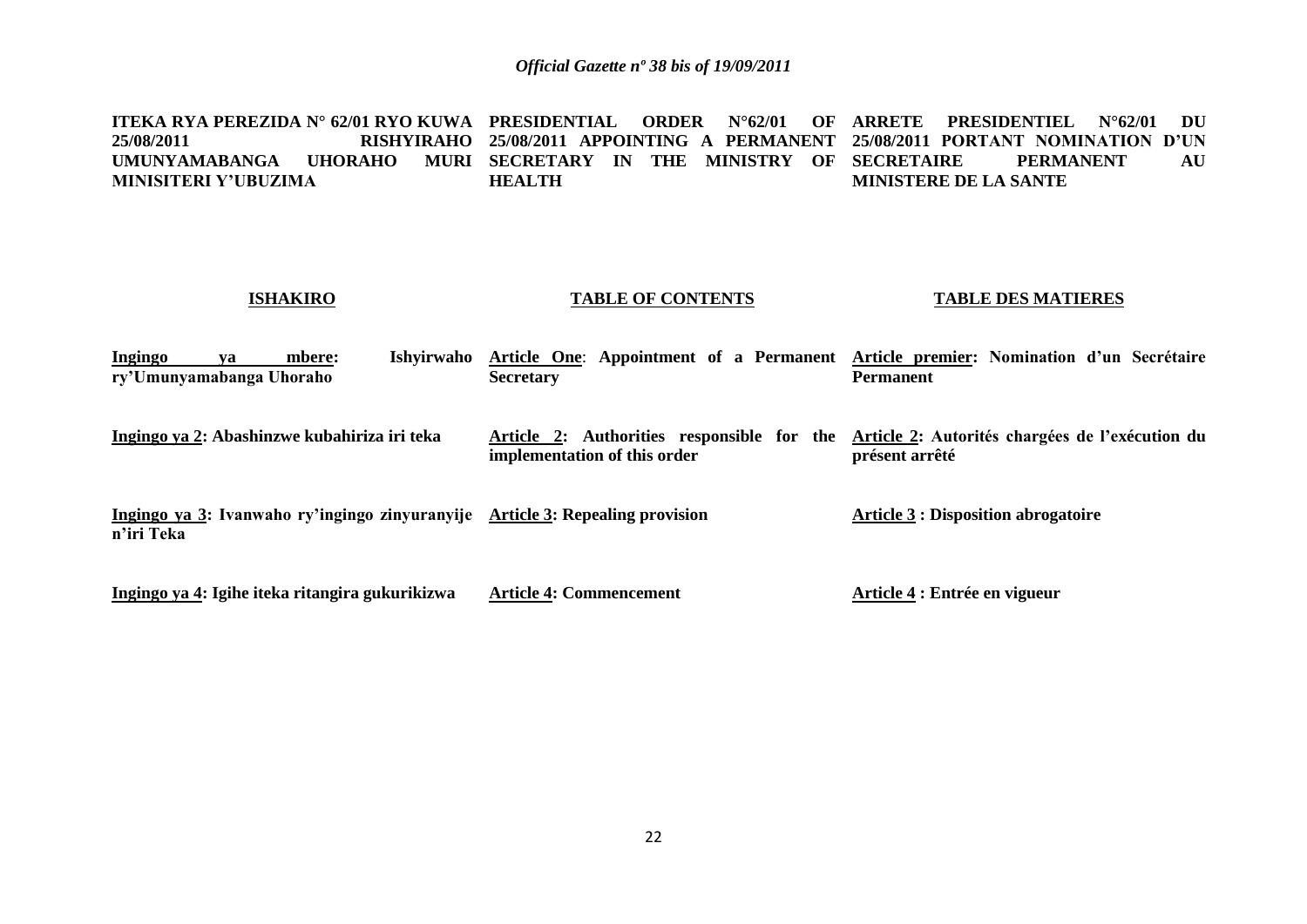**ITEKA RYA PEREZIDA N° 62/01 RYO KUWA 25/08/2011 RISHYIRAHO UMUNYAMABANGA UHORAHO MURI MINISITERI Y'UBUZIMA**

**ISHAKIRO**

**Ingingo ya mbere: Ishyirwaho ry'Umunyamabanga Uhoraho**

**Ingingo ya 2: Abashinzwe kubahiriza iri teka**

**Ingingo ya 3: Ivanwaho ry'ingingo zinyuranyije n'iri Teka**

**Ingingo ya 4: Igihe iteka ritangira gukurikizwa**

**PRESIDENTIAL ORDER N°62/01 OF 25/08/2011 APPOINTING A PERMANENT SECRETARY IN THE MINISTRY OF HEALTH**

**TABLE OF CONTENTS**

**Article One: Appointment of a Permanent Secretary**

**Article 2: Authorities responsible for the implementation of this order**

**Article 3: Repealing provision**

**Article 4: Commencement**

**ARRETE PRESIDENTIEL N°62/01 DU 25/08/2011 PORTANT NOMINATION D'UN SECRETAIRE PERMANENT AU MINISTERE DE LA SANTE**

**TABLE DES MATIERES**

**Article premier: Nomination d'un Secrétaire Permanent**

**Article 2: Autorités chargées de l'exécution du présent arrêté**

**Article 3 : Disposition abrogatoire**

**Article 4 : Entrée en vigueur**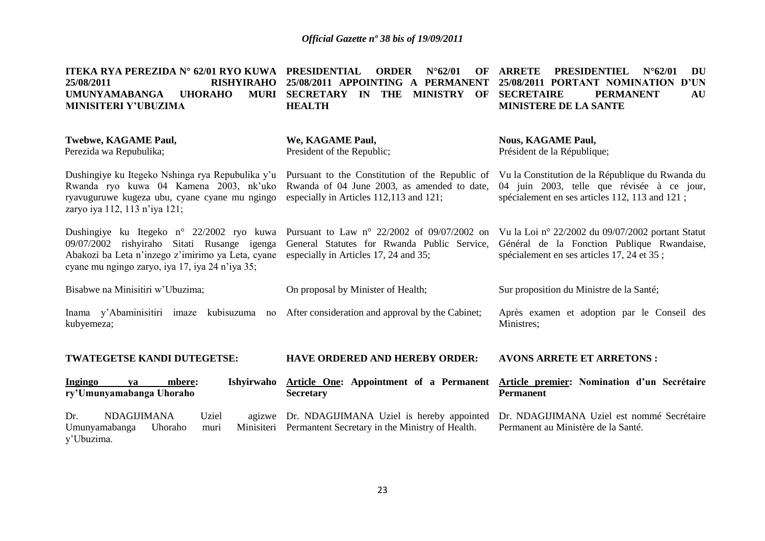**ITEKA RYA PEREZIDA N° 62/01 RYO KUWA 25/08/2011 RISHYIRAHO UMUNYAMABANGA UHORAHO MURI MINISITERI Y'UBUZIMA**

**Twebwe, KAGAME Paul,**
Perezida wa Repubulika;

Dushingiye ku Itegeko Nshinga rya Repubulika y'u Rwanda ryo kuwa 04 Kamena 2003, nk'uko ryavuguruwe kugeza ubu, cyane cyane mu ngingo zaryo iya 112, 113 n'iya 121;

Dushingiye ku Itegeko n° 22/2002 ryo kuwa 09/07/2002 rishyiraho Sitati Rusange igenga Abakozi ba Leta n'inzego z'imirimo ya Leta, cyane cyane mu ngingo zaryo, iya 17, iya 24 n'iya 35;

Bisabwe na Minisitiri w'Ubuzima;

Inama y'Abaminisitiri imaze kubisuzuma no kubyemeza;

**TWATEGETSE KANDI DUTEGETSE:**

**<u>Ingingo ya mbere</u>: Ishyirwaho ry'Umunyamabanga Uhoraho**

Dr. NDAGIJIMANA Uziel agizwe Umunyamabanga Uhoraho muri Minisiteri y'Ubuzima.

**PRESIDENTIAL ORDER N°62/01 OF 25/08/2011 APPOINTING A PERMANENT SECRETARY IN THE MINISTRY OF HEALTH**

**We, KAGAME Paul,**
President of the Republic;

Pursuant to the Constitution of the Republic of Rwanda of 04 June 2003, as amended to date, especially in Articles 112,113 and 121;

Pursuant to Law n° 22/2002 of 09/07/2002 on General Statutes for Rwanda Public Service, especially in Articles 17, 24 and 35;

On proposal by Minister of Health;

After consideration and approval by the Cabinet;

**HAVE ORDERED AND HEREBY ORDER:**

**<u>Article One</u>: Appointment of a Permanent Secretary**

Dr. NDAGIJIMANA Uziel is hereby appointed Permantent Secretary in the Ministry of Health.

**ARRETE PRESIDENTIEL N°62/01 DU 25/08/2011 PORTANT NOMINATION D'UN SECRETAIRE PERMANENT AU MINISTERE DE LA SANTE**

**Nous, KAGAME Paul,**
Président de la République;

Vu la Constitution de la République du Rwanda du 04 juin 2003, telle que révisée à ce jour, spécialement en ses articles 112, 113 and 121 ;

Vu la Loi n° 22/2002 du 09/07/2002 portant Statut Général de la Fonction Publique Rwandaise, spécialement en ses articles 17, 24 et 35 ;

Sur proposition du Ministre de la Santé;

Après examen et adoption par le Conseil des Ministres;

**AVONS ARRETE ET ARRETONS :**

**<u>Article premier</u>: Nomination d'un Secrétaire Permanent**

Dr. NDAGIJIMANA Uziel est nommé Secrétaire Permanent au Ministère de la Santé.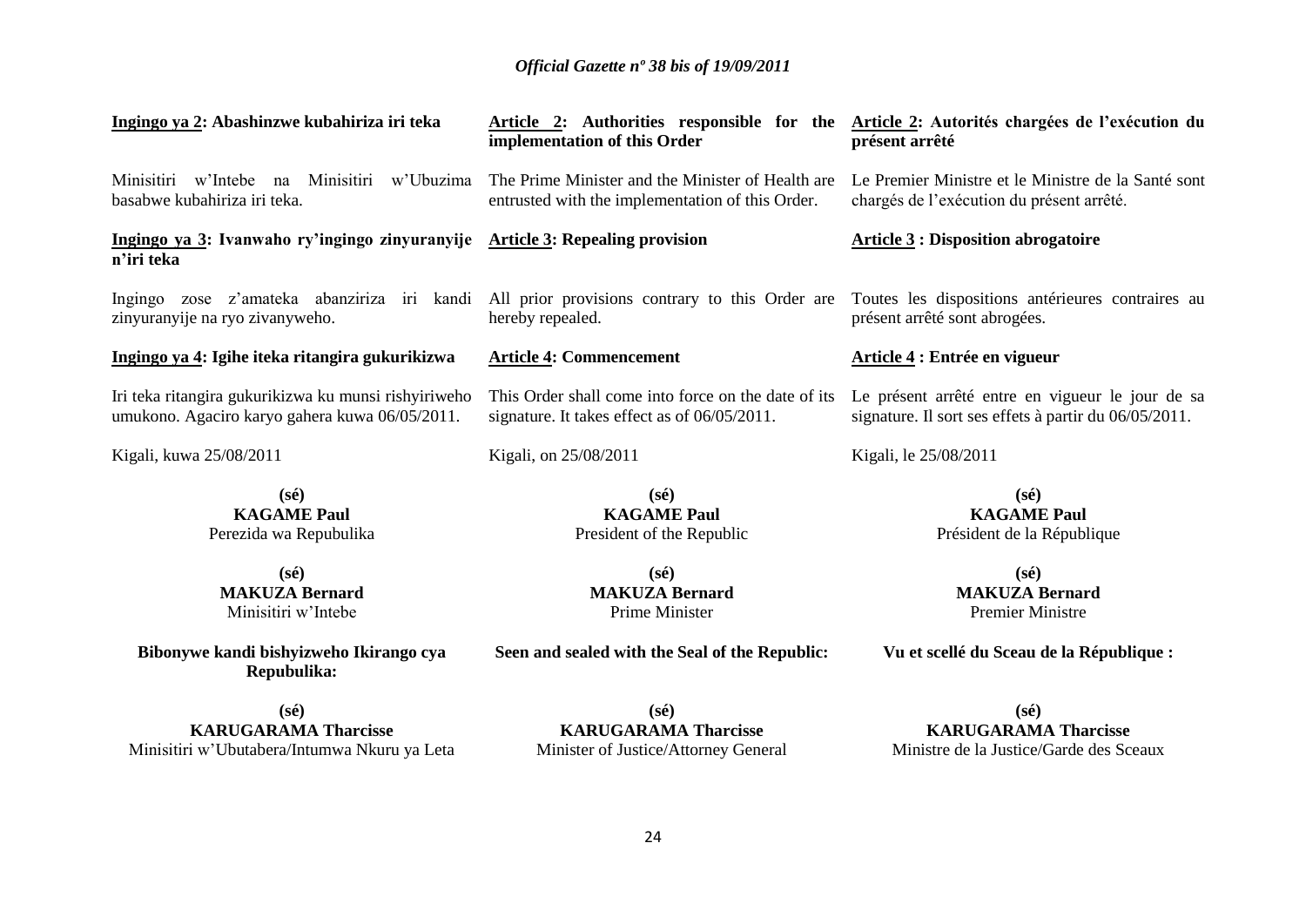**Ingingo ya 2: Abashinzwe kubahiriza iri teka**

Minisitiri w'Intebe na Minisitiri w'Ubuzima basabwe kubahiriza iri teka.

**Ingingo ya 3: Ivanwaho ry'ingingo zinyuranyije n'iri teka**

Ingingo zose z'amateka abanziriza iri kandi zinyuranyije na ryo zivanyweho.

**Ingingo ya 4: Igihe iteka ritangira gukurikizwa**

Iri teka ritangira gukurikizwa ku munsi rishyiriweho umukono. Agaciro karyo gahera kuwa 06/05/2011.

Kigali, kuwa 25/08/2011

**(sé)**
**KAGAME Paul**
Perezida wa Repubulika

**(sé)**
**MAKUZA Bernard**
Minisitiri w'Intebe

**Bibonywe kandi bishyizweho Ikirango cya Repubulika:**

**(sé)**
**KARUGARAMA Tharcisse**
Minisitiri w'Ubutabera/Intumwa Nkuru ya Leta

**Article 2: Authorities responsible for the implementation of this Order**

The Prime Minister and the Minister of Health are entrusted with the implementation of this Order.

**Article 3: Repealing provision**

All prior provisions contrary to this Order are hereby repealed.

**Article 4: Commencement**

This Order shall come into force on the date of its signature. It takes effect as of 06/05/2011.

Kigali, on 25/08/2011

**(sé)**
**KAGAME Paul**
President of the Republic

**(sé)**
**MAKUZA Bernard**
Prime Minister

**Seen and sealed with the Seal of the Republic:**

**(sé)**
**KARUGARAMA Tharcisse**
Minister of Justice/Attorney General

**Article 2: Autorités chargées de l'exécution du présent arrêté**

Le Premier Ministre et le Ministre de la Santé sont chargés de l'exécution du présent arrêté.

**Article 3 : Disposition abrogatoire**

Toutes les dispositions antérieures contraires au présent arrêté sont abrogées.

**Article 4 : Entrée en vigueur**

Le présent arrêté entre en vigueur le jour de sa signature. Il sort ses effets à partir du 06/05/2011.

Kigali, le 25/08/2011

**(sé)**
**KAGAME Paul**
Président de la République

**(sé)**
**MAKUZA Bernard**
Premier Ministre

**Vu et scellé du Sceau de la République :**

**(sé)**
**KARUGARAMA Tharcisse**
Ministre de la Justice/Garde des Sceaux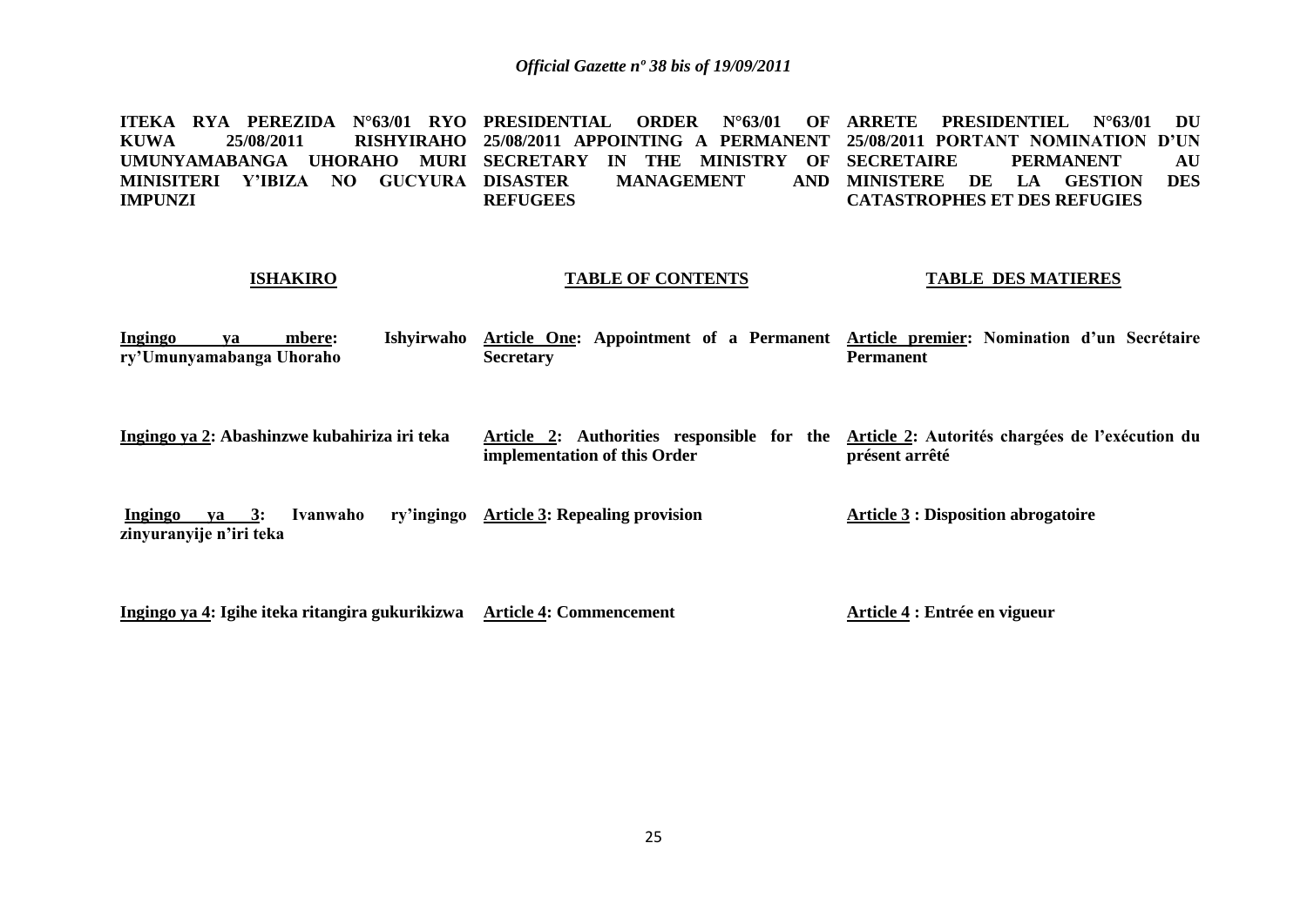**ITEKA RYA PEREZIDA N°63/01 RYO KUWA 25/08/2011 RISHYIRAHO UMUNYAMABANGA UHORAHO MURI MINISITERI Y'IBIZA NO GUCYURA IMPUNZI**

**ISHAKIRO**

**<u>Ingingo ya mbere</u>: Ishyirwaho ry'Umunyamabanga Uhoraho**

**<u>Ingingo ya 2</u>: Abashinzwe kubahiriza iri teka**

**<u>Ingingo ya 3</u>: Ivanwaho ry'ingingo zinyuranyije n'iri teka**

**<u>Ingingo ya 4</u>: Igihe iteka ritangira gukurikizwa**

**PRESIDENTIAL ORDER N°63/01 OF 25/08/2011 APPOINTING A PERMANENT SECRETARY IN THE MINISTRY OF DISASTER MANAGEMENT AND REFUGEES**

**TABLE OF CONTENTS**

**<u>Article One</u>: Appointment of a Permanent Secretary**

**<u>Article 2</u>: Authorities responsible for the implementation of this Order**

**<u>Article 3</u>: Repealing provision**

**<u>Article 4</u>: Commencement**

**ARRETE PRESIDENTIEL N°63/01 DU 25/08/2011 PORTANT NOMINATION D'UN SECRETAIRE PERMANENT AU MINISTERE DE LA GESTION DES CATASTROPHES ET DES REFUGIES**

**TABLE DES MATIERES**

**<u>Article premier</u>: Nomination d'un Secrétaire Permanent**

**<u>Article 2</u>: Autorités chargées de l'exécution du présent arrêté**

**<u>Article 3</u> : Disposition abrogatoire**

**<u>Article 4</u> : Entrée en vigueur**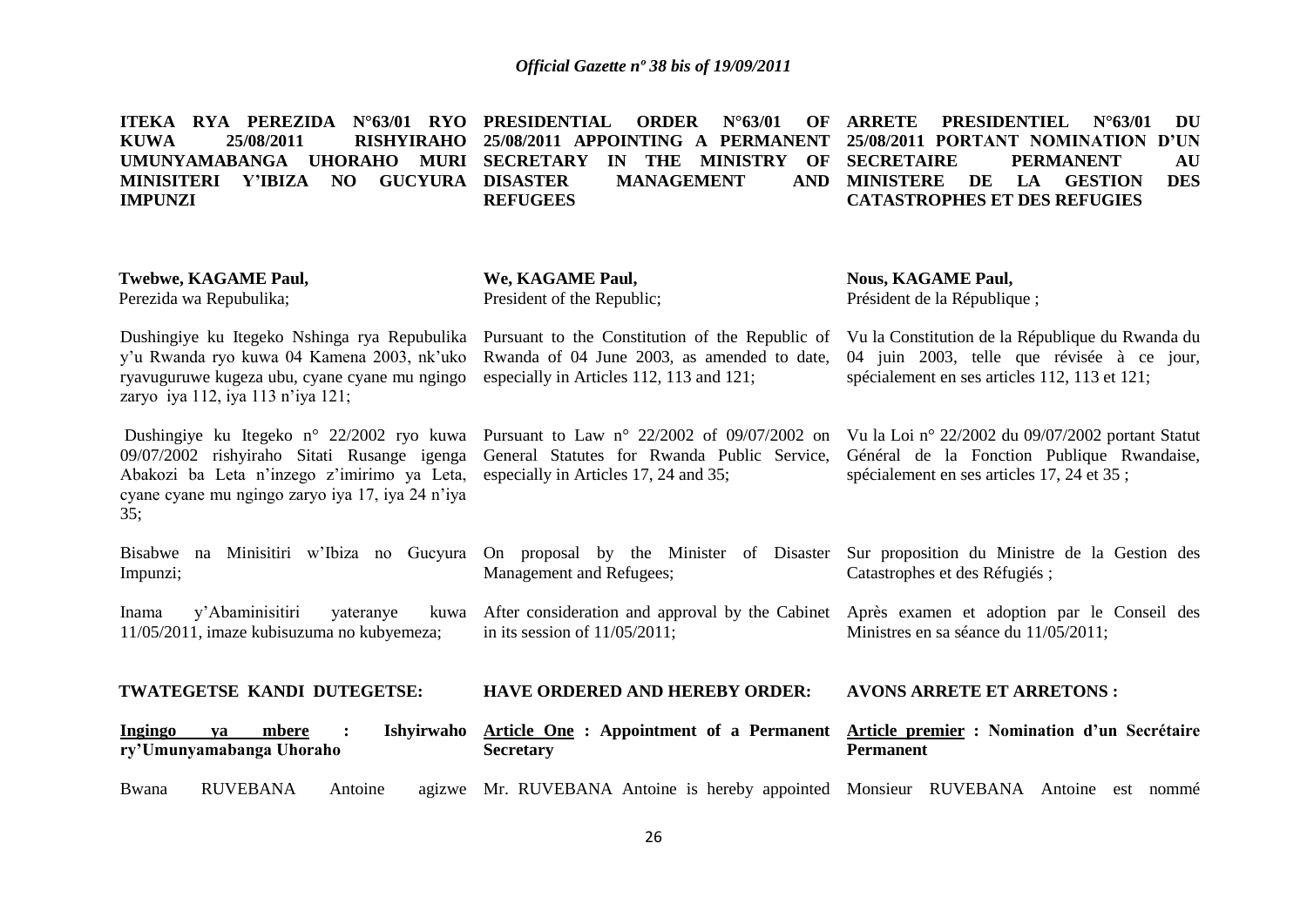**ITEKA RYA PEREZIDA N°63/01 RYO KUWA 25/08/2011 RISHYIRAHO UMUNYAMABANGA UHORAHO MURI MINISITERI Y'IBIZA NO GUCYURA IMPUNZI**

**Twebwe, KAGAME Paul,**
Perezida wa Repubulika;

Dushingiye ku Itegeko Nshinga rya Repubulika y'u Rwanda ryo kuwa 04 Kamena 2003, nk'uko ryavuguruwe kugeza ubu, cyane cyane mu ngingo zaryo iya 112, iya 113 n'iya 121;

Dushingiye ku Itegeko n° 22/2002 ryo kuwa 09/07/2002 rishyiraho Sitati Rusange igenga Abakozi ba Leta n'inzego z'imirimo ya Leta, cyane cyane mu ngingo zaryo iya 17, iya 24 n'iya 35;

Bisabwe na Minisitiri w'Ibiza no Gucyura Impunzi;

Inama y'Abaminisitiri yateranye kuwa 11/05/2011, imaze kubisuzuma no kubyemeza;

**TWATEGETSE KANDI DUTEGETSE:**

**Ingingo ya mbere : Ishyirwaho ry'Umunyamabanga Uhoraho**

Bwana RUVEBANA Antoine agizwe

**PRESIDENTIAL ORDER N°63/01 OF 25/08/2011 APPOINTING A PERMANENT SECRETARY IN THE MINISTRY OF DISASTER MANAGEMENT AND REFUGEES**

**We, KAGAME Paul,**
President of the Republic;

Pursuant to the Constitution of the Republic of Rwanda of 04 June 2003, as amended to date, especially in Articles 112, 113 and 121;

Pursuant to Law n° 22/2002 of 09/07/2002 on General Statutes for Rwanda Public Service, especially in Articles 17, 24 and 35;

On proposal by the Minister of Disaster Management and Refugees;

After consideration and approval by the Cabinet in its session of 11/05/2011;

**HAVE ORDERED AND HEREBY ORDER:**

**Article One : Appointment of a Permanent Secretary**

Mr. RUVEBANA Antoine is hereby appointed

**ARRETE PRESIDENTIEL N°63/01 DU 25/08/2011 PORTANT NOMINATION D'UN SECRETAIRE PERMANENT AU MINISTERE DE LA GESTION DES CATASTROPHES ET DES REFUGIES**

**Nous, KAGAME Paul,**
Président de la République ;

Vu la Constitution de la République du Rwanda du 04 juin 2003, telle que révisée à ce jour, spécialement en ses articles 112, 113 et 121;

Vu la Loi n° 22/2002 du 09/07/2002 portant Statut Général de la Fonction Publique Rwandaise, spécialement en ses articles 17, 24 et 35 ;

Sur proposition du Ministre de la Gestion des Catastrophes et des Réfugiés ;

Après examen et adoption par le Conseil des Ministres en sa séance du 11/05/2011;

**AVONS ARRETE ET ARRETONS :**

**Article premier : Nomination d'un Secrétaire Permanent**

Monsieur RUVEBANA Antoine est nommé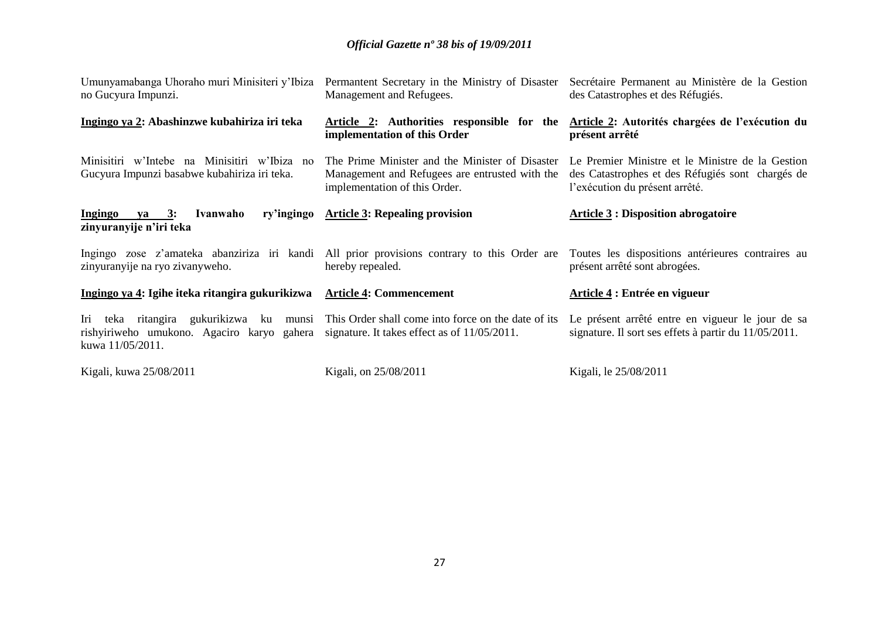Umunyamabanga Uhoraho muri Minisiteri y'Ibiza no Gucyura Impunzi.

Permantent Secretary in the Ministry of Disaster Management and Refugees.

Secrétaire Permanent au Ministère de la Gestion des Catastrophes et des Réfugiés.

**Ingingo ya 2: Abashinzwe kubahiriza iri teka**

Minisitiri w'Intebe na Minisitiri w'Ibiza no Gucyura Impunzi basabwe kubahiriza iri teka.

**Article 2: Authorities responsible for the implementation of this Order**

The Prime Minister and the Minister of Disaster Management and Refugees are entrusted with the implementation of this Order.

**Article 2: Autorités chargées de l'exécution du présent arrêté**

Le Premier Ministre et le Ministre de la Gestion des Catastrophes et des Réfugiés sont chargés de l'exécution du présent arrêté.

**Ingingo ya 3: Ivanwaho ry'ingingo zinyuranyije n'iri teka**

Ingingo zose z'amateka abanziriza iri kandi zinyuranyije na ryo zivanyweho.

**Article 3: Repealing provision**

All prior provisions contrary to this Order are hereby repealed.

**Article 3 : Disposition abrogatoire**

Toutes les dispositions antérieures contraires au présent arrêté sont abrogées.

**Ingingo ya 4: Igihe iteka ritangira gukurikizwa**

Iri teka ritangira gukurikizwa ku munsi rishyiriweho umukono. Agaciro karyo gahera kuwa 11/05/2011.

**Article 4: Commencement**

This Order shall come into force on the date of its signature. It takes effect as of 11/05/2011.

**Article 4 : Entrée en vigueur**

Le présent arrêté entre en vigueur le jour de sa signature. Il sort ses effets à partir du 11/05/2011.

Kigali, kuwa 25/08/2011

Kigali, on 25/08/2011

Kigali, le 25/08/2011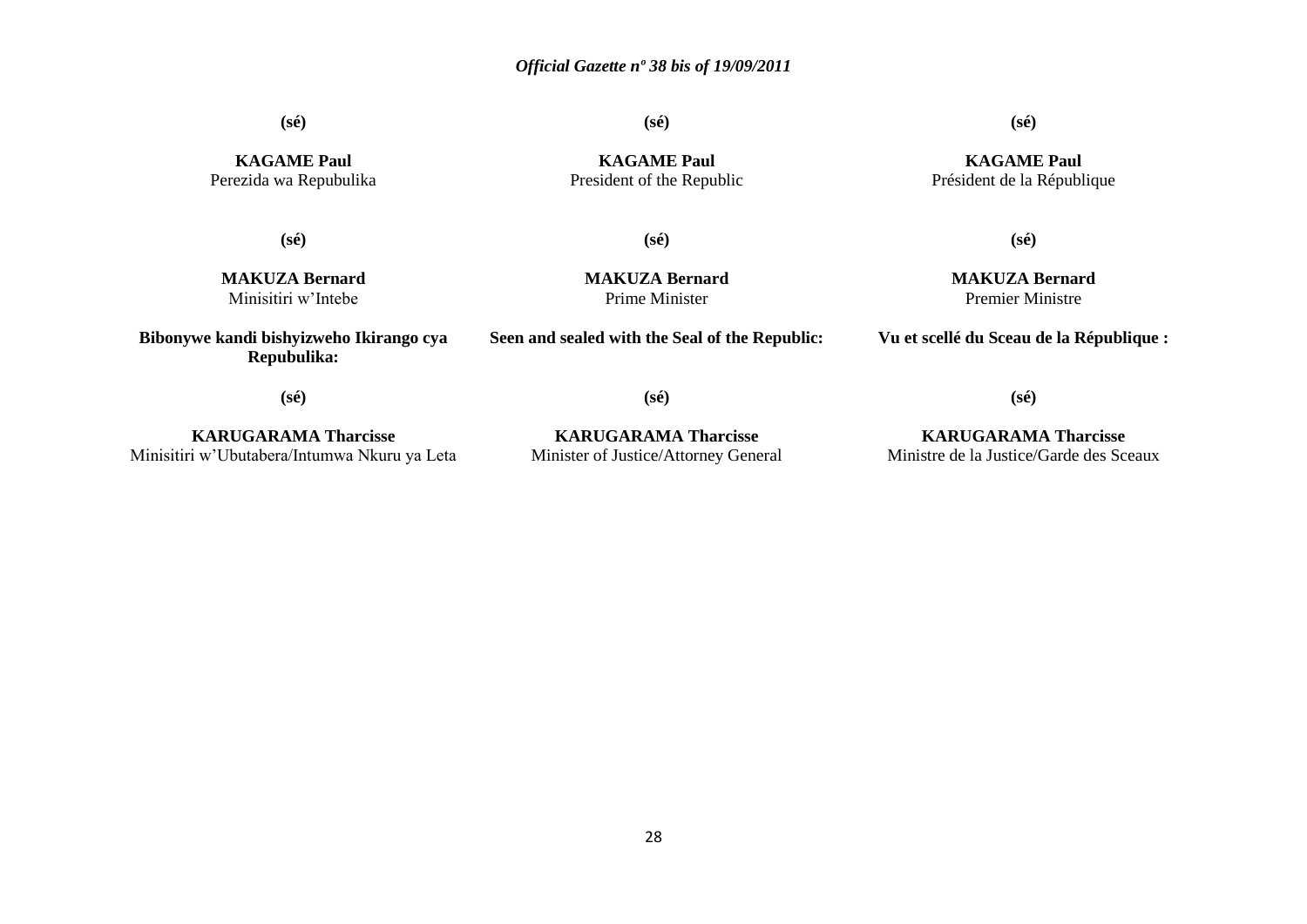**(sé)**

**KAGAME Paul**
Perezida wa Repubulika

**(sé)**

**MAKUZA Bernard**
Minisitiri w'Intebe

**Bibonywe kandi bishyizweho Ikirango cya Repubulika:**

**(sé)**

**KARUGARAMA Tharcisse**
Minisitiri w'Ubutabera/Intumwa Nkuru ya Leta

**(sé)**

**KAGAME Paul**
President of the Republic

**(sé)**

**MAKUZA Bernard**
Prime Minister

**Seen and sealed with the Seal of the Republic:**

**(sé)**

**KARUGARAMA Tharcisse**
Minister of Justice/Attorney General

**(sé)**

**KAGAME Paul**
Président de la République

**(sé)**

**MAKUZA Bernard**
Premier Ministre

**Vu et scellé du Sceau de la République :**

**(sé)**

**KARUGARAMA Tharcisse**
Ministre de la Justice/Garde des Sceaux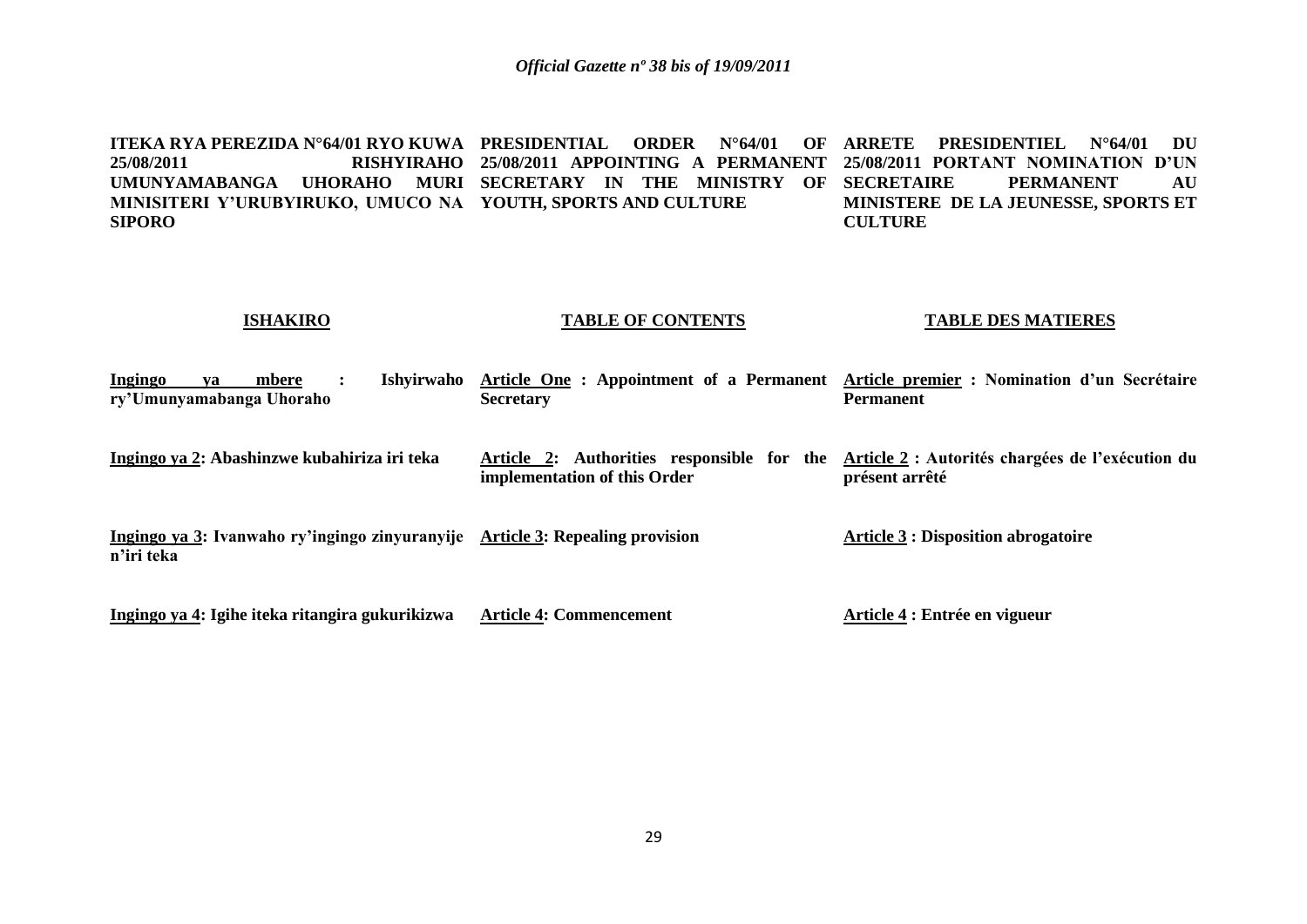**ITEKA RYA PEREZIDA N°64/01 RYO KUWA 25/08/2011 RISHYIRAHO UMUNYAMABANGA UHORAHO MURI MINISITERI Y'URUBYIRUKO, UMUCO NA SIPORO**

**ISHAKIRO**

**Ingingo ya mbere : Ishyirwaho ry'Umunyamabanga Uhoraho**

**Ingingo ya 2: Abashinzwe kubahiriza iri teka**

**Ingingo ya 3: Ivanwaho ry'ingingo zinyuranyije n'iri teka**

**Ingingo ya 4: Igihe iteka ritangira gukurikizwa**

**PRESIDENTIAL ORDER N°64/01 OF 25/08/2011 APPOINTING A PERMANENT SECRETARY IN THE MINISTRY OF YOUTH, SPORTS AND CULTURE**

**TABLE OF CONTENTS**

**Article One : Appointment of a Permanent Secretary**

**Article 2: Authorities responsible for the implementation of this Order**

**Article 3: Repealing provision**

**Article 4: Commencement**

**ARRETE PRESIDENTIEL N°64/01 DU 25/08/2011 PORTANT NOMINATION D'UN SECRETAIRE PERMANENT AU MINISTERE DE LA JEUNESSE, SPORTS ET CULTURE**

**TABLE DES MATIERES**

**Article premier : Nomination d'un Secrétaire Permanent**

**Article 2 : Autorités chargées de l'exécution du présent arrêté**

**Article 3 : Disposition abrogatoire**

**Article 4 : Entrée en vigueur**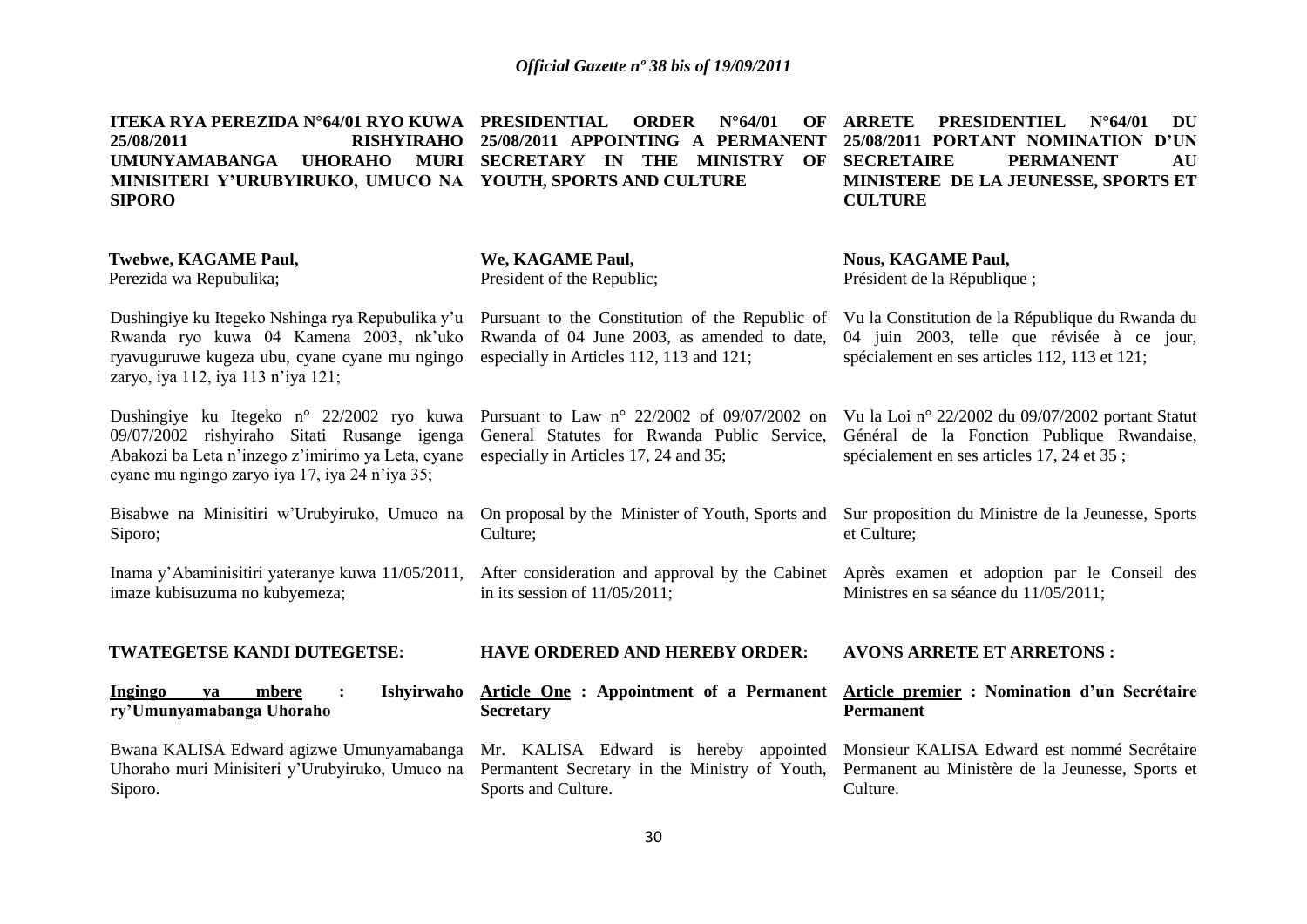**ITEKA RYA PEREZIDA N°64/01 RYO KUWA 25/08/2011 RISHYIRAHO UMUNYAMABANGA UHORAHO MURI MINISITERI Y'URUBYIRUKO, UMUCO NA SIPORO**

**Twebwe, KAGAME Paul,**
Perezida wa Repubulika;

Dushingiye ku Itegeko Nshinga rya Repubulika y'u Rwanda ryo kuwa 04 Kamena 2003, nk'uko ryavuguruwe kugeza ubu, cyane cyane mu ngingo zaryo, iya 112, iya 113 n'iya 121;

Dushingiye ku Itegeko n° 22/2002 ryo kuwa 09/07/2002 rishyiraho Sitati Rusange igenga Abakozi ba Leta n'inzego z'imirimo ya Leta, cyane cyane mu ngingo zaryo iya 17, iya 24 n'iya 35;

Bisabwe na Minisitiri w'Urubyiruko, Umuco na Siporo;

Inama y'Abaminisitiri yateranye kuwa 11/05/2011, imaze kubisuzuma no kubyemeza;

**TWATEGETSE KANDI DUTEGETSE:**

**Ingingo ya mbere : Ishyirwaho ry'Umunyamabanga Uhoraho**

Bwana KALISA Edward agizwe Umunyamabanga Uhoraho muri Minisiteri y'Urubyiruko, Umuco na Siporo.

**PRESIDENTIAL ORDER N°64/01 OF 25/08/2011 APPOINTING A PERMANENT SECRETARY IN THE MINISTRY OF YOUTH, SPORTS AND CULTURE**

**We, KAGAME Paul,**
President of the Republic;

Pursuant to the Constitution of the Republic of Rwanda of 04 June 2003, as amended to date, especially in Articles 112, 113 and 121;

Pursuant to Law n° 22/2002 of 09/07/2002 on General Statutes for Rwanda Public Service, especially in Articles 17, 24 and 35;

On proposal by the Minister of Youth, Sports and Culture;

After consideration and approval by the Cabinet in its session of 11/05/2011;

**HAVE ORDERED AND HEREBY ORDER:**

**Article One : Appointment of a Permanent Secretary**

Mr. KALISA Edward is hereby appointed Permantent Secretary in the Ministry of Youth, Sports and Culture.

**ARRETE PRESIDENTIEL N°64/01 DU 25/08/2011 PORTANT NOMINATION D'UN SECRETAIRE PERMANENT AU MINISTERE DE LA JEUNESSE, SPORTS ET CULTURE**

**Nous, KAGAME Paul,**
Président de la République ;

Vu la Constitution de la République du Rwanda du 04 juin 2003, telle que révisée à ce jour, spécialement en ses articles 112, 113 et 121;

Vu la Loi n° 22/2002 du 09/07/2002 portant Statut Général de la Fonction Publique Rwandaise, spécialement en ses articles 17, 24 et 35 ;

Sur proposition du Ministre de la Jeunesse, Sports et Culture;

Après examen et adoption par le Conseil des Ministres en sa séance du 11/05/2011;

**AVONS ARRETE ET ARRETONS :**

**Article premier : Nomination d'un Secrétaire Permanent**

Monsieur KALISA Edward est nommé Secrétaire Permanent au Ministère de la Jeunesse, Sports et Culture.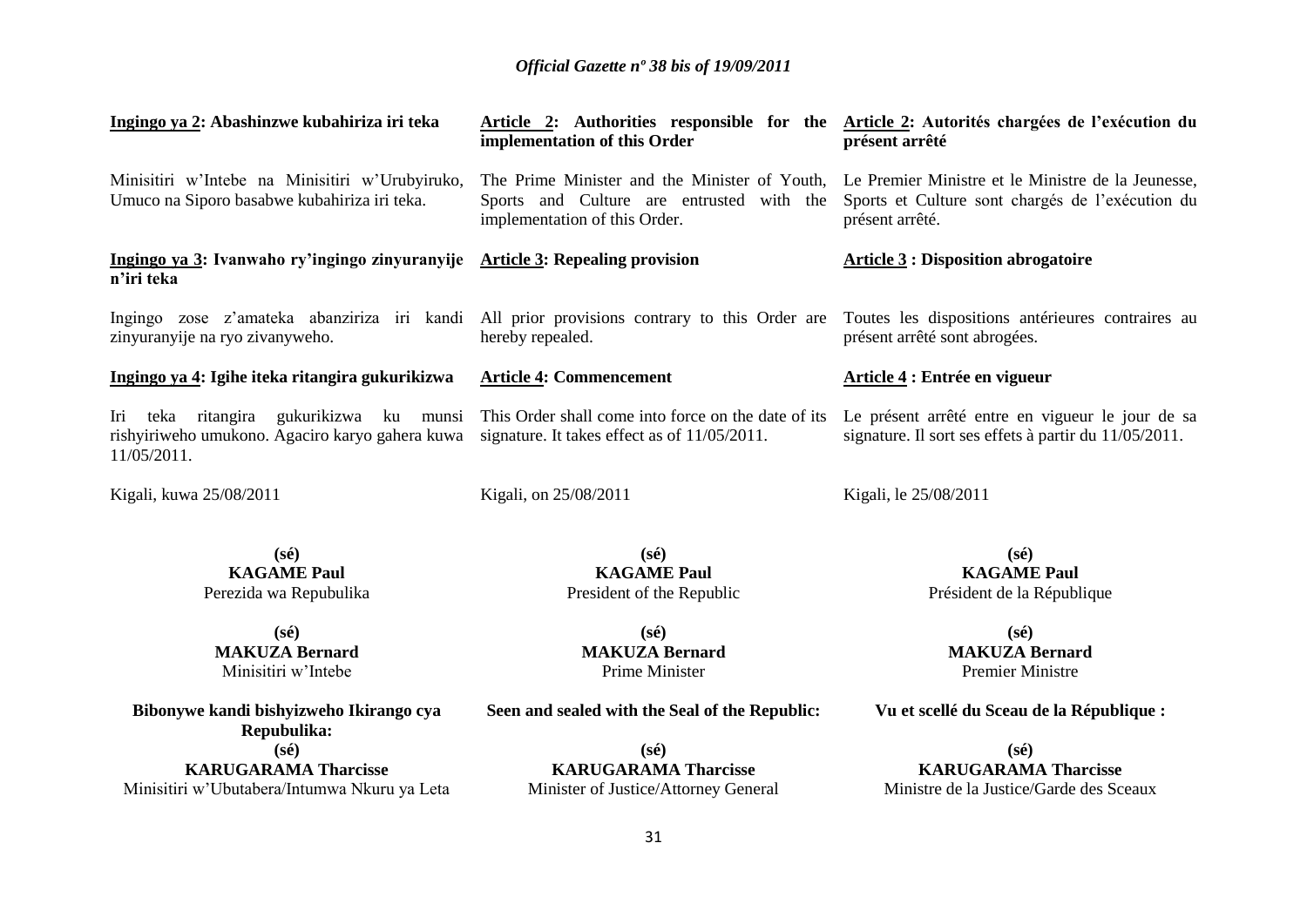**Ingingo ya 2: Abashinzwe kubahiriza iri teka**

Minisitiri w'Intebe na Minisitiri w'Urubyiruko, Umuco na Siporo basabwe kubahiriza iri teka.

**Ingingo ya 3: Ivanwaho ry'ingingo zinyuranyije n'iri teka**

Ingingo zose z'amateka abanziriza iri kandi zinyuranyije na ryo zivanyweho.

**Ingingo ya 4: Igihe iteka ritangira gukurikizwa**

Iri teka ritangira gukurikizwa ku munsi rishyiriweho umukono. Agaciro karyo gahera kuwa 11/05/2011.

Kigali, kuwa 25/08/2011

**(sé)**
**KAGAME Paul**
Perezida wa Repubulika

**(sé)**
**MAKUZA Bernard**
Minisitiri w'Intebe

**Bibonywe kandi bishyizweho Ikirango cya Repubulika:**
**(sé)**
**KARUGARAMA Tharcisse**
Minisitiri w'Ubutabera/Intumwa Nkuru ya Leta

**Article 2: Authorities responsible for the implementation of this Order**

The Prime Minister and the Minister of Youth, Sports and Culture are entrusted with the implementation of this Order.

**Article 3: Repealing provision**

All prior provisions contrary to this Order are hereby repealed.

**Article 4: Commencement**

This Order shall come into force on the date of its signature. It takes effect as of 11/05/2011.

Kigali, on 25/08/2011

**(sé)**
**KAGAME Paul**
President of the Republic

**(sé)**
**MAKUZA Bernard**
Prime Minister

**Seen and sealed with the Seal of the Republic:**

**(sé)**
**KARUGARAMA Tharcisse**
Minister of Justice/Attorney General

**Article 2: Autorités chargées de l'exécution du présent arrêté**

Le Premier Ministre et le Ministre de la Jeunesse, Sports et Culture sont chargés de l'exécution du présent arrêté.

**Article 3 : Disposition abrogatoire**

Toutes les dispositions antérieures contraires au présent arrêté sont abrogées.

**Article 4 : Entrée en vigueur**

Le présent arrêté entre en vigueur le jour de sa signature. Il sort ses effets à partir du 11/05/2011.

Kigali, le 25/08/2011

**(sé)**
**KAGAME Paul**
Président de la République

**(sé)**
**MAKUZA Bernard**
Premier Ministre

**Vu et scellé du Sceau de la République :**

**(sé)**
**KARUGARAMA Tharcisse**
Ministre de la Justice/Garde des Sceaux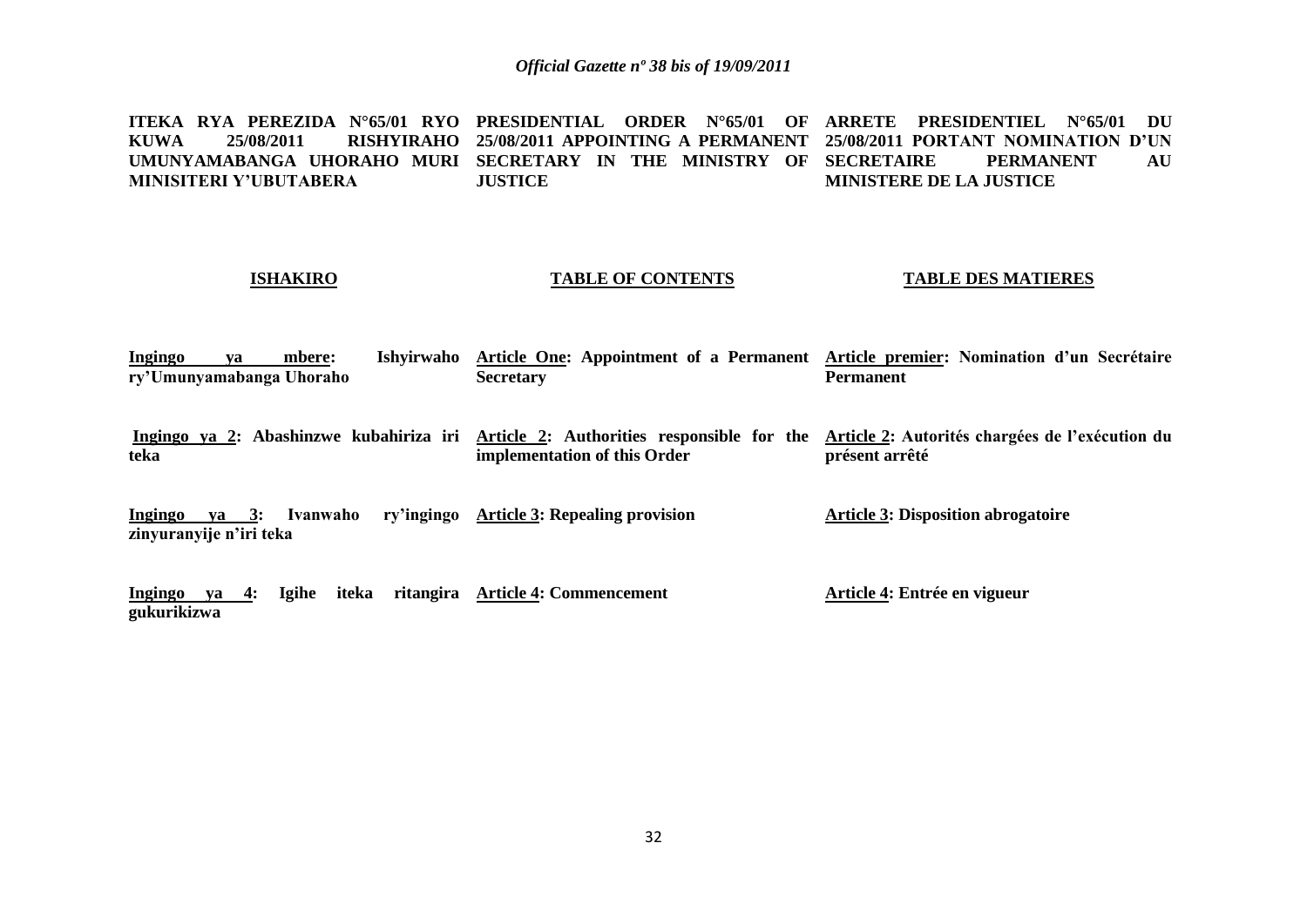**ITEKA RYA PEREZIDA N°65/01 RYO KUWA 25/08/2011 RISHYIRAHO UMUNYAMABANGA UHORAHO MURI MINISITERI Y'UBUTABERA**

**ISHAKIRO**

**Ingingo ya mbere: Ishyirwaho ry'Umunyamabanga Uhoraho**

**Ingingo ya 2: Abashinzwe kubahiriza iri teka**

**Ingingo ya 3: Ivanwaho ry'ingingo zinyuranyije n'iri teka**

**Ingingo ya 4: Igihe iteka ritangira gukurikizwa**

**PRESIDENTIAL ORDER N°65/01 OF 25/08/2011 APPOINTING A PERMANENT SECRETARY IN THE MINISTRY OF JUSTICE**

**TABLE OF CONTENTS**

**Article One: Appointment of a Permanent Secretary**

**Article 2: Authorities responsible for the implementation of this Order**

**Article 3: Repealing provision**

**Article 4: Commencement**

**ARRETE PRESIDENTIEL N°65/01 DU 25/08/2011 PORTANT NOMINATION D'UN SECRETAIRE PERMANENT AU MINISTERE DE LA JUSTICE**

**TABLE DES MATIERES**

**Article premier: Nomination d'un Secrétaire Permanent**

**Article 2: Autorités chargées de l'exécution du présent arrêté**

**Article 3: Disposition abrogatoire**

**Article 4: Entrée en vigueur**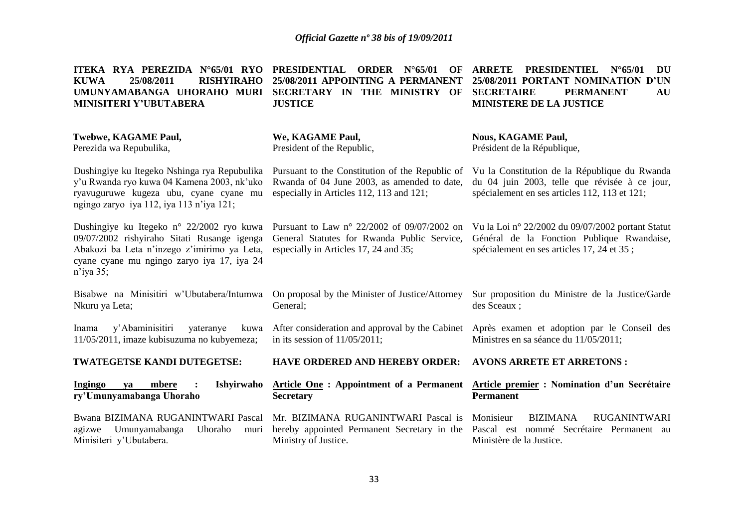**ITEKA RYA PEREZIDA N°65/01 RYO KUWA 25/08/2011 RISHYIRAHO UMUNYAMABANGA UHORAHO MURI MINISITERI Y'UBUTABERA**

**Twebwe, KAGAME Paul,**
Perezida wa Repubulika,

Dushingiye ku Itegeko Nshinga rya Repubulika y'u Rwanda ryo kuwa 04 Kamena 2003, nk'uko ryavuguruwe kugeza ubu, cyane cyane mu ngingo zaryo iya 112, iya 113 n'iya 121;

Dushingiye ku Itegeko n° 22/2002 ryo kuwa 09/07/2002 rishyiraho Sitati Rusange igenga Abakozi ba Leta n'inzego z'imirimo ya Leta, cyane cyane mu ngingo zaryo iya 17, iya 24 n'iya 35;

Bisabwe na Minisitiri w'Ubutabera/Intumwa Nkuru ya Leta;

Inama y'Abaminisitiri yateranye kuwa 11/05/2011, imaze kubisuzuma no kubyemeza;

**TWATEGETSE KANDI DUTEGETSE:**

**Ingingo ya mbere : Ishyirwaho ry'Umunyamabanga Uhoraho**

Bwana BIZIMANA RUGANINTWARI Pascal agizwe Umunyamabanga Uhoraho muri Minisiteri y'Ubutabera.

**PRESIDENTIAL ORDER N°65/01 OF 25/08/2011 APPOINTING A PERMANENT SECRETARY IN THE MINISTRY OF JUSTICE**

**We, KAGAME Paul,**
President of the Republic,

Pursuant to the Constitution of the Republic of Rwanda of 04 June 2003, as amended to date, especially in Articles 112, 113 and 121;

Pursuant to Law n° 22/2002 of 09/07/2002 on General Statutes for Rwanda Public Service, especially in Articles 17, 24 and 35;

On proposal by the Minister of Justice/Attorney General;

After consideration and approval by the Cabinet in its session of 11/05/2011;

**HAVE ORDERED AND HEREBY ORDER:**

**Article One : Appointment of a Permanent Secretary**

Mr. BIZIMANA RUGANINTWARI Pascal is hereby appointed Permanent Secretary in the Ministry of Justice.

**ARRETE PRESIDENTIEL N°65/01 DU 25/08/2011 PORTANT NOMINATION D'UN SECRETAIRE PERMANENT AU MINISTERE DE LA JUSTICE**

**Nous, KAGAME Paul,**
Président de la République,

Vu la Constitution de la République du Rwanda du 04 juin 2003, telle que révisée à ce jour, spécialement en ses articles 112, 113 et 121;

Vu la Loi n° 22/2002 du 09/07/2002 portant Statut Général de la Fonction Publique Rwandaise, spécialement en ses articles 17, 24 et 35 ;

Sur proposition du Ministre de la Justice/Garde des Sceaux ;

Après examen et adoption par le Conseil des Ministres en sa séance du 11/05/2011;

**AVONS ARRETE ET ARRETONS :**

**Article premier : Nomination d'un Secrétaire Permanent**

Monisieur BIZIMANA RUGANINTWARI Pascal est nommé Secrétaire Permanent au Ministère de la Justice.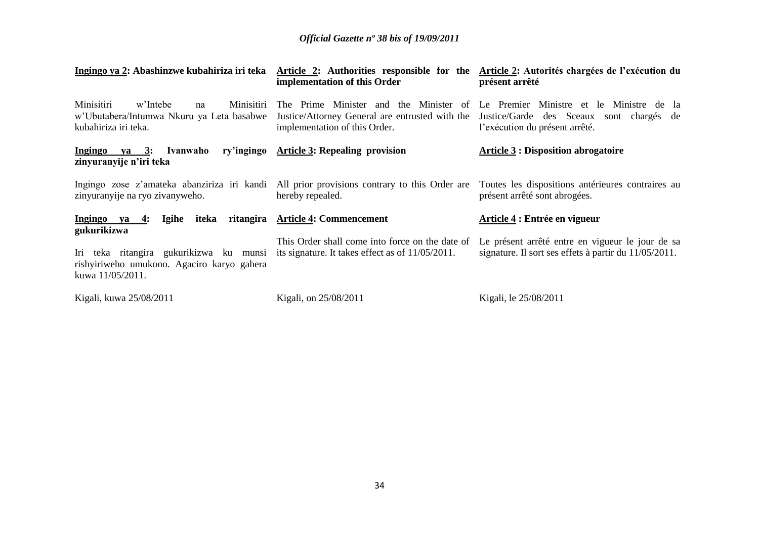**Ingingo ya 2: Abashinzwe kubahiriza iri teka**

Minisitiri w'Intebe na Minisitiri w'Ubutabera/Intumwa Nkuru ya Leta basabwe kubahiriza iri teka.

**Ingingo ya 3: Ivanwaho ry'ingingo zinyuranyije n'iri teka**

Ingingo zose z'amateka abanziriza iri kandi zinyuranyije na ryo zivanyweho.

**Ingingo ya 4: Igihe iteka ritangira gukurikizwa**

Iri teka ritangira gukurikizwa ku munsi rishyiriweho umukono. Agaciro karyo gahera kuwa 11/05/2011.

Kigali, kuwa 25/08/2011

**Article 2: Authorities responsible for the implementation of this Order**

The Prime Minister and the Minister of Justice/Attorney General are entrusted with the implementation of this Order.

**Article 3: Repealing provision**

All prior provisions contrary to this Order are hereby repealed.

**Article 4: Commencement**

This Order shall come into force on the date of its signature. It takes effect as of 11/05/2011.

Kigali, on 25/08/2011

**Article 2: Autorités chargées de l'exécution du présent arrêté**

Le Premier Ministre et le Ministre de la Justice/Garde des Sceaux sont chargés de l'exécution du présent arrêté.

**Article 3 : Disposition abrogatoire**

Toutes les dispositions antérieures contraires au présent arrêté sont abrogées.

**Article 4 : Entrée en vigueur**

Le présent arrêté entre en vigueur le jour de sa signature. Il sort ses effets à partir du 11/05/2011.

Kigali, le 25/08/2011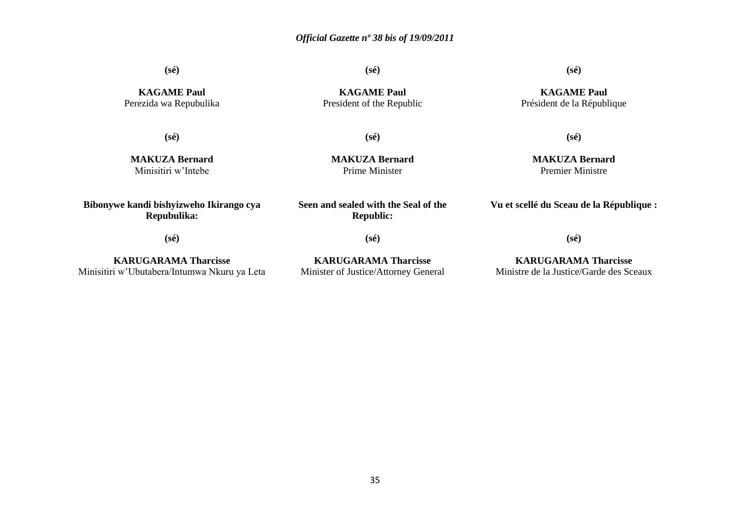**(sé)**

**KAGAME Paul**
Perezida wa Repubulika

**(sé)**

**MAKUZA Bernard**
Minisitiri w'Intebe

**Bibonywe kandi bishyizweho Ikirango cya Repubulika:**

**(sé)**

**KARUGARAMA Tharcisse**
Minisitiri w'Ubutabera/Intumwa Nkuru ya Leta

**(sé)**

**KAGAME Paul**
President of the Republic

**(sé)**

**MAKUZA Bernard**
Prime Minister

**Seen and sealed with the Seal of the Republic:**

**(sé)**

**KARUGARAMA Tharcisse**
Minister of Justice/Attorney General

**(sé)**

**KAGAME Paul**
Président de la République

**(sé)**

**MAKUZA Bernard**
Premier Ministre

**Vu et scellé du Sceau de la République :**

**(sé)**

**KARUGARAMA Tharcisse**
Ministre de la Justice/Garde des Sceaux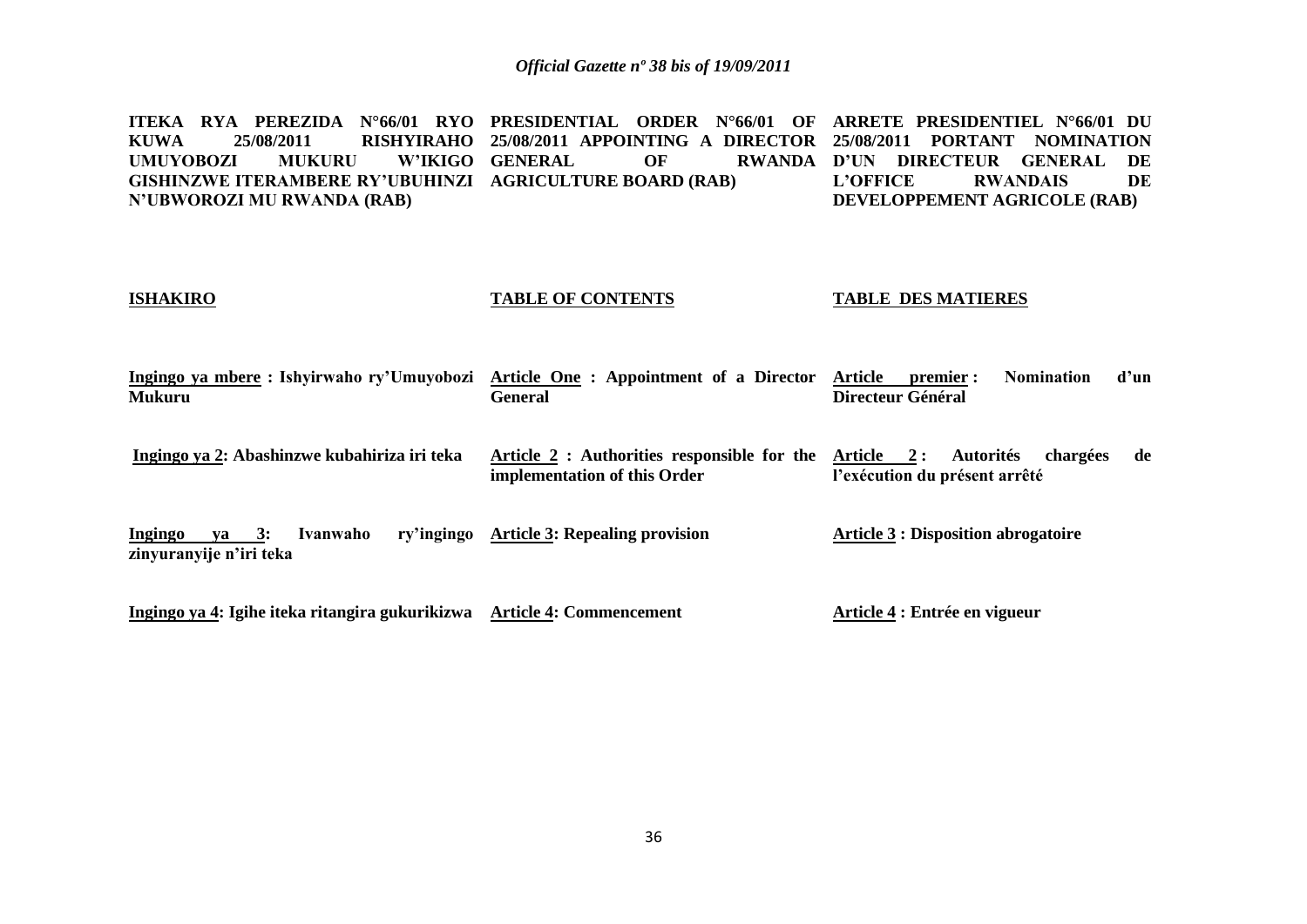**ITEKA RYA PEREZIDA N°66/01 RYO KUWA 25/08/2011 RISHYIRAHO UMUYOBOZI MUKURU W'IKIGO GISHINZWE ITERAMBERE RY'UBUHINZI N'UBWOROZI MU RWANDA (RAB)**

**PRESIDENTIAL ORDER N°66/01 OF 25/08/2011 APPOINTING A DIRECTOR GENERAL OF RWANDA AGRICULTURE BOARD (RAB)**

**ARRETE PRESIDENTIEL N°66/01 DU 25/08/2011 PORTANT NOMINATION D'UN DIRECTEUR GENERAL DE L'OFFICE RWANDAIS DE DEVELOPPEMENT AGRICOLE (RAB)**

| **ISHAKIRO** | **TABLE OF CONTENTS** | **TABLE DES MATIERES** |
|---|---|---|
| **Ingingo ya mbere : Ishyirwaho ry'Umuyobozi Mukuru** | **Article One : Appointment of a Director General** | **Article premier : Nomination d'un Directeur Général** |
| **Ingingo ya 2: Abashinzwe kubahiriza iri teka** | **Article 2 : Authorities responsible for the implementation of this Order** | **Article 2 : Autorités chargées de l'exécution du présent arrêté** |
| **Ingingo ya 3: Ivanwaho ry'ingingo zinyuranyije n'iri teka** | **Article 3: Repealing provision** | **Article 3 : Disposition abrogatoire** |
| **Ingingo ya 4: Igihe iteka ritangira gukurikizwa** | **Article 4: Commencement** | **Article 4 : Entrée en vigueur** |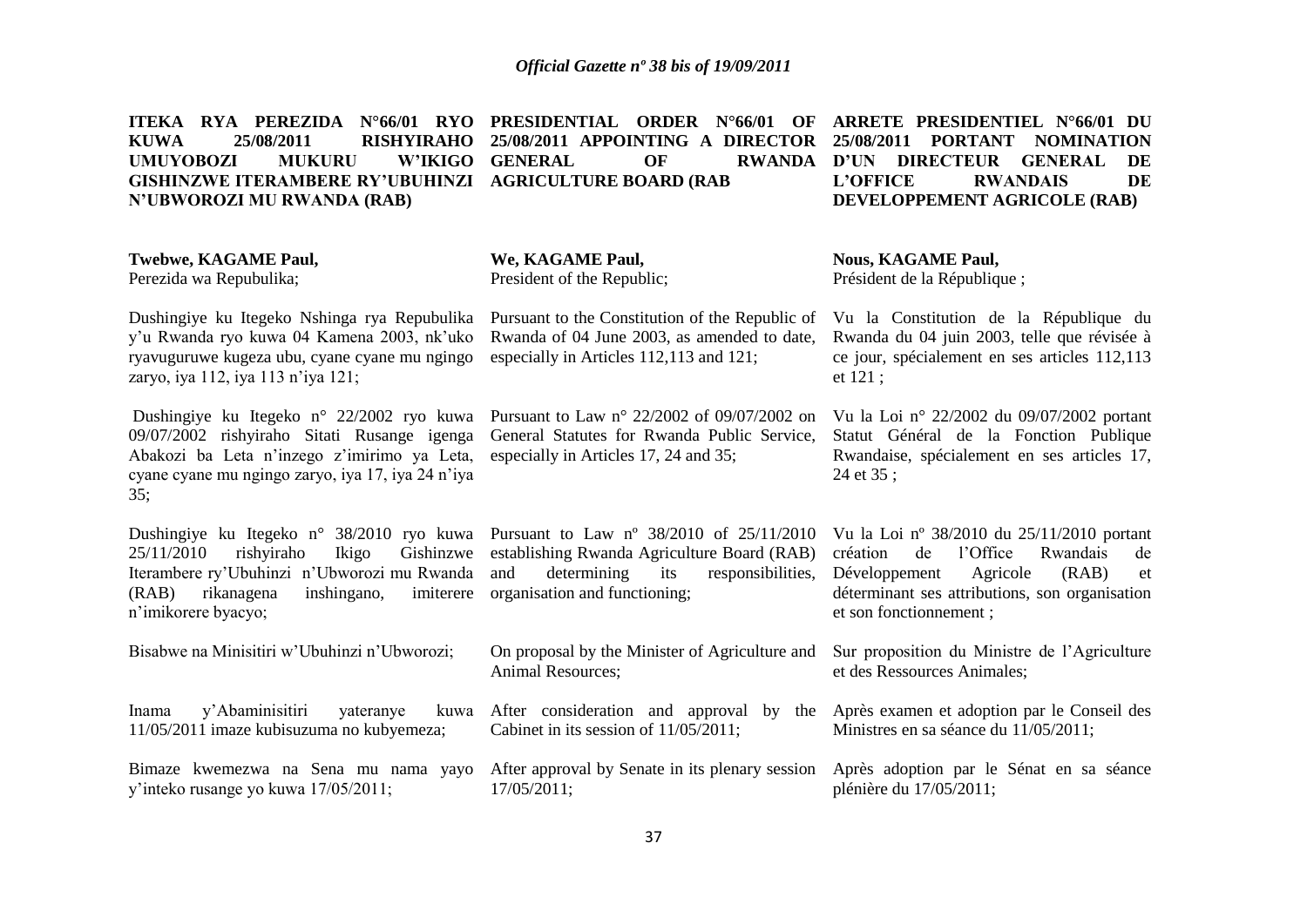**ITEKA RYA PEREZIDA N°66/01 RYO KUWA 25/08/2011 RISHYIRAHO UMUYOBOZI MUKURU W'IKIGO GISHINZWE ITERAMBERE RY'UBUHINZI N'UBWOROZI MU RWANDA (RAB)**

**Twebwe, KAGAME Paul,**
Perezida wa Repubulika;

Dushingiye ku Itegeko Nshinga rya Repubulika y'u Rwanda ryo kuwa 04 Kamena 2003, nk'uko ryavuguruwe kugeza ubu, cyane cyane mu ngingo zaryo, iya 112, iya 113 n'iya 121;

Dushingiye ku Itegeko n° 22/2002 ryo kuwa 09/07/2002 rishyiraho Sitati Rusange igenga Abakozi ba Leta n'inzego z'imirimo ya Leta, cyane cyane mu ngingo zaryo, iya 17, iya 24 n'iya 35;

Dushingiye ku Itegeko n° 38/2010 ryo kuwa 25/11/2010 rishyiraho Ikigo Gishinzwe Iterambere ry'Ubuhinzi n'Ubworozi mu Rwanda (RAB) rikanagena inshingano, imiterere n'imikorere byacyo;

Bisabwe na Minisitiri w'Ubuhinzi n'Ubworozi;

Inama y'Abaminisitiri yateranye kuwa 11/05/2011 imaze kubisuzuma no kubyemeza;

Bimaze kwemezwa na Sena mu nama yayo y'inteko rusange yo kuwa 17/05/2011;

**PRESIDENTIAL ORDER N°66/01 OF 25/08/2011 APPOINTING A DIRECTOR GENERAL OF RWANDA AGRICULTURE BOARD (RAB**

**We, KAGAME Paul,**
President of the Republic;

Pursuant to the Constitution of the Republic of Rwanda of 04 June 2003, as amended to date, especially in Articles 112,113 and 121;

Pursuant to Law n° 22/2002 of 09/07/2002 on General Statutes for Rwanda Public Service, especially in Articles 17, 24 and 35;

Pursuant to Law nº 38/2010 of 25/11/2010 establishing Rwanda Agriculture Board (RAB) and determining its responsibilities, organisation and functioning;

On proposal by the Minister of Agriculture and Animal Resources;

After consideration and approval by the Cabinet in its session of 11/05/2011;

After approval by Senate in its plenary session 17/05/2011;

**ARRETE PRESIDENTIEL N°66/01 DU 25/08/2011 PORTANT NOMINATION D'UN DIRECTEUR GENERAL DE L'OFFICE RWANDAIS DE DEVELOPPEMENT AGRICOLE (RAB)**

**Nous, KAGAME Paul,**
Président de la République ;

Vu la Constitution de la République du Rwanda du 04 juin 2003, telle que révisée à ce jour, spécialement en ses articles 112,113 et 121 ;

Vu la Loi n° 22/2002 du 09/07/2002 portant Statut Général de la Fonction Publique Rwandaise, spécialement en ses articles 17, 24 et 35 ;

Vu la Loi nº 38/2010 du 25/11/2010 portant création de l'Office Rwandais de Développement Agricole (RAB) et déterminant ses attributions, son organisation et son fonctionnement ;

Sur proposition du Ministre de l'Agriculture et des Ressources Animales;

Après examen et adoption par le Conseil des Ministres en sa séance du 11/05/2011;

Après adoption par le Sénat en sa séance plénière du 17/05/2011;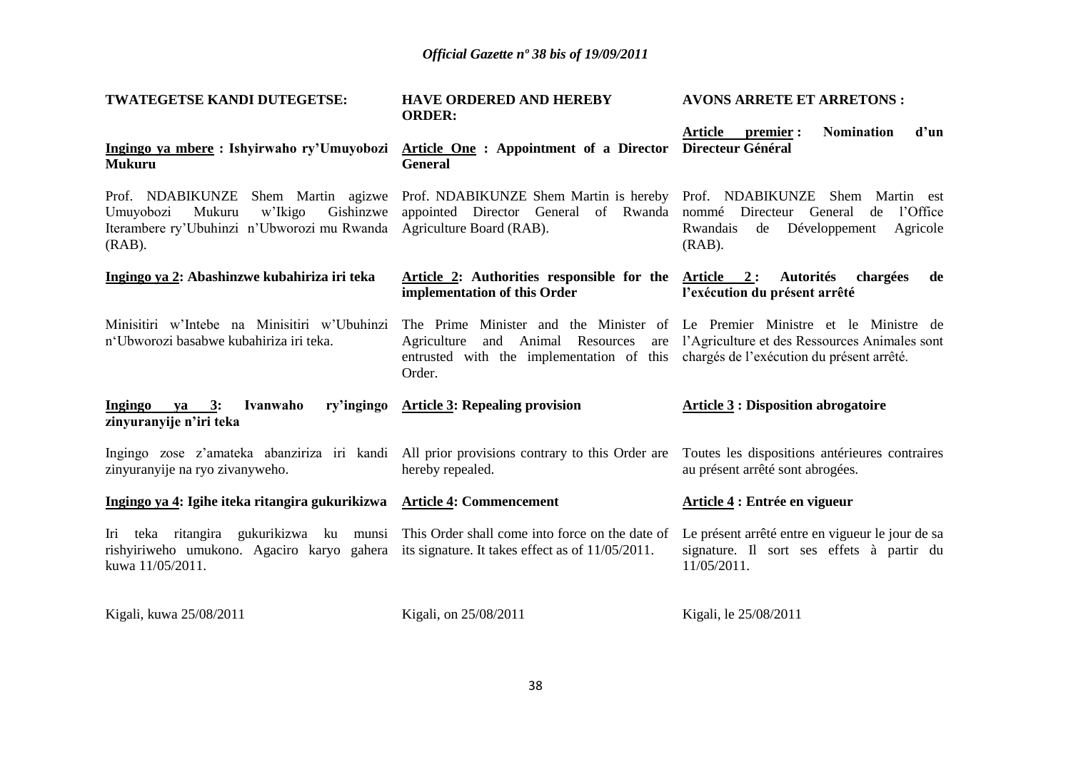**TWATEGETSE KANDI DUTEGETSE:**

**Ingingo ya mbere : Ishyirwaho ry'Umuyobozi Mukuru**

Prof. NDABIKUNZE Shem Martin agizwe Umuyobozi Mukuru w'Ikigo Gishinzwe Iterambere ry'Ubuhinzi n'Ubworozi mu Rwanda (RAB).

**Ingingo ya 2: Abashinzwe kubahiriza iri teka**

Minisitiri w'Intebe na Minisitiri w'Ubuhinzi n'Ubworozi basabwe kubahiriza iri teka.

**Ingingo ya 3: Ivanwaho ry'ingingo zinyuranyije n'iri teka**

Ingingo zose z'amateka abanziriza iri kandi zinyuranyije na ryo zivanyweho.

**Ingingo ya 4: Igihe iteka ritangira gukurikizwa**

Iri teka ritangira gukurikizwa ku munsi rishyiriweho umukono. Agaciro karyo gahera kuwa 11/05/2011.

Kigali, kuwa 25/08/2011

**HAVE ORDERED AND HEREBY ORDER:**

**Article One : Appointment of a Director General**

Prof. NDABIKUNZE Shem Martin is hereby appointed Director General of Rwanda Agriculture Board (RAB).

**Article 2: Authorities responsible for the implementation of this Order**

The Prime Minister and the Minister of Agriculture and Animal Resources are entrusted with the implementation of this Order.

**Article 3: Repealing provision**

All prior provisions contrary to this Order are hereby repealed.

**Article 4: Commencement**

This Order shall come into force on the date of its signature. It takes effect as of 11/05/2011.

Kigali, on 25/08/2011

**AVONS ARRETE ET ARRETONS :**

**Article premier : Nomination d'un Directeur Général**

Prof. NDABIKUNZE Shem Martin est nommé Directeur General de l'Office Rwandais de Développement Agricole (RAB).

**Article 2 : Autorités chargées de l'exécution du présent arrêté**

Le Premier Ministre et le Ministre de l'Agriculture et des Ressources Animales sont chargés de l'exécution du présent arrêté.

**Article 3 : Disposition abrogatoire**

Toutes les dispositions antérieures contraires au présent arrêté sont abrogées.

**Article 4 : Entrée en vigueur**

Le présent arrêté entre en vigueur le jour de sa signature. Il sort ses effets à partir du 11/05/2011.

Kigali, le 25/08/2011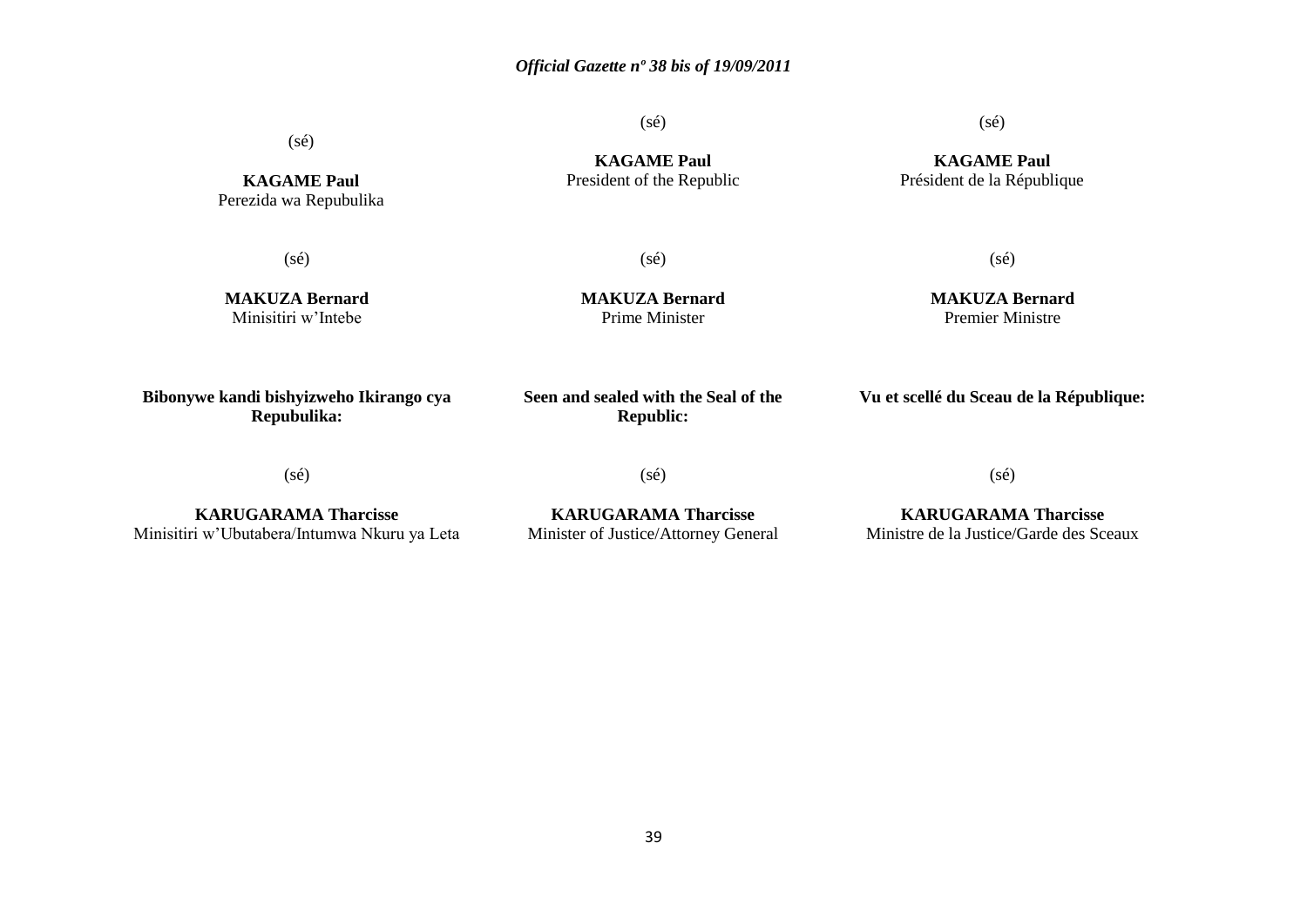(sé)

**KAGAME Paul**
Perezida wa Repubulika

(sé)

**MAKUZA Bernard**
Minisitiri w'Intebe

**Bibonywe kandi bishyizweho Ikirango cya Repubulika:**

(sé)

**KARUGARAMA Tharcisse**
Minisitiri w'Ubutabera/Intumwa Nkuru ya Leta

(sé)

**KAGAME Paul**
President of the Republic

(sé)

**MAKUZA Bernard**
Prime Minister

**Seen and sealed with the Seal of the Republic:**

(sé)

**KARUGARAMA Tharcisse**
Minister of Justice/Attorney General

(sé)

**KAGAME Paul**
Président de la République

(sé)

**MAKUZA Bernard**
Premier Ministre

**Vu et scellé du Sceau de la République:**

(sé)

**KARUGARAMA Tharcisse**
Ministre de la Justice/Garde des Sceaux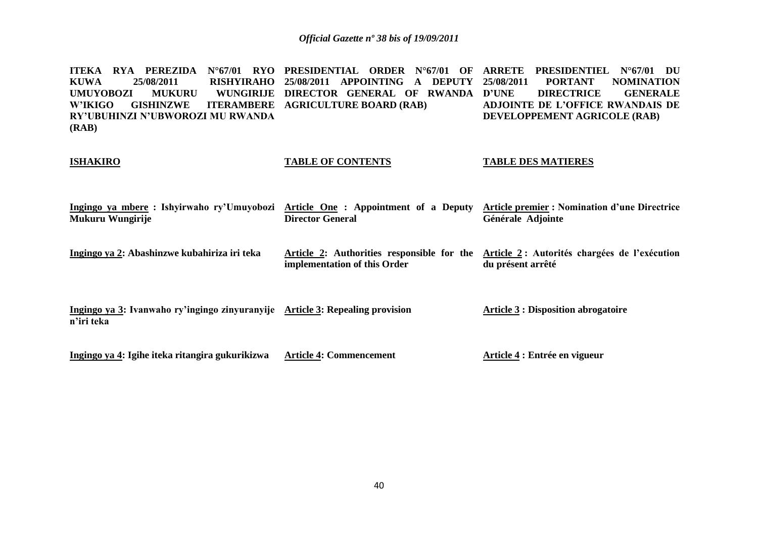**ITEKA RYA PEREZIDA N°67/01 RYO KUWA 25/08/2011 RISHYIRAHO UMUYOBOZI MUKURU WUNGIRIJE W'IKIGO GISHINZWE ITERAMBERE RY'UBUHINZI N'UBWOROZI MU RWANDA (RAB)**

**ISHAKIRO**

**Ingingo ya mbere : Ishyirwaho ry'Umuyobozi Mukuru Wungirije**

**Ingingo ya 2: Abashinzwe kubahiriza iri teka**

**Ingingo ya 3: Ivanwaho ry'ingingo zinyuranyije n'iri teka**

**Ingingo ya 4: Igihe iteka ritangira gukurikizwa**

**PRESIDENTIAL ORDER N°67/01 OF 25/08/2011 APPOINTING A DEPUTY DIRECTOR GENERAL OF RWANDA AGRICULTURE BOARD (RAB)**

**TABLE OF CONTENTS**

**Article One : Appointment of a Deputy Director General**

**Article 2: Authorities responsible for the implementation of this Order**

**Article 3: Repealing provision**

**Article 4: Commencement**

**ARRETE PRESIDENTIEL N°67/01 DU 25/08/2011 PORTANT NOMINATION D'UNE DIRECTRICE GENERALE ADJOINTE DE L'OFFICE RWANDAIS DE DEVELOPPEMENT AGRICOLE (RAB)**

**TABLE DES MATIERES**

**Article premier : Nomination d'une Directrice Générale Adjointe**

**Article 2 : Autorités chargées de l'exécution du présent arrêté**

**Article 3 : Disposition abrogatoire**

**Article 4 : Entrée en vigueur**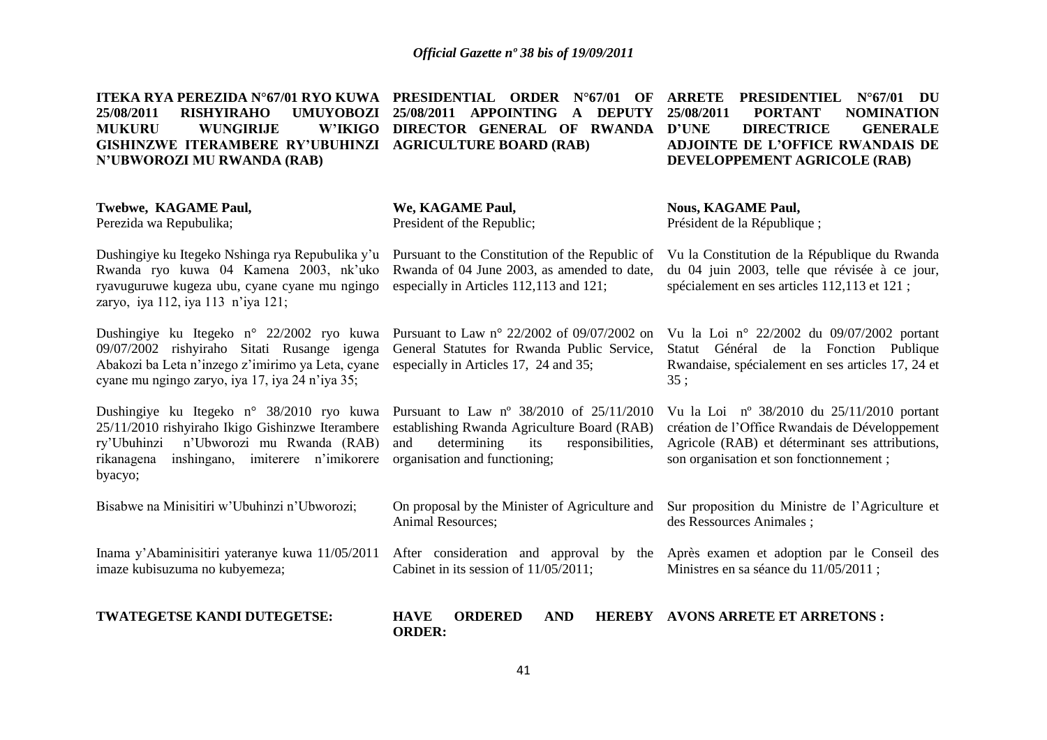**ITEKA RYA PEREZIDA N°67/01 RYO KUWA 25/08/2011 RISHYIRAHO UMUYOBOZI MUKURU WUNGIRIJE W'IKIGO GISHINZWE ITERAMBERE RY'UBUHINZI N'UBWOROZI MU RWANDA (RAB)**

**Twebwe, KAGAME Paul,**
Perezida wa Repubulika;

Dushingiye ku Itegeko Nshinga rya Repubulika y'u Rwanda ryo kuwa 04 Kamena 2003, nk'uko ryavuguruwe kugeza ubu, cyane cyane mu ngingo zaryo, iya 112, iya 113 n'iya 121;

Dushingiye ku Itegeko n° 22/2002 ryo kuwa 09/07/2002 rishyiraho Sitati Rusange igenga Abakozi ba Leta n'inzego z'imirimo ya Leta, cyane cyane mu ngingo zaryo, iya 17, iya 24 n'iya 35;

Dushingiye ku Itegeko n° 38/2010 ryo kuwa 25/11/2010 rishyiraho Ikigo Gishinzwe Iterambere ry'Ubuhinzi n'Ubworozi mu Rwanda (RAB) rikanagena inshingano, imiterere n'imikorere byacyo;

Bisabwe na Minisitiri w'Ubuhinzi n'Ubworozi;

Inama y'Abaminisitiri yateranye kuwa 11/05/2011 imaze kubisuzuma no kubyemeza;

**TWATEGETSE KANDI DUTEGETSE:**

**PRESIDENTIAL ORDER N°67/01 OF 25/08/2011 APPOINTING A DEPUTY DIRECTOR GENERAL OF RWANDA AGRICULTURE BOARD (RAB)**

**We, KAGAME Paul,**
President of the Republic;

Pursuant to the Constitution of the Republic of Rwanda of 04 June 2003, as amended to date, especially in Articles 112,113 and 121;

Pursuant to Law n° 22/2002 of 09/07/2002 on General Statutes for Rwanda Public Service, especially in Articles 17, 24 and 35;

Pursuant to Law nº 38/2010 of 25/11/2010 establishing Rwanda Agriculture Board (RAB) and determining its responsibilities, organisation and functioning;

On proposal by the Minister of Agriculture and Animal Resources;

After consideration and approval by the Cabinet in its session of 11/05/2011;

**HAVE ORDERED AND HEREBY ORDER:**

**ARRETE PRESIDENTIEL N°67/01 DU 25/08/2011 PORTANT NOMINATION D'UNE DIRECTRICE GENERALE ADJOINTE DE L'OFFICE RWANDAIS DE DEVELOPPEMENT AGRICOLE (RAB)**

**Nous, KAGAME Paul,**
Président de la République ;

Vu la Constitution de la République du Rwanda du 04 juin 2003, telle que révisée à ce jour, spécialement en ses articles 112,113 et 121 ;

Vu la Loi n° 22/2002 du 09/07/2002 portant Statut Général de la Fonction Publique Rwandaise, spécialement en ses articles 17, 24 et 35 ;

Vu la Loi nº 38/2010 du 25/11/2010 portant création de l'Office Rwandais de Développement Agricole (RAB) et déterminant ses attributions, son organisation et son fonctionnement ;

Sur proposition du Ministre de l'Agriculture et des Ressources Animales ;

Après examen et adoption par le Conseil des Ministres en sa séance du 11/05/2011 ;

**AVONS ARRETE ET ARRETONS :**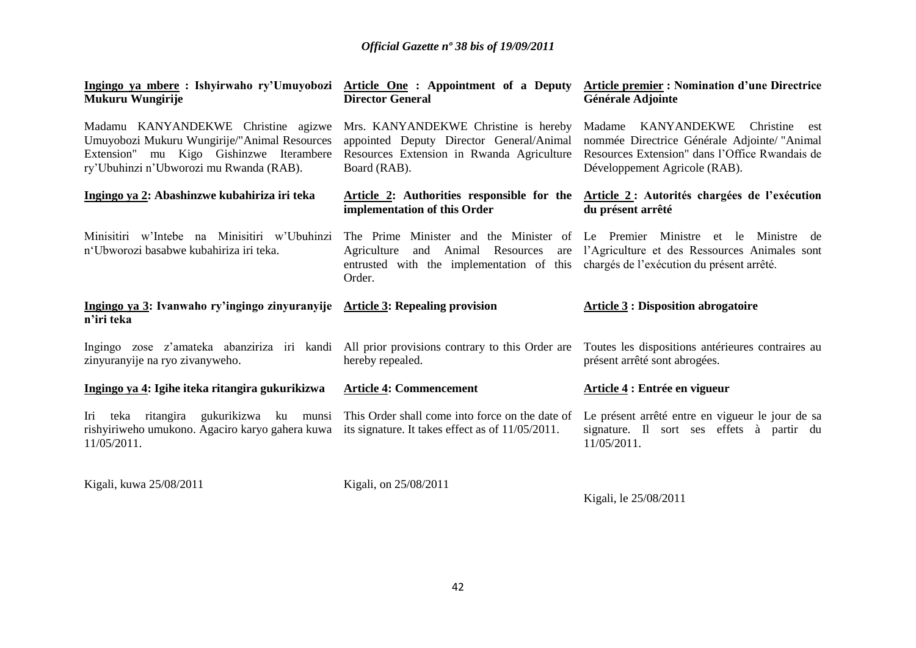**<u>Ingingo ya mbere</u> : Ishyirwaho ry'Umuyobozi Mukuru Wungirije**

Madamu KANYANDEKWE Christine agizwe Umuyobozi Mukuru Wungirije/"Animal Resources Extension" mu Kigo Gishinzwe Iterambere ry'Ubuhinzi n'Ubworozi mu Rwanda (RAB).

**<u>Ingingo ya 2</u>: Abashinzwe kubahiriza iri teka**

Minisitiri w'Intebe na Minisitiri w'Ubuhinzi n'Ubworozi basabwe kubahiriza iri teka.

**<u>Ingingo ya 3</u>: Ivanwaho ry'ingingo zinyuranyije n'iri teka**

Ingingo zose z'amateka abanziriza iri kandi zinyuranyije na ryo zivanyweho.

**<u>Ingingo ya 4</u>: Igihe iteka ritangira gukurikizwa**

Iri teka ritangira gukurikizwa ku munsi rishyiriweho umukono. Agaciro karyo gahera kuwa 11/05/2011.

Kigali, kuwa 25/08/2011

**<u>Article One</u> : Appointment of a Deputy Director General**

Mrs. KANYANDEKWE Christine is hereby appointed Deputy Director General/Animal Resources Extension in Rwanda Agriculture Board (RAB).

**<u>Article 2</u>: Authorities responsible for the implementation of this Order**

The Prime Minister and the Minister of Agriculture and Animal Resources are entrusted with the implementation of this Order.

**<u>Article 3</u>: Repealing provision**

All prior provisions contrary to this Order are hereby repealed.

**<u>Article 4</u>: Commencement**

This Order shall come into force on the date of its signature. It takes effect as of 11/05/2011.

Kigali, on 25/08/2011

**<u>Article premier</u> : Nomination d'une Directrice Générale Adjointe**

Madame KANYANDEKWE Christine est nommée Directrice Générale Adjointe/ "Animal Resources Extension" dans l'Office Rwandais de Développement Agricole (RAB).

**<u>Article 2</u> : Autorités chargées de l'exécution du présent arrêté**

Le Premier Ministre et le Ministre de l'Agriculture et des Ressources Animales sont chargés de l'exécution du présent arrêté.

**<u>Article 3</u> : Disposition abrogatoire**

Toutes les dispositions antérieures contraires au présent arrêté sont abrogées.

**<u>Article 4</u> : Entrée en vigueur**

Le présent arrêté entre en vigueur le jour de sa signature. Il sort ses effets à partir du 11/05/2011.

Kigali, le 25/08/2011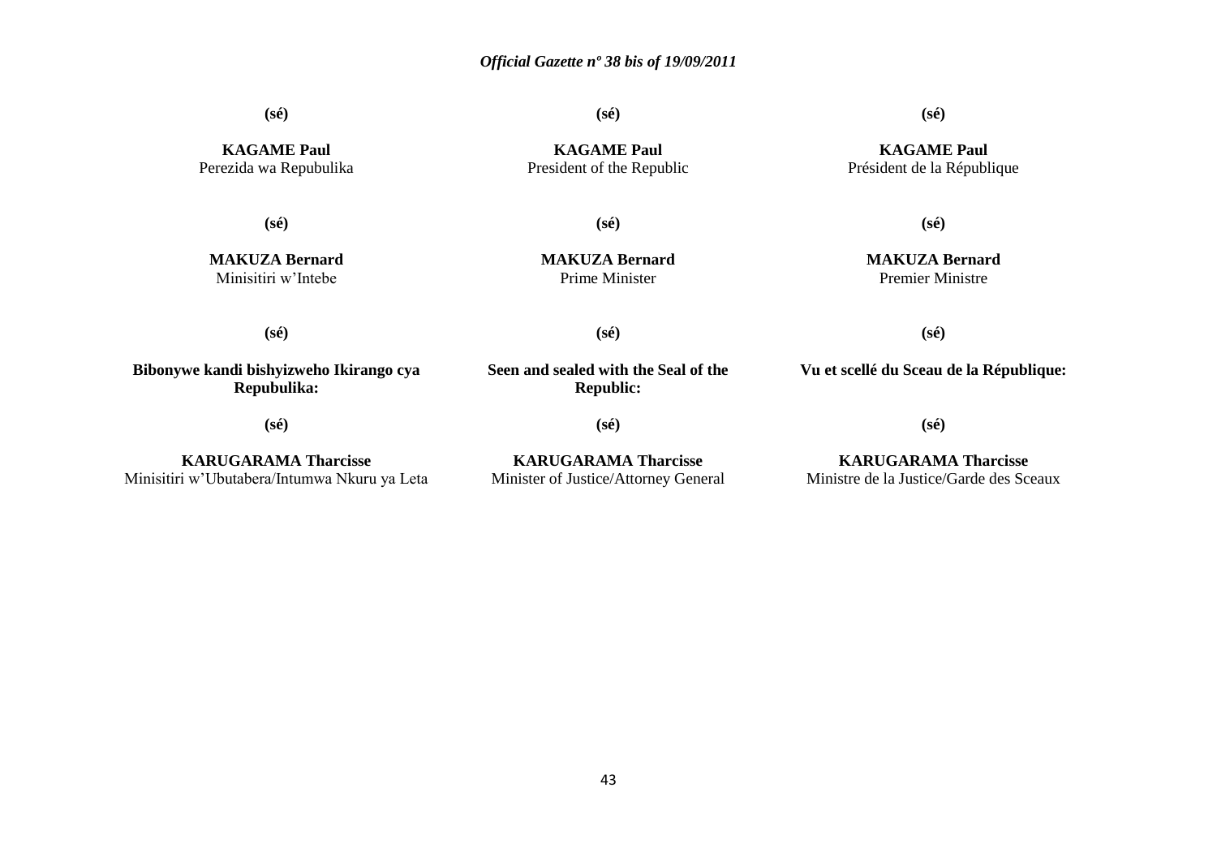**(sé)**

**KAGAME Paul**
Perezida wa Repubulika

**(sé)**

**MAKUZA Bernard**
Minisitiri w'Intebe

**(sé)**

**Bibonywe kandi bishyizweho Ikirango cya Repubulika:**

**(sé)**

**KARUGARAMA Tharcisse**
Minisitiri w'Ubutabera/Intumwa Nkuru ya Leta

**(sé)**

**KAGAME Paul**
President of the Republic

**(sé)**

**MAKUZA Bernard**
Prime Minister

**(sé)**

**Seen and sealed with the Seal of the Republic:**

**(sé)**

**KARUGARAMA Tharcisse**
Minister of Justice/Attorney General

**(sé)**

**KAGAME Paul**
Président de la République

**(sé)**

**MAKUZA Bernard**
Premier Ministre

**(sé)**

**Vu et scellé du Sceau de la République:**

**(sé)**

**KARUGARAMA Tharcisse**
Ministre de la Justice/Garde des Sceaux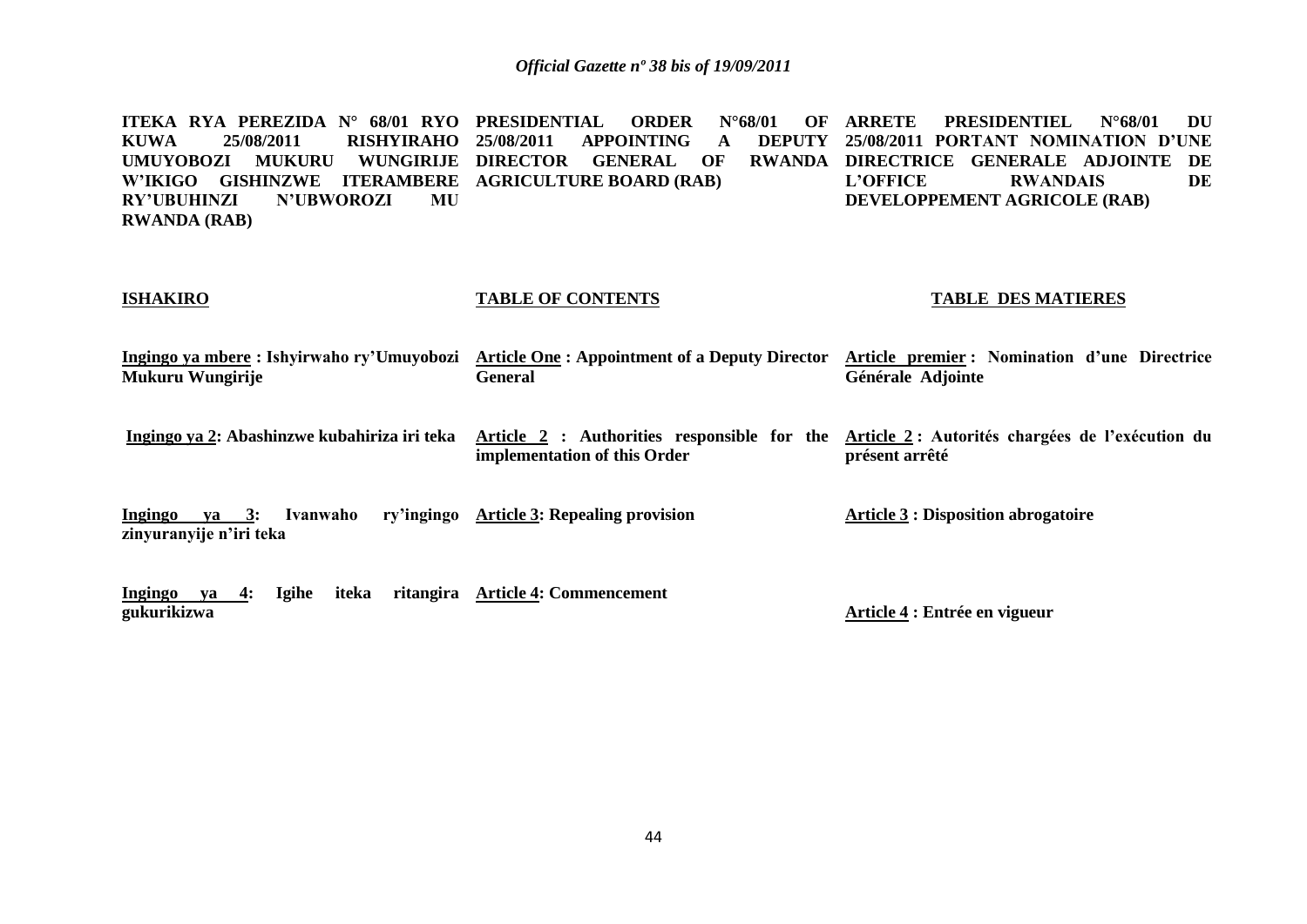**ITEKA RYA PEREZIDA N° 68/01 RYO KUWA 25/08/2011 RISHYIRAHO UMUYOBOZI MUKURU WUNGIRIJE W'IKIGO GISHINZWE ITERAMBERE RY'UBUHINZI N'UBWOROZI MU RWANDA (RAB)**

**ISHAKIRO**

**Ingingo ya mbere : Ishyirwaho ry'Umuyobozi Mukuru Wungirije**

**Ingingo ya 2: Abashinzwe kubahiriza iri teka**

**Ingingo ya 3: Ivanwaho ry'ingingo zinyuranyije n'iri teka**

**Ingingo ya 4: Igihe iteka ritangira gukurikizwa**

**PRESIDENTIAL ORDER N°68/01 OF 25/08/2011 APPOINTING A DEPUTY DIRECTOR GENERAL OF RWANDA AGRICULTURE BOARD (RAB)**

**TABLE OF CONTENTS**

**Article One : Appointment of a Deputy Director General**

**Article 2 : Authorities responsible for the implementation of this Order**

**Article 3: Repealing provision**

**Article 4: Commencement**

**ARRETE PRESIDENTIEL N°68/01 DU 25/08/2011 PORTANT NOMINATION D'UNE DIRECTRICE GENERALE ADJOINTE DE L'OFFICE RWANDAIS DE DEVELOPPEMENT AGRICOLE (RAB)**

**TABLE DES MATIERES**

**Article premier : Nomination d'une Directrice Générale Adjointe**

**Article 2 : Autorités chargées de l'exécution du présent arrêté**

**Article 3 : Disposition abrogatoire**

**Article 4 : Entrée en vigueur**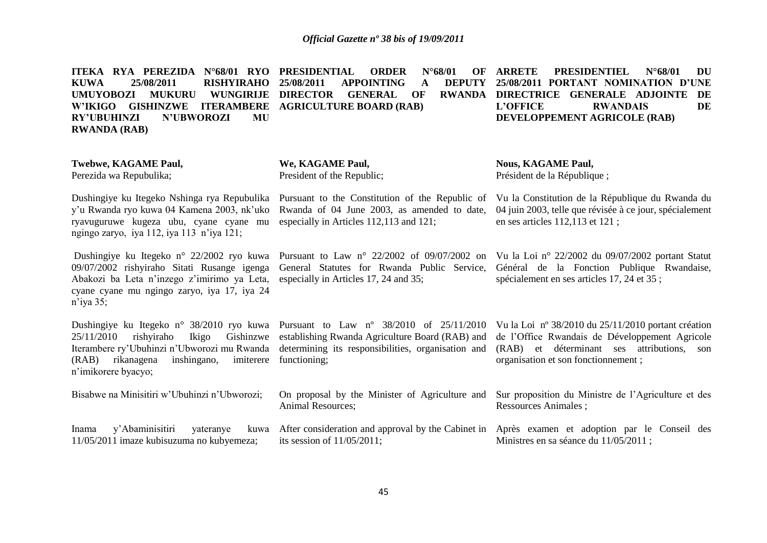**ITEKA RYA PEREZIDA N°68/01 RYO KUWA 25/08/2011 RISHYIRAHO UMUYOBOZI MUKURU WUNGIRIJE W'IKIGO GISHINZWE ITERAMBERE RY'UBUHINZI N'UBWOROZI MU RWANDA (RAB)**

**Twebwe, KAGAME Paul,**
Perezida wa Repubulika;

Dushingiye ku Itegeko Nshinga rya Repubulika y'u Rwanda ryo kuwa 04 Kamena 2003, nk'uko ryavuguruwe kugeza ubu, cyane cyane mu ngingo zaryo, iya 112, iya 113 n'iya 121;

Dushingiye ku Itegeko n° 22/2002 ryo kuwa 09/07/2002 rishyiraho Sitati Rusange igenga Abakozi ba Leta n'inzego z'imirimo ya Leta, cyane cyane mu ngingo zaryo, iya 17, iya 24 n'iya 35;

Dushingiye ku Itegeko n° 38/2010 ryo kuwa 25/11/2010 rishyiraho Ikigo Gishinzwe Iterambere ry'Ubuhinzi n'Ubworozi mu Rwanda (RAB) rikanagena inshingano, imiterere n'imikorere byacyo;

Bisabwe na Minisitiri w'Ubuhinzi n'Ubworozi;

Inama y'Abaminisitiri yateranye kuwa 11/05/2011 imaze kubisuzuma no kubyemeza;

**PRESIDENTIAL ORDER N°68/01 OF 25/08/2011 APPOINTING A DEPUTY DIRECTOR GENERAL OF RWANDA AGRICULTURE BOARD (RAB)**

**We, KAGAME Paul,**
President of the Republic;

Pursuant to the Constitution of the Republic of Rwanda of 04 June 2003, as amended to date, especially in Articles 112,113 and 121;

Pursuant to Law n° 22/2002 of 09/07/2002 on General Statutes for Rwanda Public Service, especially in Articles 17, 24 and 35;

Pursuant to Law nº 38/2010 of 25/11/2010 establishing Rwanda Agriculture Board (RAB) and determining its responsibilities, organisation and functioning;

On proposal by the Minister of Agriculture and Animal Resources;

After consideration and approval by the Cabinet in its session of 11/05/2011;

**ARRETE PRESIDENTIEL N°68/01 DU 25/08/2011 PORTANT NOMINATION D'UNE DIRECTRICE GENERALE ADJOINTE DE L'OFFICE RWANDAIS DE DEVELOPPEMENT AGRICOLE (RAB)**

**Nous, KAGAME Paul,**
Président de la République ;

Vu la Constitution de la République du Rwanda du 04 juin 2003, telle que révisée à ce jour, spécialement en ses articles 112,113 et 121 ;

Vu la Loi n° 22/2002 du 09/07/2002 portant Statut Général de la Fonction Publique Rwandaise, spécialement en ses articles 17, 24 et 35 ;

Vu la Loi nº 38/2010 du 25/11/2010 portant création de l'Office Rwandais de Développement Agricole (RAB) et déterminant ses attributions, son organisation et son fonctionnement ;

Sur proposition du Ministre de l'Agriculture et des Ressources Animales ;

Après examen et adoption par le Conseil des Ministres en sa séance du 11/05/2011 ;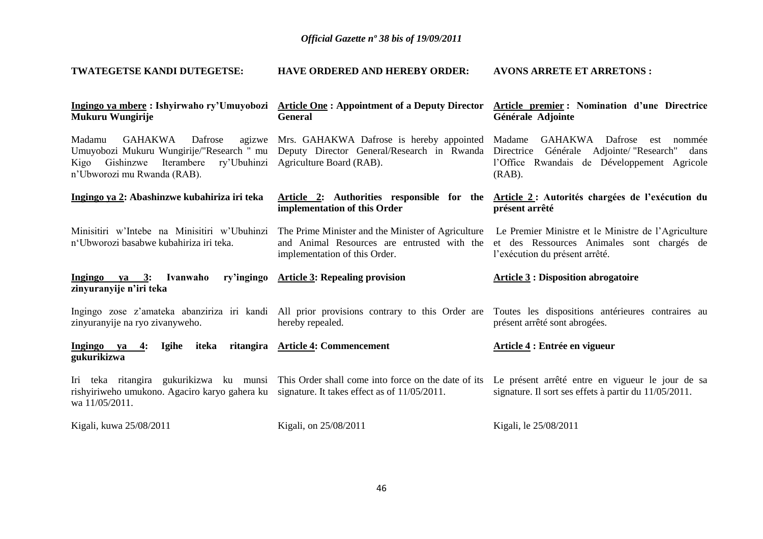**TWATEGETSE KANDI DUTEGETSE:**

**Ingingo ya mbere : Ishyirwaho ry'Umuyobozi Mukuru Wungirije**

Madamu GAHAKWA Dafrose agizwe Umuyobozi Mukuru Wungirije/"Research " mu Kigo Gishinzwe Iterambere ry'Ubuhinzi n'Ubworozi mu Rwanda (RAB).

**Ingingo ya 2: Abashinzwe kubahiriza iri teka**

Minisitiri w'Intebe na Minisitiri w'Ubuhinzi n'Ubworozi basabwe kubahiriza iri teka.

**Ingingo ya 3: Ivanwaho ry'ingingo zinyuranyije n'iri teka**

Ingingo zose z'amateka abanziriza iri kandi zinyuranyije na ryo zivanyweho.

**Ingingo ya 4: Igihe iteka ritangira gukurikizwa**

Iri teka ritangira gukurikizwa ku munsi rishyiriweho umukono. Agaciro karyo gahera ku wa 11/05/2011.

Kigali, kuwa 25/08/2011

**HAVE ORDERED AND HEREBY ORDER:**

**Article One : Appointment of a Deputy Director General**

Mrs. GAHAKWA Dafrose is hereby appointed Deputy Director General/Research in Rwanda Agriculture Board (RAB).

**Article 2: Authorities responsible for the implementation of this Order**

The Prime Minister and the Minister of Agriculture and Animal Resources are entrusted with the implementation of this Order.

**Article 3: Repealing provision**

All prior provisions contrary to this Order are hereby repealed.

**Article 4: Commencement**

This Order shall come into force on the date of its signature. It takes effect as of 11/05/2011.

Kigali, on 25/08/2011

**AVONS ARRETE ET ARRETONS :**

**Article premier : Nomination d'une Directrice Générale Adjointe**

Madame GAHAKWA Dafrose est nommée Directrice Générale Adjointe/ "Research" dans l'Office Rwandais de Développement Agricole (RAB).

**Article 2 : Autorités chargées de l'exécution du présent arrêté**

Le Premier Ministre et le Ministre de l'Agriculture et des Ressources Animales sont chargés de l'exécution du présent arrêté.

**Article 3 : Disposition abrogatoire**

Toutes les dispositions antérieures contraires au présent arrêté sont abrogées.

**Article 4 : Entrée en vigueur**

Le présent arrêté entre en vigueur le jour de sa signature. Il sort ses effets à partir du 11/05/2011.

Kigali, le 25/08/2011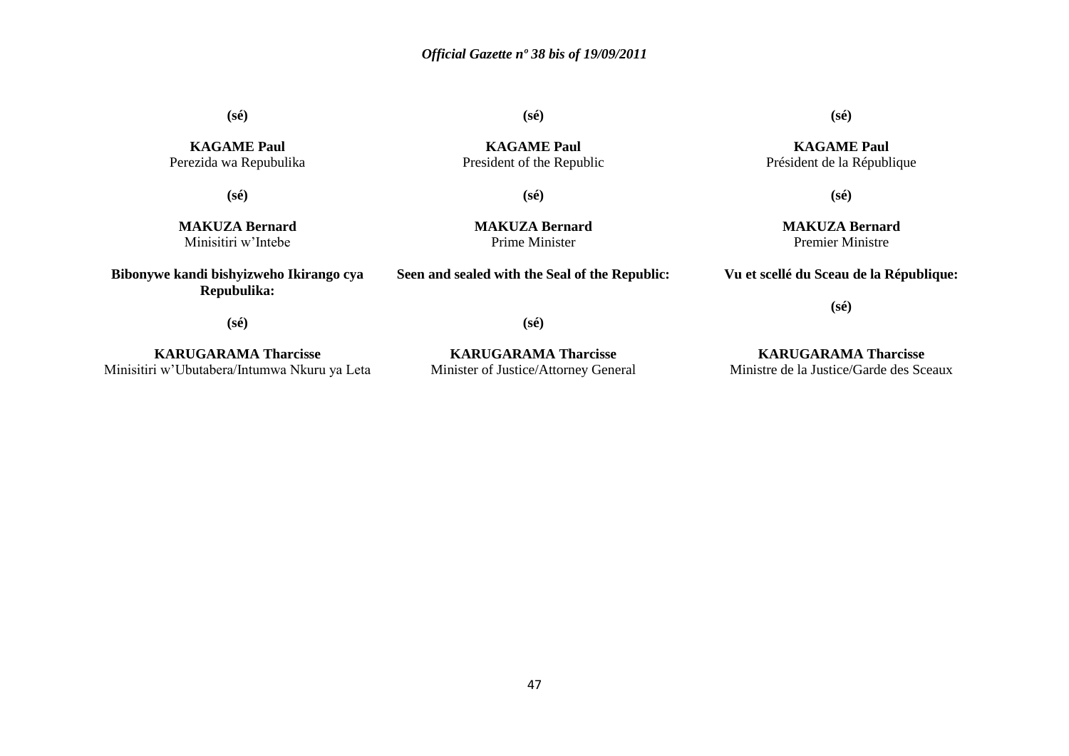**(sé)**

**KAGAME Paul**
Perezida wa Repubulika

**(sé)**

**MAKUZA Bernard**
Minisitiri w'Intebe

**Bibonywe kandi bishyizweho Ikirango cya Repubulika:**

**(sé)**

**KARUGARAMA Tharcisse**
Minisitiri w'Ubutabera/Intumwa Nkuru ya Leta

**(sé)**

**KAGAME Paul**
President of the Republic

**(sé)**

**MAKUZA Bernard**
Prime Minister

**Seen and sealed with the Seal of the Republic:**

**(sé)**

**KARUGARAMA Tharcisse**
Minister of Justice/Attorney General

**(sé)**

**KAGAME Paul**
Président de la République

**(sé)**

**MAKUZA Bernard**
Premier Ministre

**Vu et scellé du Sceau de la République:**

**(sé)**

**KARUGARAMA Tharcisse**
Ministre de la Justice/Garde des Sceaux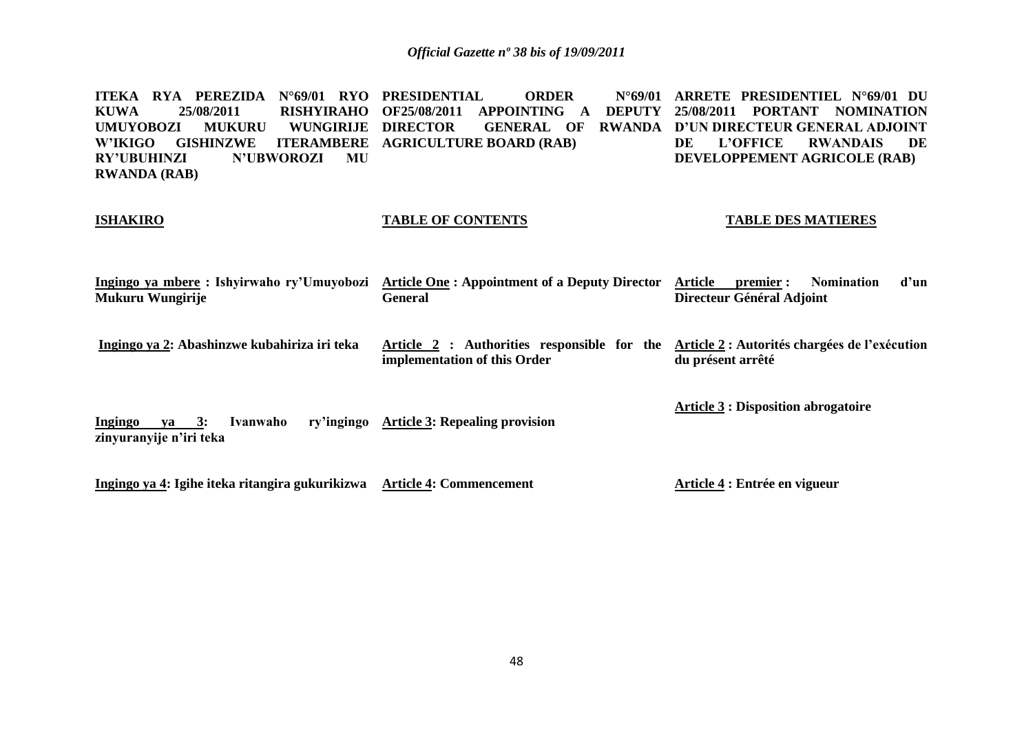**ITEKA RYA PEREZIDA N°69/01 RYO KUWA 25/08/2011 RISHYIRAHO UMUYOBOZI MUKURU WUNGIRIJE W'IKIGO GISHINZWE ITERAMBERE RY'UBUHINZI N'UBWOROZI MU RWANDA (RAB)**

**ISHAKIRO**

**Ingingo ya mbere : Ishyirwaho ry'Umuyobozi Mukuru Wungirije**

**Ingingo ya 2: Abashinzwe kubahiriza iri teka**

**Ingingo ya 3: Ivanwaho ry'ingingo zinyuranyije n'iri teka**

**Ingingo ya 4: Igihe iteka ritangira gukurikizwa**

**PRESIDENTIAL ORDER N°69/01 OF25/08/2011 APPOINTING A DEPUTY DIRECTOR GENERAL OF RWANDA AGRICULTURE BOARD (RAB)**

**TABLE OF CONTENTS**

**Article One : Appointment of a Deputy Director General**

**Article 2 : Authorities responsible for the implementation of this Order**

**Article 3: Repealing provision**

**Article 4: Commencement**

**ARRETE PRESIDENTIEL N°69/01 DU 25/08/2011 PORTANT NOMINATION D'UN DIRECTEUR GENERAL ADJOINT DE L'OFFICE RWANDAIS DE DEVELOPPEMENT AGRICOLE (RAB)**

**TABLE DES MATIERES**

**Article premier : Nomination d'un Directeur Général Adjoint**

**Article 2 : Autorités chargées de l'exécution du présent arrêté**

**Article 3 : Disposition abrogatoire**

**Article 4 : Entrée en vigueur**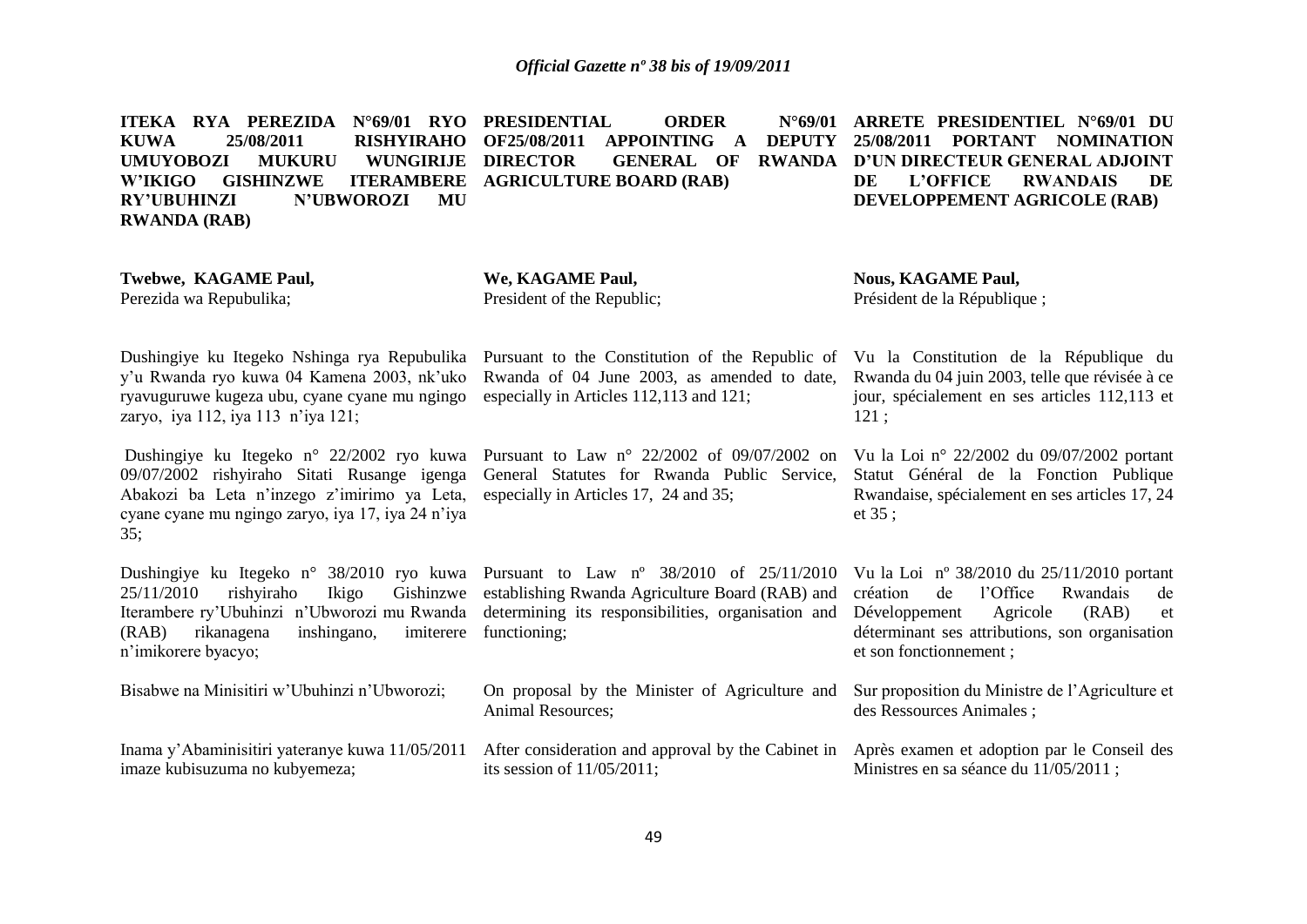**ITEKA RYA PEREZIDA N°69/01 RYO KUWA 25/08/2011 RISHYIRAHO UMUYOBOZI MUKURU WUNGIRIJE W'IKIGO GISHINZWE ITERAMBERE RY'UBUHINZI N'UBWOROZI MU RWANDA (RAB)**

**Twebwe, KAGAME Paul,**
Perezida wa Repubulika;

Dushingiye ku Itegeko Nshinga rya Repubulika y'u Rwanda ryo kuwa 04 Kamena 2003, nk'uko ryavuguruwe kugeza ubu, cyane cyane mu ngingo zaryo, iya 112, iya 113 n'iya 121;

Dushingiye ku Itegeko n° 22/2002 ryo kuwa 09/07/2002 rishyiraho Sitati Rusange igenga Abakozi ba Leta n'inzego z'imirimo ya Leta, cyane cyane mu ngingo zaryo, iya 17, iya 24 n'iya 35;

Dushingiye ku Itegeko n° 38/2010 ryo kuwa 25/11/2010 rishyiraho Ikigo Gishinzwe Iterambere ry'Ubuhinzi n'Ubworozi mu Rwanda (RAB) rikanagena inshingano, imiterere n'imikorere byacyo;

Bisabwe na Minisitiri w'Ubuhinzi n'Ubworozi;

Inama y'Abaminisitiri yateranye kuwa 11/05/2011 imaze kubisuzuma no kubyemeza;

**PRESIDENTIAL ORDER N°69/01 OF25/08/2011 APPOINTING A DEPUTY DIRECTOR GENERAL OF RWANDA AGRICULTURE BOARD (RAB)**

**We, KAGAME Paul,**
President of the Republic;

Pursuant to the Constitution of the Republic of Rwanda of 04 June 2003, as amended to date, especially in Articles 112,113 and 121;

Pursuant to Law n° 22/2002 of 09/07/2002 on General Statutes for Rwanda Public Service, especially in Articles 17, 24 and 35;

Pursuant to Law nº 38/2010 of 25/11/2010 establishing Rwanda Agriculture Board (RAB) and determining its responsibilities, organisation and functioning;

On proposal by the Minister of Agriculture and Animal Resources;

After consideration and approval by the Cabinet in its session of 11/05/2011;

**ARRETE PRESIDENTIEL N°69/01 DU 25/08/2011 PORTANT NOMINATION D'UN DIRECTEUR GENERAL ADJOINT DE L'OFFICE RWANDAIS DE DEVELOPPEMENT AGRICOLE (RAB)**

**Nous, KAGAME Paul,**
Président de la République ;

Vu la Constitution de la République du Rwanda du 04 juin 2003, telle que révisée à ce jour, spécialement en ses articles 112,113 et 121 ;

Vu la Loi n° 22/2002 du 09/07/2002 portant Statut Général de la Fonction Publique Rwandaise, spécialement en ses articles 17, 24 et 35 ;

Vu la Loi nº 38/2010 du 25/11/2010 portant création de l'Office Rwandais de Développement Agricole (RAB) et déterminant ses attributions, son organisation et son fonctionnement ;

Sur proposition du Ministre de l'Agriculture et des Ressources Animales ;

Après examen et adoption par le Conseil des Ministres en sa séance du 11/05/2011 ;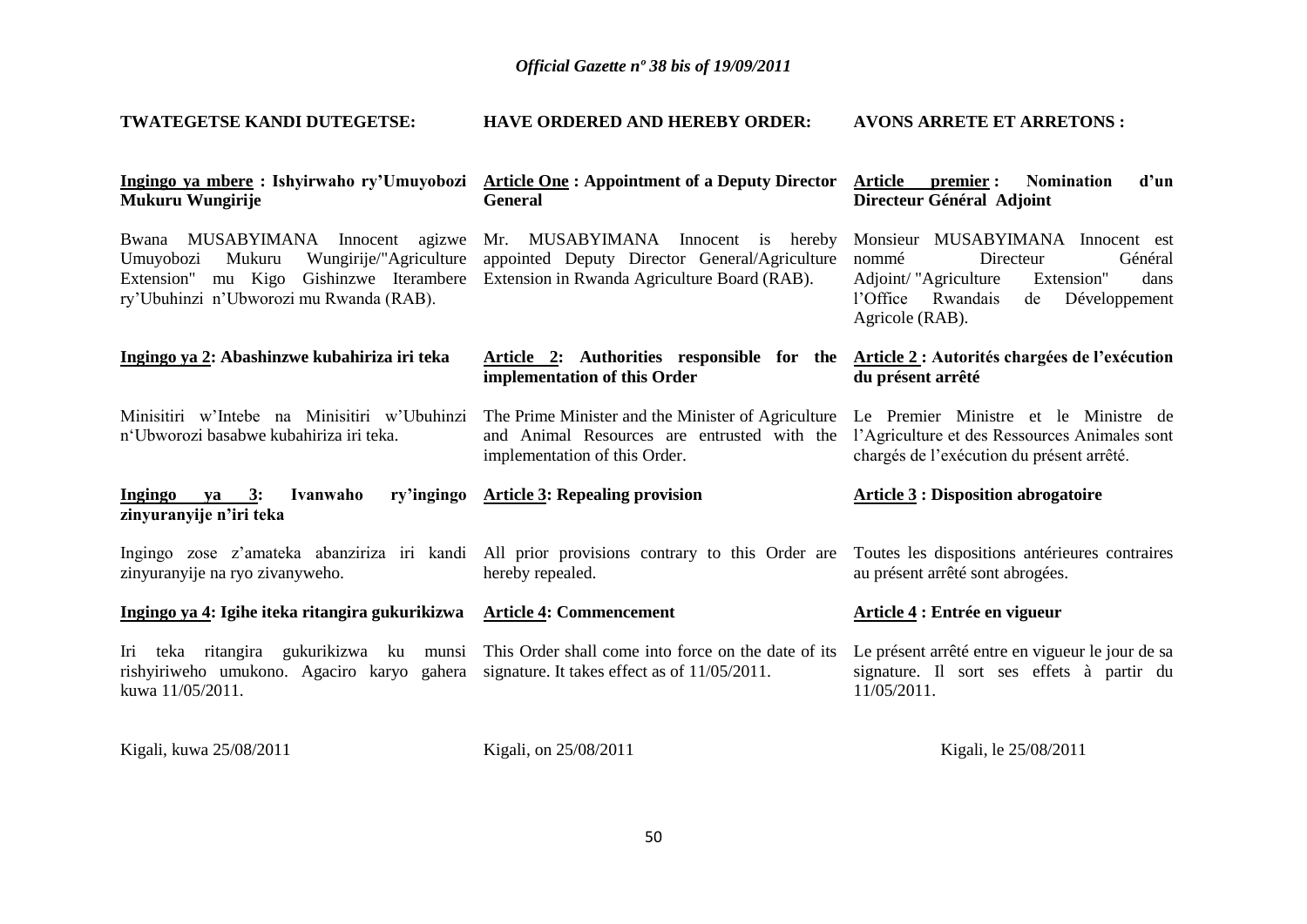**TWATEGETSE KANDI DUTEGETSE:**

**Ingingo ya mbere : Ishyirwaho ry'Umuyobozi Mukuru Wungirije**

Bwana MUSABYIMANA Innocent agizwe Umuyobozi Mukuru Wungirije/"Agriculture Extension" mu Kigo Gishinzwe Iterambere ry'Ubuhinzi n'Ubworozi mu Rwanda (RAB).

**Ingingo ya 2: Abashinzwe kubahiriza iri teka**

Minisitiri w'Intebe na Minisitiri w'Ubuhinzi n'Ubworozi basabwe kubahiriza iri teka.

**Ingingo ya 3: Ivanwaho ry'ingingo zinyuranyije n'iri teka**

Ingingo zose z'amateka abanziriza iri kandi zinyuranyije na ryo zivanyweho.

**Ingingo ya 4: Igihe iteka ritangira gukurikizwa**

Iri teka ritangira gukurikizwa ku munsi rishyiriweho umukono. Agaciro karyo gahera kuwa 11/05/2011.

Kigali, kuwa 25/08/2011

**HAVE ORDERED AND HEREBY ORDER:**

**Article One : Appointment of a Deputy Director General**

Mr. MUSABYIMANA Innocent is hereby appointed Deputy Director General/Agriculture Extension in Rwanda Agriculture Board (RAB).

**Article 2: Authorities responsible for the implementation of this Order**

The Prime Minister and the Minister of Agriculture and Animal Resources are entrusted with the implementation of this Order.

**Article 3: Repealing provision**

All prior provisions contrary to this Order are hereby repealed.

**Article 4: Commencement**

This Order shall come into force on the date of its signature. It takes effect as of 11/05/2011.

Kigali, on 25/08/2011

**AVONS ARRETE ET ARRETONS :**

**Article premier : Nomination d'un Directeur Général Adjoint**

Monsieur MUSABYIMANA Innocent est nommé Directeur Général Adjoint/ "Agriculture Extension" dans l'Office Rwandais de Développement Agricole (RAB).

**Article 2 : Autorités chargées de l'exécution du présent arrêté**

Le Premier Ministre et le Ministre de l'Agriculture et des Ressources Animales sont chargés de l'exécution du présent arrêté.

**Article 3 : Disposition abrogatoire**

Toutes les dispositions antérieures contraires au présent arrêté sont abrogées.

**Article 4 : Entrée en vigueur**

Le présent arrêté entre en vigueur le jour de sa signature. Il sort ses effets à partir du 11/05/2011.

Kigali, le 25/08/2011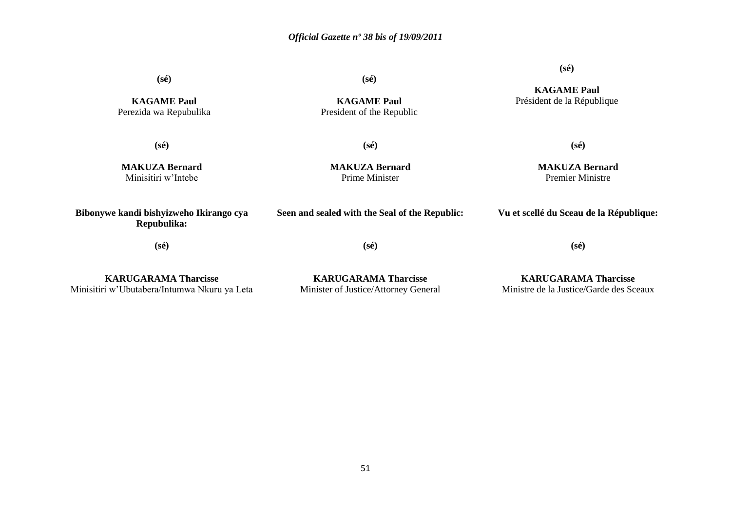(sé)

**KAGAME Paul**
Perezida wa Repubulika

(sé)

**MAKUZA Bernard**
Minisitiri w'Intebe

**Bibonywe kandi bishyizweho Ikirango cya Repubulika:**

(sé)

**KARUGARAMA Tharcisse**
Minisitiri w'Ubutabera/Intumwa Nkuru ya Leta

(sé)

**KAGAME Paul**
President of the Republic

(sé)

**MAKUZA Bernard**
Prime Minister

**Seen and sealed with the Seal of the Republic:**

(sé)

**KARUGARAMA Tharcisse**
Minister of Justice/Attorney General

(sé)

**KAGAME Paul**
Président de la République

(sé)

**MAKUZA Bernard**
Premier Ministre

**Vu et scellé du Sceau de la République:**

(sé)

**KARUGARAMA Tharcisse**
Ministre de la Justice/Garde des Sceaux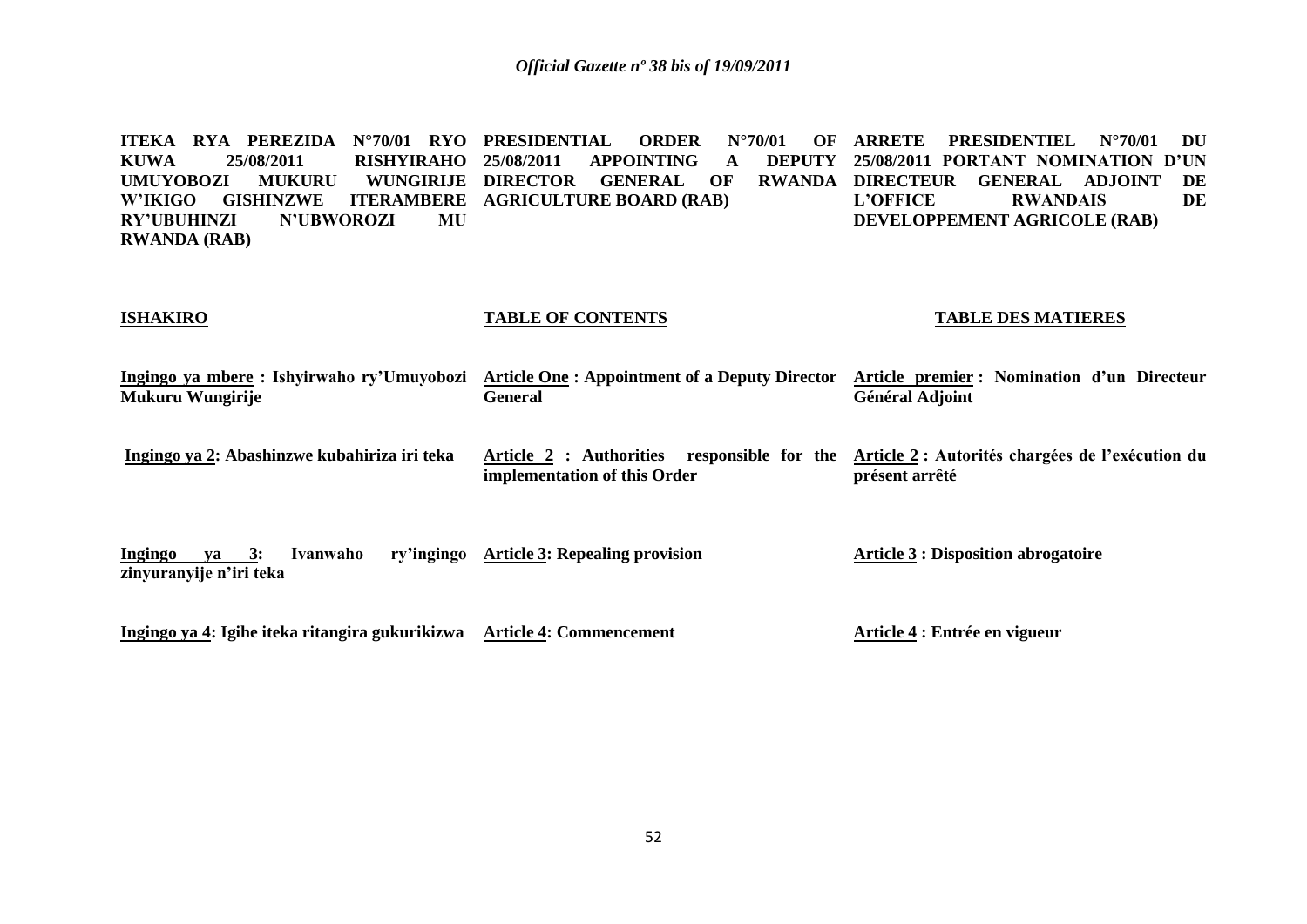**ITEKA RYA PEREZIDA N°70/01 RYO KUWA 25/08/2011 RISHYIRAHO UMUYOBOZI MUKURU WUNGIRIJE W'IKIGO GISHINZWE ITERAMBERE RY'UBUHINZI N'UBWOROZI MU RWANDA (RAB)**

**ISHAKIRO**

**Ingingo ya mbere : Ishyirwaho ry'Umuyobozi Mukuru Wungirije**

**Ingingo ya 2: Abashinzwe kubahiriza iri teka**

**Ingingo ya 3: Ivanwaho ry'ingingo zinyuranyije n'iri teka**

**Ingingo ya 4: Igihe iteka ritangira gukurikizwa**

**PRESIDENTIAL ORDER N°70/01 OF 25/08/2011 APPOINTING A DEPUTY DIRECTOR GENERAL OF RWANDA AGRICULTURE BOARD (RAB)**

**TABLE OF CONTENTS**

**Article One : Appointment of a Deputy Director General**

**Article 2 : Authorities responsible for the implementation of this Order**

**Article 3: Repealing provision**

**Article 4: Commencement**

**ARRETE PRESIDENTIEL N°70/01 DU 25/08/2011 PORTANT NOMINATION D'UN DIRECTEUR GENERAL ADJOINT DE L'OFFICE RWANDAIS DE DEVELOPPEMENT AGRICOLE (RAB)**

**TABLE DES MATIERES**

**Article premier : Nomination d'un Directeur Général Adjoint**

**Article 2 : Autorités chargées de l'exécution du présent arrêté**

**Article 3 : Disposition abrogatoire**

**Article 4 : Entrée en vigueur**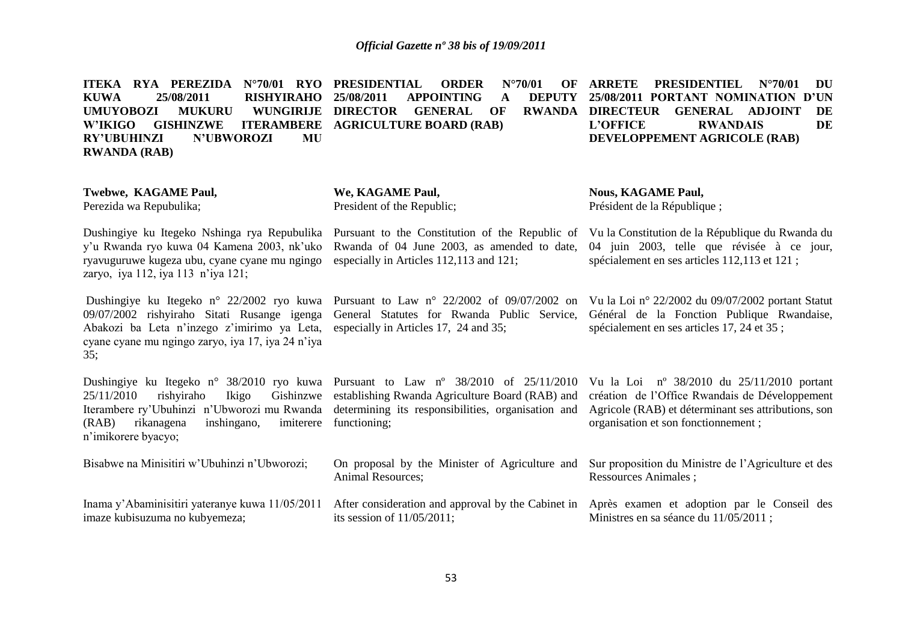**ITEKA RYA PEREZIDA N°70/01 RYO KUWA 25/08/2011 RISHYIRAHO UMUYOBOZI MUKURU WUNGIRIJE W'IKIGO GISHINZWE ITERAMBERE RY'UBUHINZI N'UBWOROZI MU RWANDA (RAB)**

**Twebwe, KAGAME Paul,**
Perezida wa Repubulika;

Dushingiye ku Itegeko Nshinga rya Repubulika y'u Rwanda ryo kuwa 04 Kamena 2003, nk'uko ryavuguruwe kugeza ubu, cyane cyane mu ngingo zaryo, iya 112, iya 113 n'iya 121;

Dushingiye ku Itegeko n° 22/2002 ryo kuwa 09/07/2002 rishyiraho Sitati Rusange igenga Abakozi ba Leta n'inzego z'imirimo ya Leta, cyane cyane mu ngingo zaryo, iya 17, iya 24 n'iya 35;

Dushingiye ku Itegeko n° 38/2010 ryo kuwa 25/11/2010 rishyiraho Ikigo Gishinzwe Iterambere ry'Ubuhinzi n'Ubworozi mu Rwanda (RAB) rikanagena inshingano, imiterere n'imikorere byacyo;

Bisabwe na Minisitiri w'Ubuhinzi n'Ubworozi;

Inama y'Abaminisitiri yateranye kuwa 11/05/2011 imaze kubisuzuma no kubyemeza;

**PRESIDENTIAL ORDER N°70/01 OF 25/08/2011 APPOINTING A DEPUTY DIRECTOR GENERAL OF RWANDA AGRICULTURE BOARD (RAB)**

**We, KAGAME Paul,**
President of the Republic;

Pursuant to the Constitution of the Republic of Rwanda of 04 June 2003, as amended to date, especially in Articles 112,113 and 121;

Pursuant to Law n° 22/2002 of 09/07/2002 on General Statutes for Rwanda Public Service, especially in Articles 17, 24 and 35;

Pursuant to Law nº 38/2010 of 25/11/2010 establishing Rwanda Agriculture Board (RAB) and determining its responsibilities, organisation and functioning;

On proposal by the Minister of Agriculture and Animal Resources;

After consideration and approval by the Cabinet in its session of 11/05/2011;

**ARRETE PRESIDENTIEL N°70/01 DU 25/08/2011 PORTANT NOMINATION D'UN DIRECTEUR GENERAL ADJOINT DE L'OFFICE RWANDAIS DE DEVELOPPEMENT AGRICOLE (RAB)**

**Nous, KAGAME Paul,**
Président de la République ;

Vu la Constitution de la République du Rwanda du 04 juin 2003, telle que révisée à ce jour, spécialement en ses articles 112,113 et 121 ;

Vu la Loi n° 22/2002 du 09/07/2002 portant Statut Général de la Fonction Publique Rwandaise, spécialement en ses articles 17, 24 et 35 ;

Vu la Loi nº 38/2010 du 25/11/2010 portant création de l'Office Rwandais de Développement Agricole (RAB) et déterminant ses attributions, son organisation et son fonctionnement ;

Sur proposition du Ministre de l'Agriculture et des Ressources Animales ;

Après examen et adoption par le Conseil des Ministres en sa séance du 11/05/2011 ;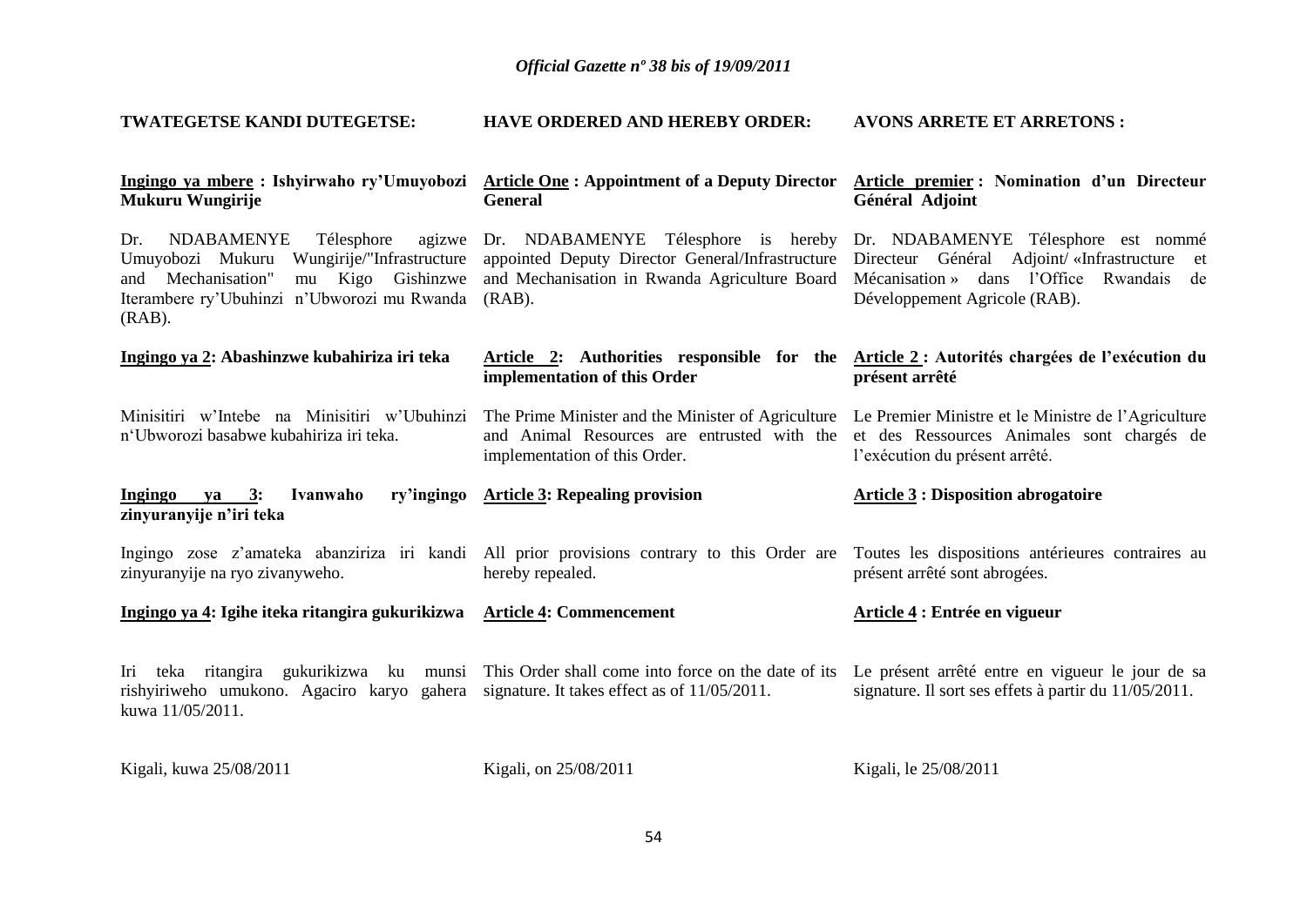**TWATEGETSE KANDI DUTEGETSE:**

**Ingingo ya mbere : Ishyirwaho ry'Umuyobozi Mukuru Wungirije**

Dr. NDABAMENYE Télesphore agizwe Umuyobozi Mukuru Wungirije/"Infrastructure and Mechanisation" mu Kigo Gishinzwe Iterambere ry'Ubuhinzi n'Ubworozi mu Rwanda (RAB).

**Ingingo ya 2: Abashinzwe kubahiriza iri teka**

Minisitiri w'Intebe na Minisitiri w'Ubuhinzi n'Ubworozi basabwe kubahiriza iri teka.

**Ingingo ya 3: Ivanwaho ry'ingingo zinyuranyije n'iri teka**

Ingingo zose z'amateka abanziriza iri kandi zinyuranyije na ryo zivanyweho.

**Ingingo ya 4: Igihe iteka ritangira gukurikizwa**

Iri teka ritangira gukurikizwa ku munsi rishyiriweho umukono. Agaciro karyo gahera kuwa 11/05/2011.

Kigali, kuwa 25/08/2011

**HAVE ORDERED AND HEREBY ORDER:**

**Article One : Appointment of a Deputy Director General**

Dr. NDABAMENYE Télesphore is hereby appointed Deputy Director General/Infrastructure and Mechanisation in Rwanda Agriculture Board (RAB).

**Article 2: Authorities responsible for the implementation of this Order**

The Prime Minister and the Minister of Agriculture and Animal Resources are entrusted with the implementation of this Order.

**Article 3: Repealing provision**

All prior provisions contrary to this Order are hereby repealed.

**Article 4: Commencement**

This Order shall come into force on the date of its signature. It takes effect as of 11/05/2011.

Kigali, on 25/08/2011

**AVONS ARRETE ET ARRETONS :**

**Article premier : Nomination d'un Directeur Général Adjoint**

Dr. NDABAMENYE Télesphore est nommé Directeur Général Adjoint/ «Infrastructure et Mécanisation » dans l'Office Rwandais de Développement Agricole (RAB).

**Article 2 : Autorités chargées de l'exécution du présent arrêté**

Le Premier Ministre et le Ministre de l'Agriculture et des Ressources Animales sont chargés de l'exécution du présent arrêté.

**Article 3 : Disposition abrogatoire**

Toutes les dispositions antérieures contraires au présent arrêté sont abrogées.

**Article 4 : Entrée en vigueur**

Le présent arrêté entre en vigueur le jour de sa signature. Il sort ses effets à partir du 11/05/2011.

Kigali, le 25/08/2011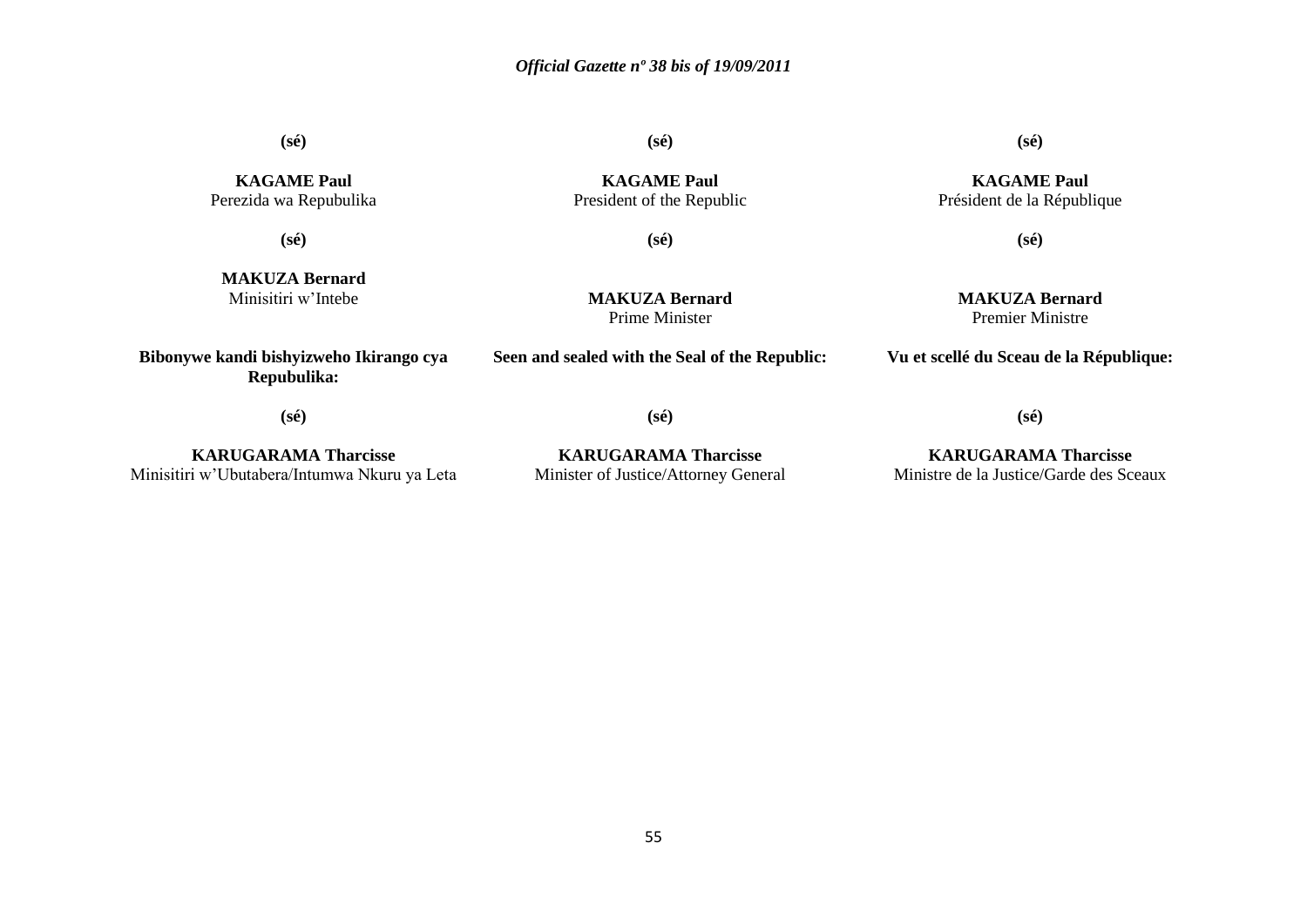**(sé)**

**KAGAME Paul**
Perezida wa Repubulika

**(sé)**

**MAKUZA Bernard**
Minisitiri w'Intebe

**Bibonywe kandi bishyizweho Ikirango cya Repubulika:**

**(sé)**

**KARUGARAMA Tharcisse**
Minisitiri w'Ubutabera/Intumwa Nkuru ya Leta

**(sé)**

**KAGAME Paul**
President of the Republic

**(sé)**

**MAKUZA Bernard**
Prime Minister

**Seen and sealed with the Seal of the Republic:**

**(sé)**

**KARUGARAMA Tharcisse**
Minister of Justice/Attorney General

**(sé)**

**KAGAME Paul**
Président de la République

**(sé)**

**MAKUZA Bernard**
Premier Ministre

**Vu et scellé du Sceau de la République:**

**(sé)**

**KARUGARAMA Tharcisse**
Ministre de la Justice/Garde des Sceaux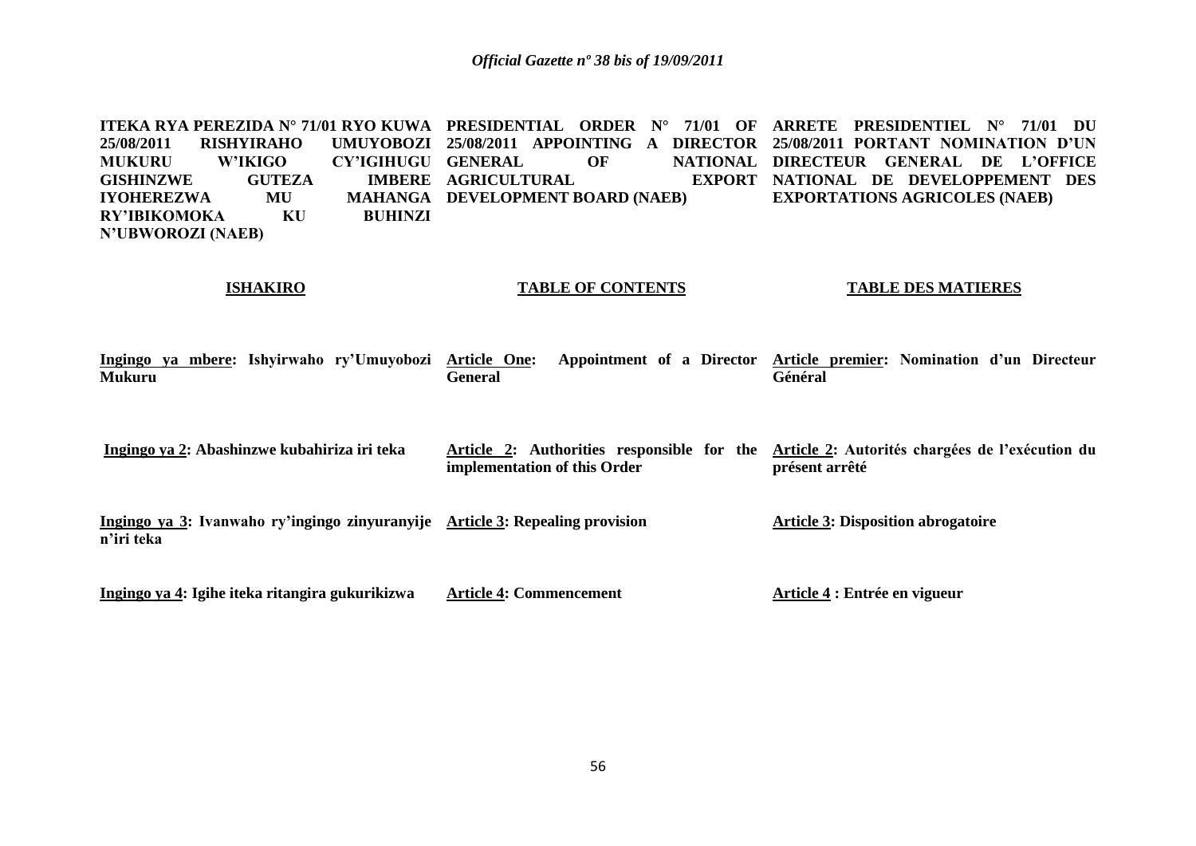**ITEKA RYA PEREZIDA N° 71/01 RYO KUWA 25/08/2011 RISHYIRAHO UMUYOBOZI MUKURU W'IKIGO CY'IGIHUGU GISHINZWE GUTEZA IMBERE IYOHEREZWA MU MAHANGA RY'IBIKOMOKA KU BUHINZI N'UBWOROZI (NAEB)**

**ISHAKIRO**

**Ingingo ya mbere: Ishyirwaho ry'Umuyobozi Mukuru**

**Ingingo ya 2: Abashinzwe kubahiriza iri teka**

**Ingingo ya 3: Ivanwaho ry'ingingo zinyuranyije n'iri teka**

**Ingingo ya 4: Igihe iteka ritangira gukurikizwa**

**PRESIDENTIAL ORDER N° 71/01 OF 25/08/2011 APPOINTING A DIRECTOR GENERAL OF NATIONAL AGRICULTURAL EXPORT DEVELOPMENT BOARD (NAEB)**

**TABLE OF CONTENTS**

**Article One: Appointment of a Director General**

**Article 2: Authorities responsible for the implementation of this Order**

**Article 3: Repealing provision**

**Article 4: Commencement**

**ARRETE PRESIDENTIEL N° 71/01 DU 25/08/2011 PORTANT NOMINATION D'UN DIRECTEUR GENERAL DE L'OFFICE NATIONAL DE DEVELOPPEMENT DES EXPORTATIONS AGRICOLES (NAEB)**

**TABLE DES MATIERES**

**Article premier: Nomination d'un Directeur Général**

**Article 2: Autorités chargées de l'exécution du présent arrêté**

**Article 3: Disposition abrogatoire**

**Article 4 : Entrée en vigueur**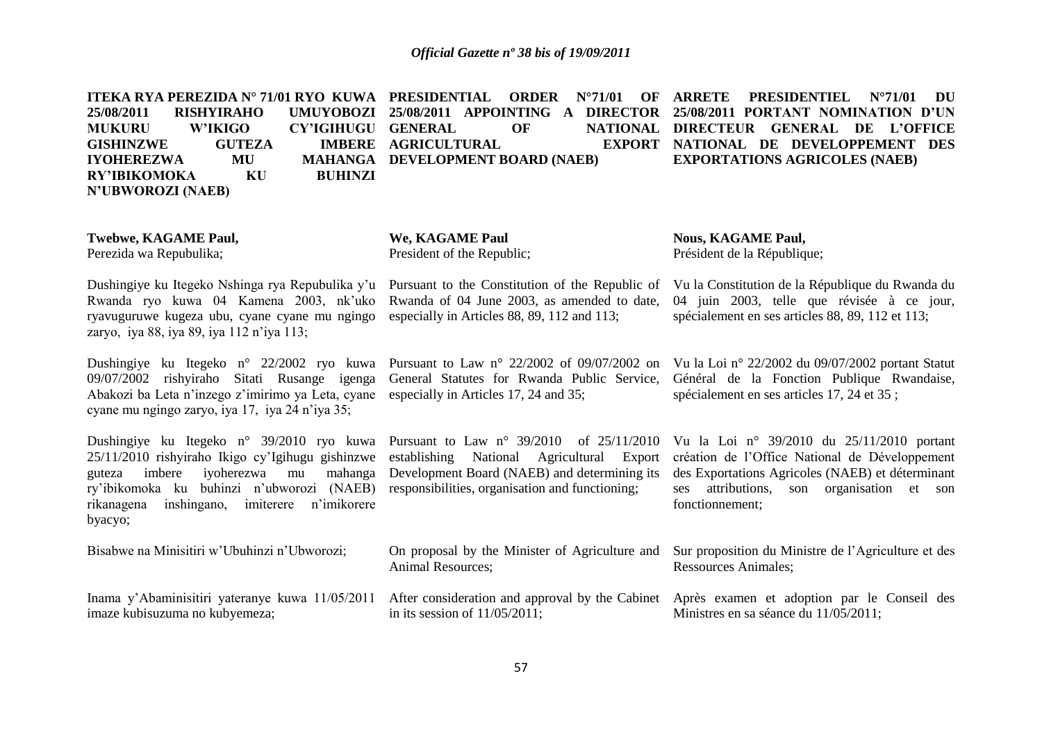**ITEKA RYA PEREZIDA N° 71/01 RYO KUWA 25/08/2011 RISHYIRAHO UMUYOBOZI MUKURU W'IKIGO CY'IGIHUGU GISHINZWE GUTEZA IMBERE IYOHEREZWA MU MAHANGA RY'IBIKOMOKA KU BUHINZI N'UBWOROZI (NAEB)**

**Twebwe, KAGAME Paul,**
Perezida wa Repubulika;

Dushingiye ku Itegeko Nshinga rya Repubulika y'u Rwanda ryo kuwa 04 Kamena 2003, nk'uko ryavuguruwe kugeza ubu, cyane cyane mu ngingo zaryo, iya 88, iya 89, iya 112 n'iya 113;

Dushingiye ku Itegeko n° 22/2002 ryo kuwa 09/07/2002 rishyiraho Sitati Rusange igenga Abakozi ba Leta n'inzego z'imirimo ya Leta, cyane cyane mu ngingo zaryo, iya 17, iya 24 n'iya 35;

Dushingiye ku Itegeko n° 39/2010 ryo kuwa 25/11/2010 rishyiraho Ikigo cy'Igihugu gishinzwe guteza imbere iyoherezwa mu mahanga ry'ibikomoka ku buhinzi n'ubworozi (NAEB) rikanagena inshingano, imiterere n'imikorere byacyo;

Bisabwe na Minisitiri w'Ubuhinzi n'Ubworozi;

Inama y'Abaminisitiri yateranye kuwa 11/05/2011 imaze kubisuzuma no kubyemeza;

**PRESIDENTIAL ORDER N°71/01 OF 25/08/2011 APPOINTING A DIRECTOR GENERAL OF NATIONAL AGRICULTURAL EXPORT DEVELOPMENT BOARD (NAEB)**

**We, KAGAME Paul**
President of the Republic;

Pursuant to the Constitution of the Republic of Rwanda of 04 June 2003, as amended to date, especially in Articles 88, 89, 112 and 113;

Pursuant to Law n° 22/2002 of 09/07/2002 on General Statutes for Rwanda Public Service, especially in Articles 17, 24 and 35;

Pursuant to Law n° 39/2010 of 25/11/2010 establishing National Agricultural Export Development Board (NAEB) and determining its responsibilities, organisation and functioning;

On proposal by the Minister of Agriculture and Animal Resources;

After consideration and approval by the Cabinet in its session of 11/05/2011;

**ARRETE PRESIDENTIEL N°71/01 DU 25/08/2011 PORTANT NOMINATION D'UN DIRECTEUR GENERAL DE L'OFFICE NATIONAL DE DEVELOPPEMENT DES EXPORTATIONS AGRICOLES (NAEB)**

**Nous, KAGAME Paul,**
Président de la République;

Vu la Constitution de la République du Rwanda du 04 juin 2003, telle que révisée à ce jour, spécialement en ses articles 88, 89, 112 et 113;

Vu la Loi n° 22/2002 du 09/07/2002 portant Statut Général de la Fonction Publique Rwandaise, spécialement en ses articles 17, 24 et 35 ;

Vu la Loi n° 39/2010 du 25/11/2010 portant création de l'Office National de Développement des Exportations Agricoles (NAEB) et déterminant ses attributions, son organisation et son fonctionnement;

Sur proposition du Ministre de l'Agriculture et des Ressources Animales;

Après examen et adoption par le Conseil des Ministres en sa séance du 11/05/2011;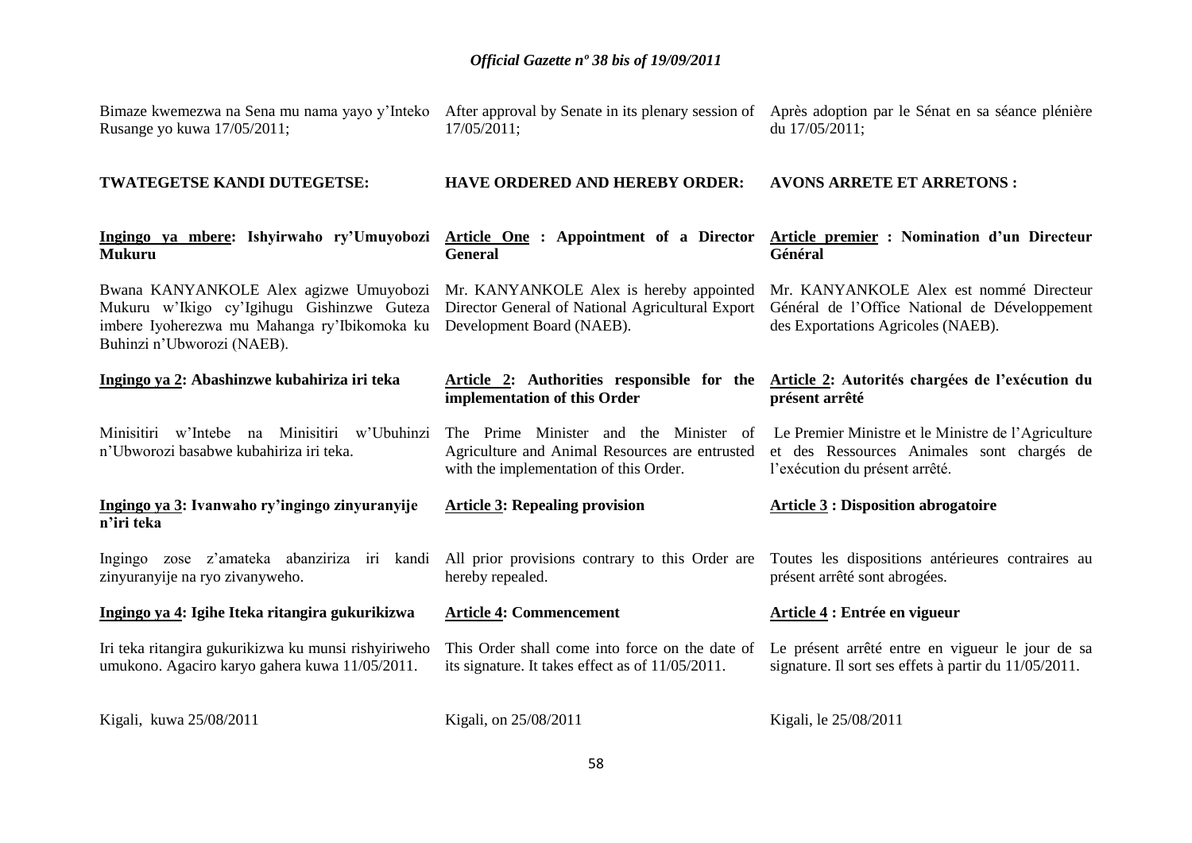Bimaze kwemezwa na Sena mu nama yayo y'Inteko Rusange yo kuwa 17/05/2011;

**TWATEGETSE KANDI DUTEGETSE:**

**Ingingo ya mbere: Ishyirwaho ry'Umuyobozi Mukuru**

Bwana KANYANKOLE Alex agizwe Umuyobozi Mukuru w'Ikigo cy'Igihugu Gishinzwe Guteza imbere Iyoherezwa mu Mahanga ry'Ibikomoka ku Buhinzi n'Ubworozi (NAEB).

**Ingingo ya 2: Abashinzwe kubahiriza iri teka**

Minisitiri w'Intebe na Minisitiri w'Ubuhinzi n'Ubworozi basabwe kubahiriza iri teka.

**Ingingo ya 3: Ivanwaho ry'ingingo zinyuranyije n'iri teka**

Ingingo zose z'amateka abanziriza iri kandi zinyuranyije na ryo zivanyweho.

**Ingingo ya 4: Igihe Iteka ritangira gukurikizwa**

Iri teka ritangira gukurikizwa ku munsi rishyiriweho umukono. Agaciro karyo gahera kuwa 11/05/2011.

Kigali, kuwa 25/08/2011

After approval by Senate in its plenary session of 17/05/2011;

**HAVE ORDERED AND HEREBY ORDER:**

**Article One : Appointment of a Director General**

Mr. KANYANKOLE Alex is hereby appointed Director General of National Agricultural Export Development Board (NAEB).

**Article 2: Authorities responsible for the implementation of this Order**

The Prime Minister and the Minister of Agriculture and Animal Resources are entrusted with the implementation of this Order.

**Article 3: Repealing provision**

All prior provisions contrary to this Order are hereby repealed.

**Article 4: Commencement**

This Order shall come into force on the date of its signature. It takes effect as of 11/05/2011.

Kigali, on 25/08/2011

Après adoption par le Sénat en sa séance plénière du 17/05/2011;

**AVONS ARRETE ET ARRETONS :**

**Article premier : Nomination d'un Directeur Général**

Mr. KANYANKOLE Alex est nommé Directeur Général de l'Office National de Développement des Exportations Agricoles (NAEB).

**Article 2: Autorités chargées de l'exécution du présent arrêté**

Le Premier Ministre et le Ministre de l'Agriculture et des Ressources Animales sont chargés de l'exécution du présent arrêté.

**Article 3 : Disposition abrogatoire**

Toutes les dispositions antérieures contraires au présent arrêté sont abrogées.

**Article 4 : Entrée en vigueur**

Le présent arrêté entre en vigueur le jour de sa signature. Il sort ses effets à partir du 11/05/2011.

Kigali, le 25/08/2011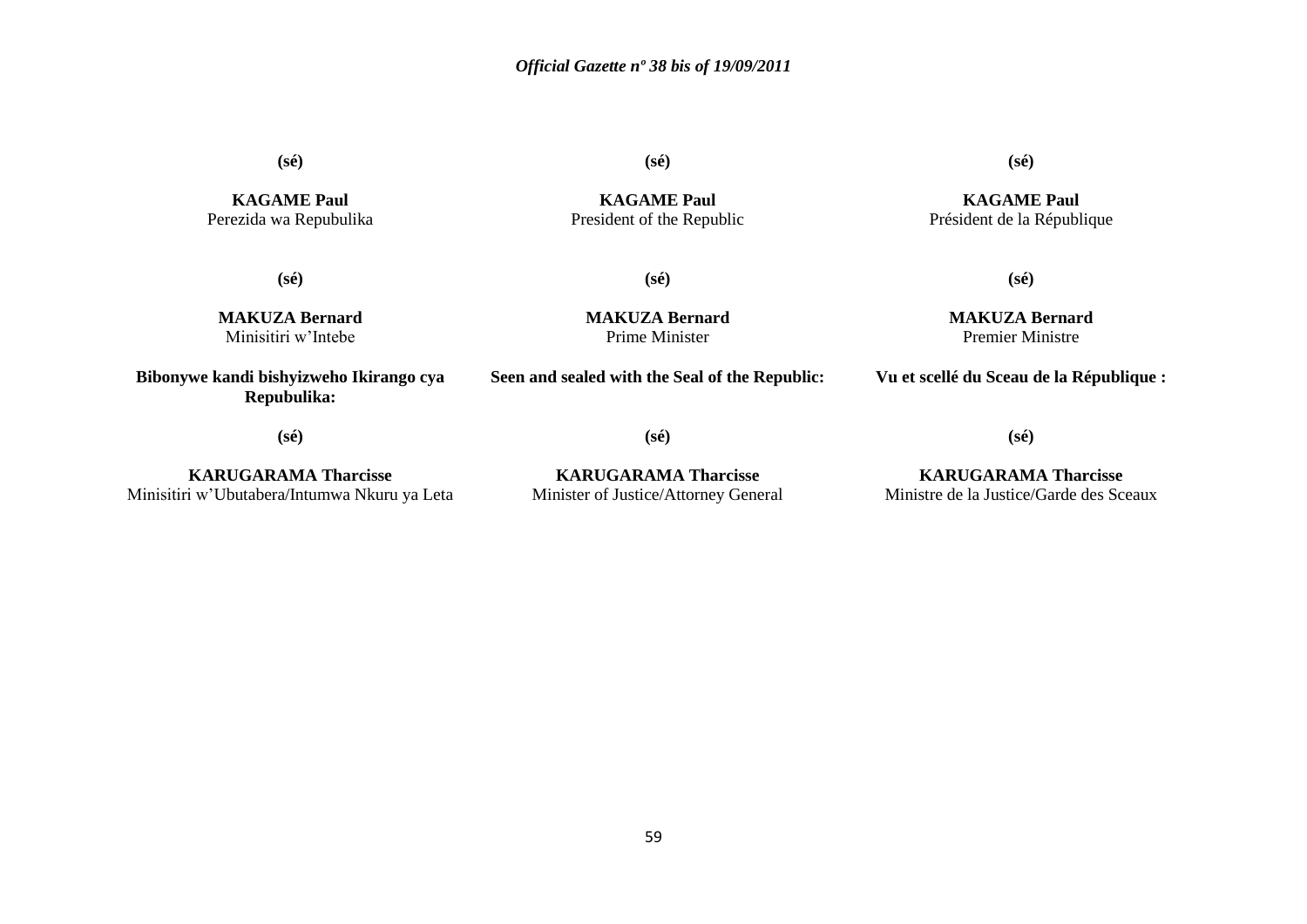**(sé)**

**KAGAME Paul**
Perezida wa Repubulika

**(sé)**

**MAKUZA Bernard**
Minisitiri w'Intebe

**Bibonywe kandi bishyizweho Ikirango cya Repubulika:**

**(sé)**

**KARUGARAMA Tharcisse**
Minisitiri w'Ubutabera/Intumwa Nkuru ya Leta

**(sé)**

**KAGAME Paul**
President of the Republic

**(sé)**

**MAKUZA Bernard**
Prime Minister

**Seen and sealed with the Seal of the Republic:**

**(sé)**

**KARUGARAMA Tharcisse**
Minister of Justice/Attorney General

**(sé)**

**KAGAME Paul**
Président de la République

**(sé)**

**MAKUZA Bernard**
Premier Ministre

**Vu et scellé du Sceau de la République :**

**(sé)**

**KARUGARAMA Tharcisse**
Ministre de la Justice/Garde des Sceaux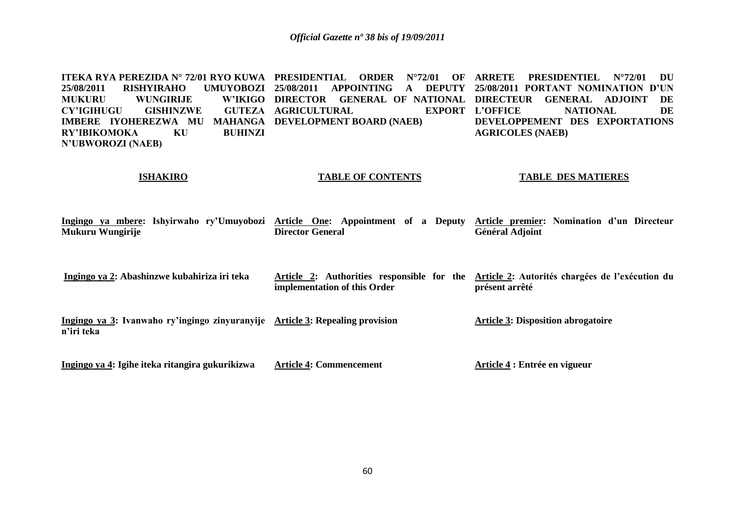**ITEKA RYA PEREZIDA N° 72/01 RYO KUWA 25/08/2011 RISHYIRAHO UMUYOBOZI MUKURU WUNGIRIJE W'IKIGO CY'IGIHUGU GISHINZWE GUTEZA IMBERE IYOHEREZWA MU MAHANGA RY'IBIKOMOKA KU BUHINZI N'UBWOROZI (NAEB)**

**ISHAKIRO**

**Ingingo ya mbere: Ishyirwaho ry'Umuyobozi Mukuru Wungirije**

**Ingingo ya 2: Abashinzwe kubahiriza iri teka**

**Ingingo ya 3: Ivanwaho ry'ingingo zinyuranyije n'iri teka**

**Ingingo ya 4: Igihe iteka ritangira gukurikizwa**

**PRESIDENTIAL ORDER N°72/01 OF 25/08/2011 APPOINTING A DEPUTY DIRECTOR GENERAL OF NATIONAL AGRICULTURAL EXPORT DEVELOPMENT BOARD (NAEB)**

**TABLE OF CONTENTS**

**Article One: Appointment of a Deputy Director General**

**Article 2: Authorities responsible for the implementation of this Order**

**Article 3: Repealing provision**

**Article 4: Commencement**

**ARRETE PRESIDENTIEL N°72/01 DU 25/08/2011 PORTANT NOMINATION D'UN DIRECTEUR GENERAL ADJOINT DE L'OFFICE NATIONAL DE DEVELOPPEMENT DES EXPORTATIONS AGRICOLES (NAEB)**

**TABLE DES MATIERES**

**Article premier: Nomination d'un Directeur Général Adjoint**

**Article 2: Autorités chargées de l'exécution du présent arrêté**

**Article 3: Disposition abrogatoire**

**Article 4 : Entrée en vigueur**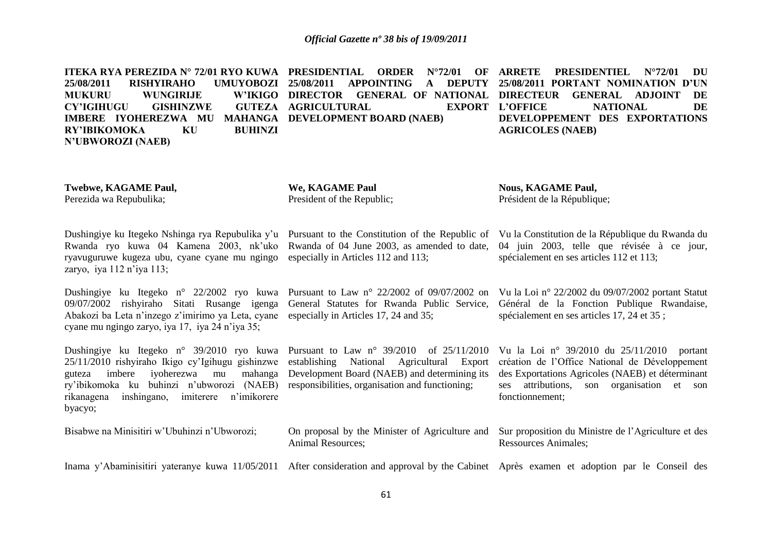**ITEKA RYA PEREZIDA N° 72/01 RYO KUWA 25/08/2011 RISHYIRAHO UMUYOBOZI MUKURU WUNGIRIJE W'IKIGO CY'IGIHUGU GISHINZWE GUTEZA IMBERE IYOHEREZWA MU MAHANGA RY'IBIKOMOKA KU BUHINZI N'UBWOROZI (NAEB)**

**Twebwe, KAGAME Paul,**
Perezida wa Repubulika;

Dushingiye ku Itegeko Nshinga rya Repubulika y'u Rwanda ryo kuwa 04 Kamena 2003, nk'uko ryavuguruwe kugeza ubu, cyane cyane mu ngingo zaryo, iya 112 n'iya 113;

Dushingiye ku Itegeko n° 22/2002 ryo kuwa 09/07/2002 rishyiraho Sitati Rusange igenga Abakozi ba Leta n'inzego z'imirimo ya Leta, cyane cyane mu ngingo zaryo, iya 17, iya 24 n'iya 35;

Dushingiye ku Itegeko n° 39/2010 ryo kuwa 25/11/2010 rishyiraho Ikigo cy'Igihugu gishinzwe guteza imbere iyoherezwa mu mahanga ry'ibikomoka ku buhinzi n'ubworozi (NAEB) rikanagena inshingano, imiterere n'imikorere byacyo;

Bisabwe na Minisitiri w'Ubuhinzi n'Ubworozi;

Inama y'Abaminisitiri yateranye kuwa 11/05/2011

**PRESIDENTIAL ORDER N°72/01 OF 25/08/2011 APPOINTING A DEPUTY DIRECTOR GENERAL OF NATIONAL AGRICULTURAL EXPORT DEVELOPMENT BOARD (NAEB)**

**We, KAGAME Paul**
President of the Republic;

Pursuant to the Constitution of the Republic of Rwanda of 04 June 2003, as amended to date, especially in Articles 112 and 113;

Pursuant to Law n° 22/2002 of 09/07/2002 on General Statutes for Rwanda Public Service, especially in Articles 17, 24 and 35;

Pursuant to Law n° 39/2010 of 25/11/2010 establishing National Agricultural Export Development Board (NAEB) and determining its responsibilities, organisation and functioning;

On proposal by the Minister of Agriculture and Animal Resources;

After consideration and approval by the Cabinet

**ARRETE PRESIDENTIEL N°72/01 DU 25/08/2011 PORTANT NOMINATION D'UN DIRECTEUR GENERAL ADJOINT DE L'OFFICE NATIONAL DE DEVELOPPEMENT DES EXPORTATIONS AGRICOLES (NAEB)**

**Nous, KAGAME Paul,**
Président de la République;

Vu la Constitution de la République du Rwanda du 04 juin 2003, telle que révisée à ce jour, spécialement en ses articles 112 et 113;

Vu la Loi n° 22/2002 du 09/07/2002 portant Statut Général de la Fonction Publique Rwandaise, spécialement en ses articles 17, 24 et 35 ;

Vu la Loi n° 39/2010 du 25/11/2010 portant création de l'Office National de Développement des Exportations Agricoles (NAEB) et déterminant ses attributions, son organisation et son fonctionnement;

Sur proposition du Ministre de l'Agriculture et des Ressources Animales;

Après examen et adoption par le Conseil des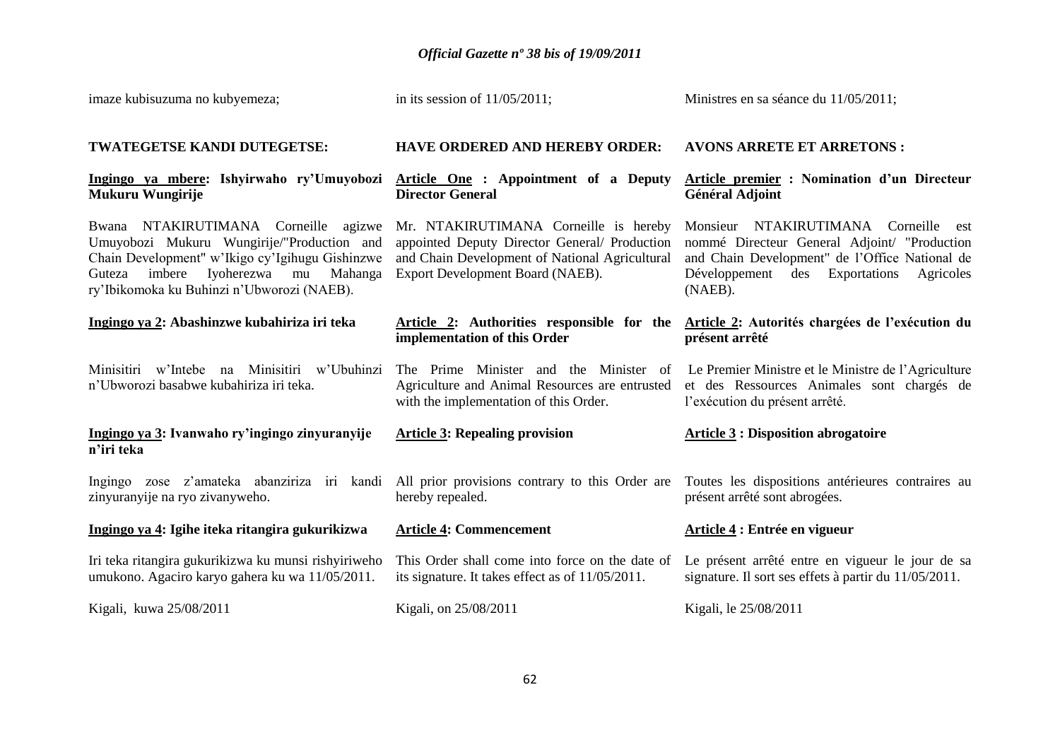imaze kubisuzuma no kubyemeza;

**TWATEGETSE KANDI DUTEGETSE:**

**Ingingo ya mbere: Ishyirwaho ry'Umuyobozi Mukuru Wungirije**

Bwana NTAKIRUTIMANA Corneille agizwe Umuyobozi Mukuru Wungirije/"Production and Chain Development" w'Ikigo cy'Igihugu Gishinzwe Guteza imbere Iyoherezwa mu Mahanga ry'Ibikomoka ku Buhinzi n'Ubworozi (NAEB).

**Ingingo ya 2: Abashinzwe kubahiriza iri teka**

Minisitiri w'Intebe na Minisitiri w'Ubuhinzi n'Ubworozi basabwe kubahiriza iri teka.

**Ingingo ya 3: Ivanwaho ry'ingingo zinyuranyije n'iri teka**

Ingingo zose z'amateka abanziriza iri kandi zinyuranyije na ryo zivanyweho.

**Ingingo ya 4: Igihe iteka ritangira gukurikizwa**

Iri teka ritangira gukurikizwa ku munsi rishyiriweho umukono. Agaciro karyo gahera ku wa 11/05/2011.

Kigali, kuwa 25/08/2011

in its session of 11/05/2011;

**HAVE ORDERED AND HEREBY ORDER:**

**Article One : Appointment of a Deputy Director General**

Mr. NTAKIRUTIMANA Corneille is hereby appointed Deputy Director General/ Production and Chain Development of National Agricultural Export Development Board (NAEB).

**Article 2: Authorities responsible for the implementation of this Order**

The Prime Minister and the Minister of Agriculture and Animal Resources are entrusted with the implementation of this Order.

**Article 3: Repealing provision**

All prior provisions contrary to this Order are hereby repealed.

**Article 4: Commencement**

This Order shall come into force on the date of its signature. It takes effect as of 11/05/2011.

Kigali, on 25/08/2011

Ministres en sa séance du 11/05/2011;

**AVONS ARRETE ET ARRETONS :**

**Article premier : Nomination d'un Directeur Général Adjoint**

Monsieur NTAKIRUTIMANA Corneille est nommé Directeur General Adjoint/ "Production and Chain Development" de l'Office National de Développement des Exportations Agricoles (NAEB).

**Article 2: Autorités chargées de l'exécution du présent arrêté**

Le Premier Ministre et le Ministre de l'Agriculture et des Ressources Animales sont chargés de l'exécution du présent arrêté.

**Article 3 : Disposition abrogatoire**

Toutes les dispositions antérieures contraires au présent arrêté sont abrogées.

**Article 4 : Entrée en vigueur**

Le présent arrêté entre en vigueur le jour de sa signature. Il sort ses effets à partir du 11/05/2011.

Kigali, le 25/08/2011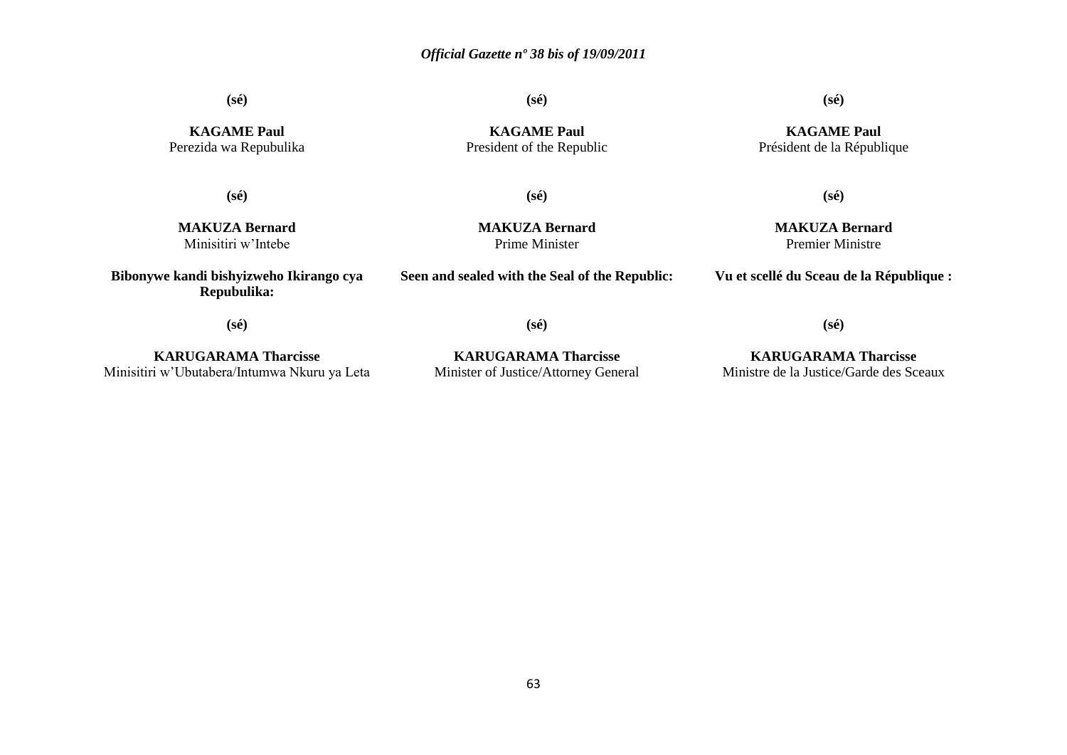**(sé)**

**KAGAME Paul**
Perezida wa Repubulika

**(sé)**

**MAKUZA Bernard**
Minisitiri w'Intebe

**Bibonywe kandi bishyizweho Ikirango cya Repubulika:**

**(sé)**

**KARUGARAMA Tharcisse**
Minisitiri w'Ubutabera/Intumwa Nkuru ya Leta

**(sé)**

**KAGAME Paul**
President of the Republic

**(sé)**

**MAKUZA Bernard**
Prime Minister

**Seen and sealed with the Seal of the Republic:**

**(sé)**

**KARUGARAMA Tharcisse**
Minister of Justice/Attorney General

**(sé)**

**KAGAME Paul**
Président de la République

**(sé)**

**MAKUZA Bernard**
Premier Ministre

**Vu et scellé du Sceau de la République :**

**(sé)**

**KARUGARAMA Tharcisse**
Ministre de la Justice/Garde des Sceaux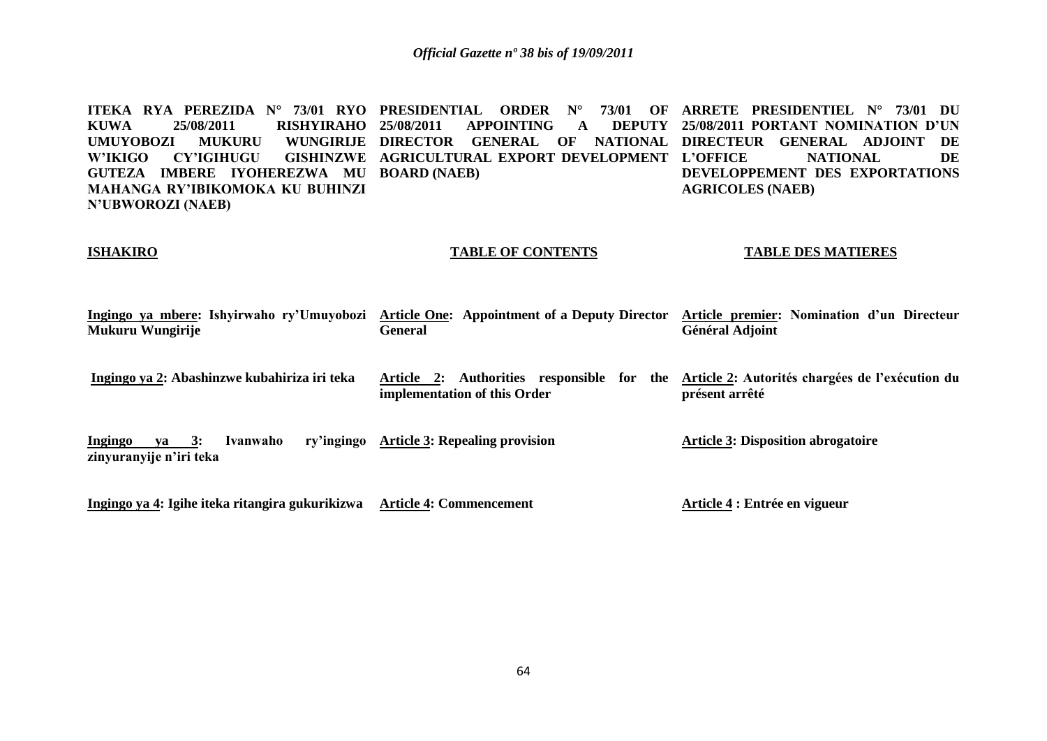**ITEKA RYA PEREZIDA N° 73/01 RYO KUWA 25/08/2011 RISHYIRAHO UMUYOBOZI MUKURU WUNGIRIJE W'IKIGO CY'IGIHUGU GISHINZWE GUTEZA IMBERE IYOHEREZWA MU MAHANGA RY'IBIKOMOKA KU BUHINZI N'UBWOROZI (NAEB)**

**ISHAKIRO**

**Ingingo ya mbere: Ishyirwaho ry'Umuyobozi Mukuru Wungirije**

**Ingingo ya 2: Abashinzwe kubahiriza iri teka**

**Ingingo ya 3: Ivanwaho ry'ingingo zinyuranyije n'iri teka**

**Ingingo ya 4: Igihe iteka ritangira gukurikizwa**

**PRESIDENTIAL ORDER N° 73/01 OF 25/08/2011 APPOINTING A DEPUTY DIRECTOR GENERAL OF NATIONAL AGRICULTURAL EXPORT DEVELOPMENT BOARD (NAEB)**

**TABLE OF CONTENTS**

**Article One: Appointment of a Deputy Director General**

**Article 2: Authorities responsible for the implementation of this Order**

**Article 3: Repealing provision**

**Article 4: Commencement**

**ARRETE PRESIDENTIEL N° 73/01 DU 25/08/2011 PORTANT NOMINATION D'UN DIRECTEUR GENERAL ADJOINT DE L'OFFICE NATIONAL DE DEVELOPPEMENT DES EXPORTATIONS AGRICOLES (NAEB)**

**TABLE DES MATIERES**

**Article premier: Nomination d'un Directeur Général Adjoint**

**Article 2: Autorités chargées de l'exécution du présent arrêté**

**Article 3: Disposition abrogatoire**

**Article 4 : Entrée en vigueur**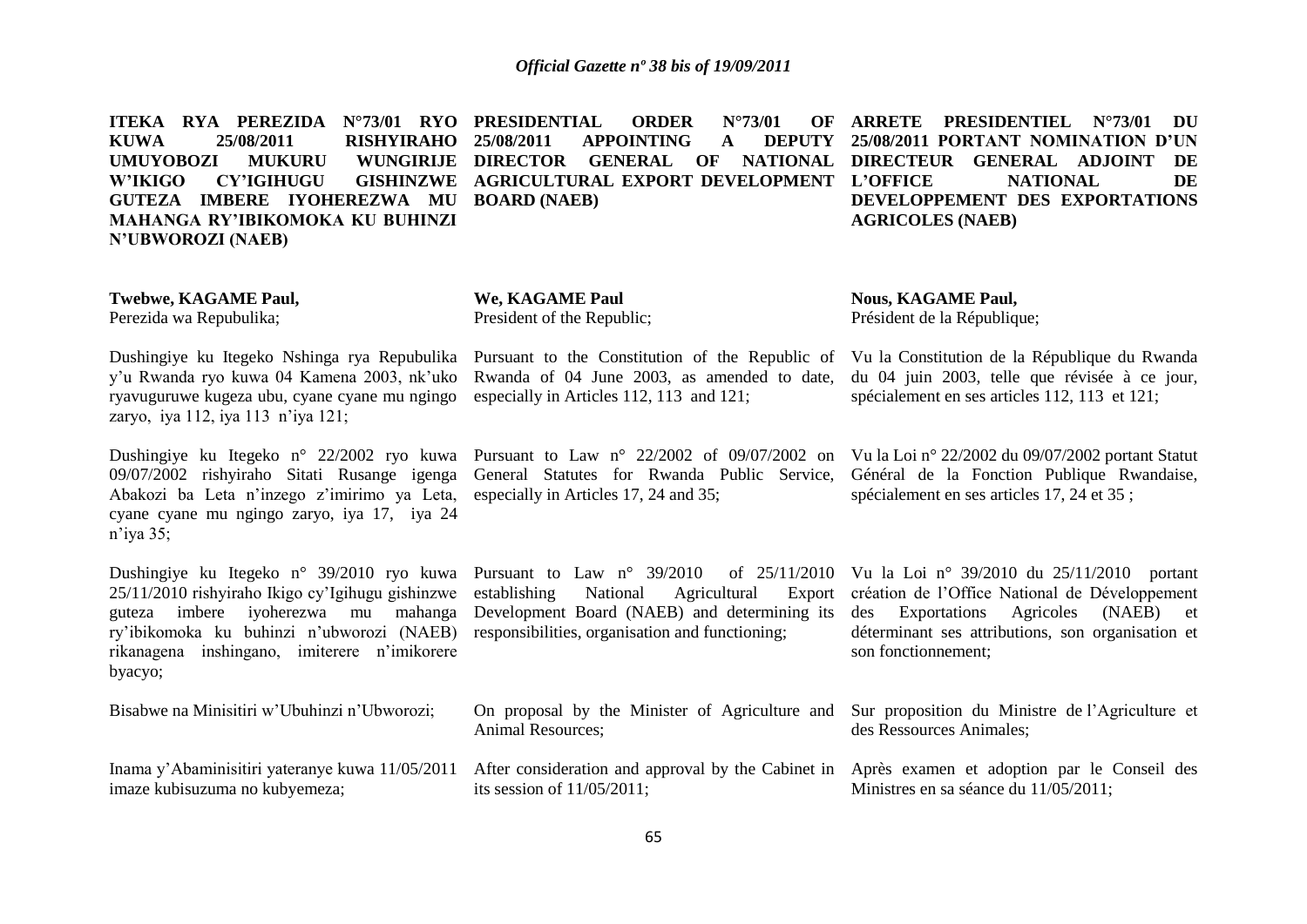**ITEKA RYA PEREZIDA N°73/01 RYO KUWA 25/08/2011 RISHYIRAHO UMUYOBOZI MUKURU WUNGIRIJE W'IKIGO CY'IGIHUGU GISHINZWE GUTEZA IMBERE IYOHEREZWA MU MAHANGA RY'IBIKOMOKA KU BUHINZI N'UBWOROZI (NAEB)**

**Twebwe, KAGAME Paul,**
Perezida wa Repubulika;

Dushingiye ku Itegeko Nshinga rya Repubulika y'u Rwanda ryo kuwa 04 Kamena 2003, nk'uko ryavuguruwe kugeza ubu, cyane cyane mu ngingo zaryo, iya 112, iya 113 n'iya 121;

Dushingiye ku Itegeko n° 22/2002 ryo kuwa 09/07/2002 rishyiraho Sitati Rusange igenga Abakozi ba Leta n'inzego z'imirimo ya Leta, cyane cyane mu ngingo zaryo, iya 17, iya 24 n'iya 35;

Dushingiye ku Itegeko n° 39/2010 ryo kuwa 25/11/2010 rishyiraho Ikigo cy'Igihugu gishinzwe guteza imbere iyoherezwa mu mahanga ry'ibikomoka ku buhinzi n'ubworozi (NAEB) rikanagena inshingano, imiterere n'imikorere byacyo;

Bisabwe na Minisitiri w'Ubuhinzi n'Ubworozi;

Inama y'Abaminisitiri yateranye kuwa 11/05/2011 imaze kubisuzuma no kubyemeza;

**PRESIDENTIAL ORDER N°73/01 OF 25/08/2011 APPOINTING A DEPUTY DIRECTOR GENERAL OF NATIONAL AGRICULTURAL EXPORT DEVELOPMENT BOARD (NAEB)**

**We, KAGAME Paul**
President of the Republic;

Pursuant to the Constitution of the Republic of Rwanda of 04 June 2003, as amended to date, especially in Articles 112, 113 and 121;

Pursuant to Law n° 22/2002 of 09/07/2002 on General Statutes for Rwanda Public Service, especially in Articles 17, 24 and 35;

Pursuant to Law n° 39/2010 of 25/11/2010 establishing National Agricultural Export Development Board (NAEB) and determining its responsibilities, organisation and functioning;

On proposal by the Minister of Agriculture and Animal Resources;

After consideration and approval by the Cabinet in its session of 11/05/2011;

**ARRETE PRESIDENTIEL N°73/01 DU 25/08/2011 PORTANT NOMINATION D'UN DIRECTEUR GENERAL ADJOINT DE L'OFFICE NATIONAL DE DEVELOPPEMENT DES EXPORTATIONS AGRICOLES (NAEB)**

**Nous, KAGAME Paul,**
Président de la République;

Vu la Constitution de la République du Rwanda du 04 juin 2003, telle que révisée à ce jour, spécialement en ses articles 112, 113 et 121;

Vu la Loi n° 22/2002 du 09/07/2002 portant Statut Général de la Fonction Publique Rwandaise, spécialement en ses articles 17, 24 et 35 ;

Vu la Loi n° 39/2010 du 25/11/2010 portant création de l'Office National de Développement des Exportations Agricoles (NAEB) et déterminant ses attributions, son organisation et son fonctionnement;

Sur proposition du Ministre de l'Agriculture et des Ressources Animales;

Après examen et adoption par le Conseil des Ministres en sa séance du 11/05/2011;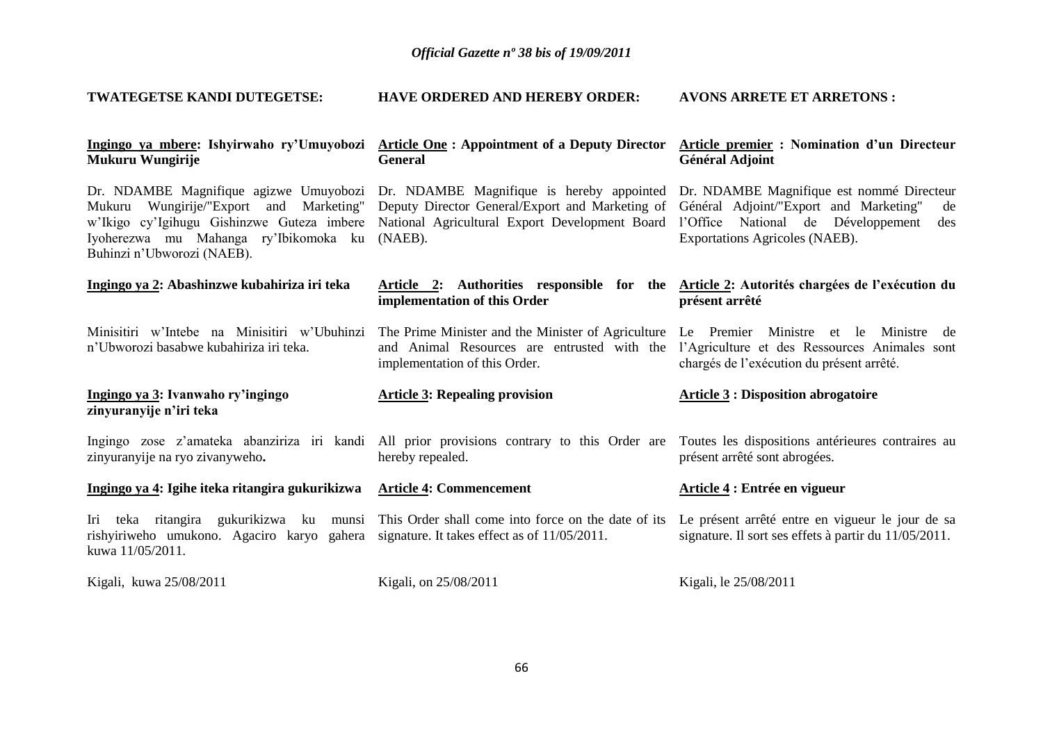**TWATEGETSE KANDI DUTEGETSE:**

**Ingingo ya mbere: Ishyirwaho ry'Umuyobozi Mukuru Wungirije**

Dr. NDAMBE Magnifique agizwe Umuyobozi Mukuru Wungirije/"Export and Marketing" w'Ikigo cy'Igihugu Gishinzwe Guteza imbere Iyoherezwa mu Mahanga ry'Ibikomoka ku Buhinzi n'Ubworozi (NAEB).

**Ingingo ya 2: Abashinzwe kubahiriza iri teka**

Minisitiri w'Intebe na Minisitiri w'Ubuhinzi n'Ubworozi basabwe kubahiriza iri teka.

**Ingingo ya 3: Ivanwaho ry'ingingo zinyuranyije n'iri teka**

Ingingo zose z'amateka abanziriza iri kandi zinyuranyije na ryo zivanyweho**.**

**Ingingo ya 4: Igihe iteka ritangira gukurikizwa**

Iri teka ritangira gukurikizwa ku munsi rishyiriweho umukono. Agaciro karyo gahera kuwa 11/05/2011.

Kigali, kuwa 25/08/2011

**HAVE ORDERED AND HEREBY ORDER:**

**Article One : Appointment of a Deputy Director General**

Dr. NDAMBE Magnifique is hereby appointed Deputy Director General/Export and Marketing of National Agricultural Export Development Board (NAEB).

**Article 2: Authorities responsible for the implementation of this Order**

The Prime Minister and the Minister of Agriculture and Animal Resources are entrusted with the implementation of this Order.

**Article 3: Repealing provision**

All prior provisions contrary to this Order are hereby repealed.

**Article 4: Commencement**

This Order shall come into force on the date of its signature. It takes effect as of 11/05/2011.

Kigali, on 25/08/2011

**AVONS ARRETE ET ARRETONS :**

**Article premier : Nomination d'un Directeur Général Adjoint**

Dr. NDAMBE Magnifique est nommé Directeur Général Adjoint/"Export and Marketing" de l'Office National de Développement des Exportations Agricoles (NAEB).

**Article 2: Autorités chargées de l'exécution du présent arrêté**

Le Premier Ministre et le Ministre de l'Agriculture et des Ressources Animales sont chargés de l'exécution du présent arrêté.

**Article 3 : Disposition abrogatoire**

Toutes les dispositions antérieures contraires au présent arrêté sont abrogées.

**Article 4 : Entrée en vigueur**

Le présent arrêté entre en vigueur le jour de sa signature. Il sort ses effets à partir du 11/05/2011.

Kigali, le 25/08/2011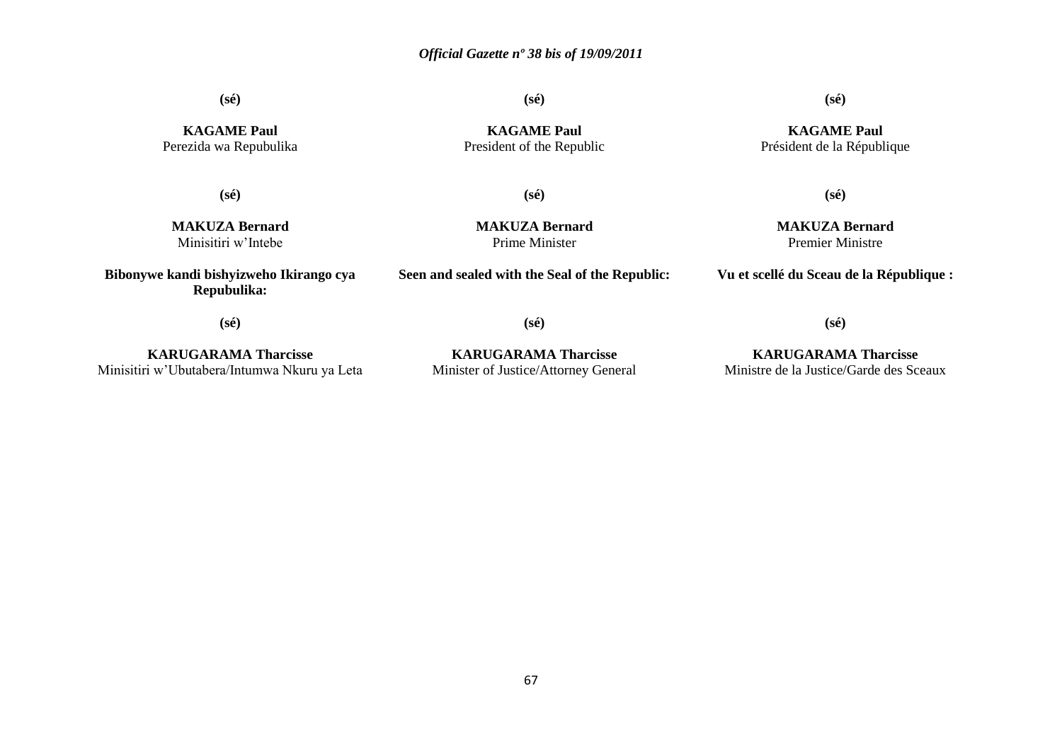**(sé)**

**KAGAME Paul**
Perezida wa Repubulika

**(sé)**

**MAKUZA Bernard**
Minisitiri w'Intebe

**Bibonywe kandi bishyizweho Ikirango cya Repubulika:**

**(sé)**

**KARUGARAMA Tharcisse**
Minisitiri w'Ubutabera/Intumwa Nkuru ya Leta

**(sé)**

**KAGAME Paul**
President of the Republic

**(sé)**

**MAKUZA Bernard**
Prime Minister

**Seen and sealed with the Seal of the Republic:**

**(sé)**

**KARUGARAMA Tharcisse**
Minister of Justice/Attorney General

**(sé)**

**KAGAME Paul**
Président de la République

**(sé)**

**MAKUZA Bernard**
Premier Ministre

**Vu et scellé du Sceau de la République :**

**(sé)**

**KARUGARAMA Tharcisse**
Ministre de la Justice/Garde des Sceaux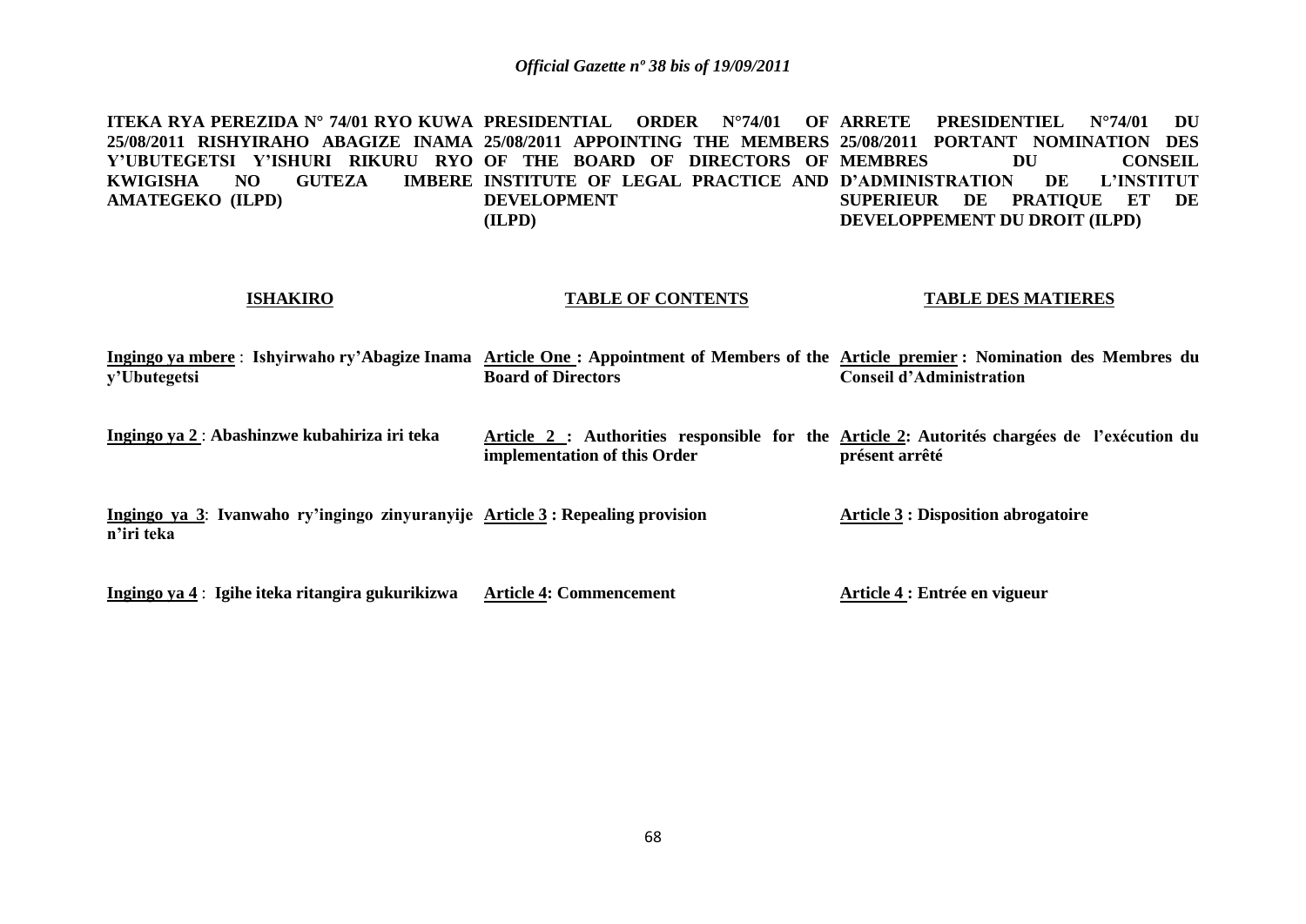**ITEKA RYA PEREZIDA N° 74/01 RYO KUWA 25/08/2011 RISHYIRAHO ABAGIZE INAMA Y'UBUTEGETSI Y'ISHURI RIKURU RYO KWIGISHA NO GUTEZA IMBERE AMATEGEKO (ILPD)**

**ISHAKIRO**

**Ingingo ya mbere** : **Ishyirwaho ry'Abagize Inama y'Ubutegetsi**

**Ingingo ya 2** : **Abashinzwe kubahiriza iri teka**

**Ingingo ya 3**: **Ivanwaho ry'ingingo zinyuranyije n'iri teka**

**Ingingo ya 4** : **Igihe iteka ritangira gukurikizwa**

**PRESIDENTIAL ORDER N°74/01 OF 25/08/2011 APPOINTING THE MEMBERS OF THE BOARD OF DIRECTORS OF INSTITUTE OF LEGAL PRACTICE AND DEVELOPMENT (ILPD)**

**TABLE OF CONTENTS**

**Article One : Appointment of Members of the Board of Directors**

**Article 2 : Authorities responsible for the implementation of this Order**

**Article 3 : Repealing provision**

**Article 4: Commencement**

**ARRETE PRESIDENTIEL N°74/01 DU 25/08/2011 PORTANT NOMINATION DES MEMBRES DU CONSEIL D'ADMINISTRATION DE L'INSTITUT SUPERIEUR DE PRATIQUE ET DE DEVELOPPEMENT DU DROIT (ILPD)**

**TABLE DES MATIERES**

**Article premier : Nomination des Membres du Conseil d'Administration**

**Article 2: Autorités chargées de l'exécution du présent arrêté**

**Article 3 : Disposition abrogatoire**

**Article 4 : Entrée en vigueur**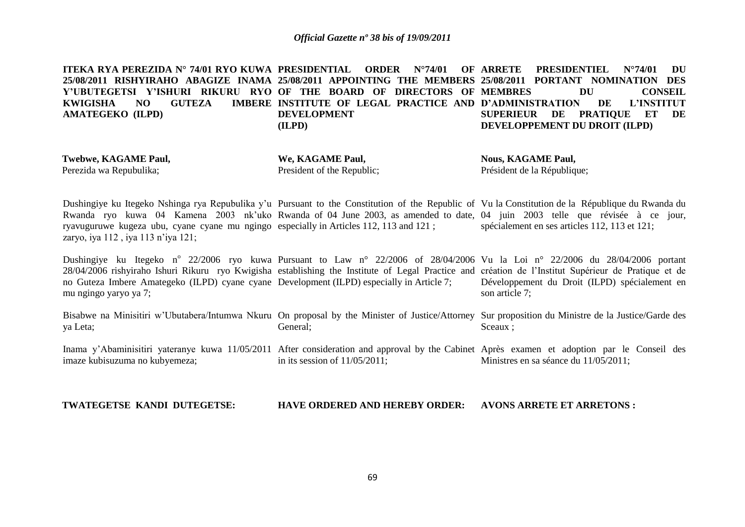**ITEKA RYA PEREZIDA N° 74/01 RYO KUWA 25/08/2011 RISHYIRAHO ABAGIZE INAMA Y'UBUTEGETSI Y'ISHURI RIKURU RYO KWIGISHA NO GUTEZA IMBERE AMATEGEKO (ILPD)**

**Twebwe, KAGAME Paul,**
Perezida wa Repubulika;

Dushingiye ku Itegeko Nshinga rya Repubulika y'u Rwanda ryo kuwa 04 Kamena 2003 nk'uko ryavuguruwe kugeza ubu, cyane cyane mu ngingo zaryo, iya 112 , iya 113 n'iya 121;

Dushingiye ku Itegeko n° 22/2006 ryo kuwa 28/04/2006 rishyiraho Ishuri Rikuru ryo Kwigisha no Guteza Imbere Amategeko (ILPD) cyane cyane mu ngingo yaryo ya 7;

Bisabwe na Minisitiri w'Ubutabera/Intumwa Nkuru ya Leta;

Inama y'Abaminisitiri yateranye kuwa 11/05/2011 imaze kubisuzuma no kubyemeza;

**TWATEGETSE KANDI DUTEGETSE:**

**PRESIDENTIAL ORDER N°74/01 OF 25/08/2011 APPOINTING THE MEMBERS OF THE BOARD OF DIRECTORS OF INSTITUTE OF LEGAL PRACTICE AND DEVELOPMENT (ILPD)**

**We, KAGAME Paul,**
President of the Republic;

Pursuant to the Constitution of the Republic of Rwanda of 04 June 2003, as amended to date, especially in Articles 112, 113 and 121 ;

Pursuant to Law n° 22/2006 of 28/04/2006 establishing the Institute of Legal Practice and Development (ILPD) especially in Article 7;

On proposal by the Minister of Justice/Attorney General;

After consideration and approval by the Cabinet in its session of 11/05/2011;

**HAVE ORDERED AND HEREBY ORDER:**

**ARRETE PRESIDENTIEL N°74/01 DU 25/08/2011 PORTANT NOMINATION DES MEMBRES DU CONSEIL D'ADMINISTRATION DE L'INSTITUT SUPERIEUR DE PRATIQUE ET DE DEVELOPPEMENT DU DROIT (ILPD)**

**Nous, KAGAME Paul,**
Président de la République;

Vu la Constitution de la République du Rwanda du 04 juin 2003 telle que révisée à ce jour, spécialement en ses articles 112, 113 et 121;

Vu la Loi n° 22/2006 du 28/04/2006 portant création de l'Institut Supérieur de Pratique et de Développement du Droit (ILPD) spécialement en son article 7;

Sur proposition du Ministre de la Justice/Garde des Sceaux ;

Après examen et adoption par le Conseil des Ministres en sa séance du 11/05/2011;

**AVONS ARRETE ET ARRETONS :**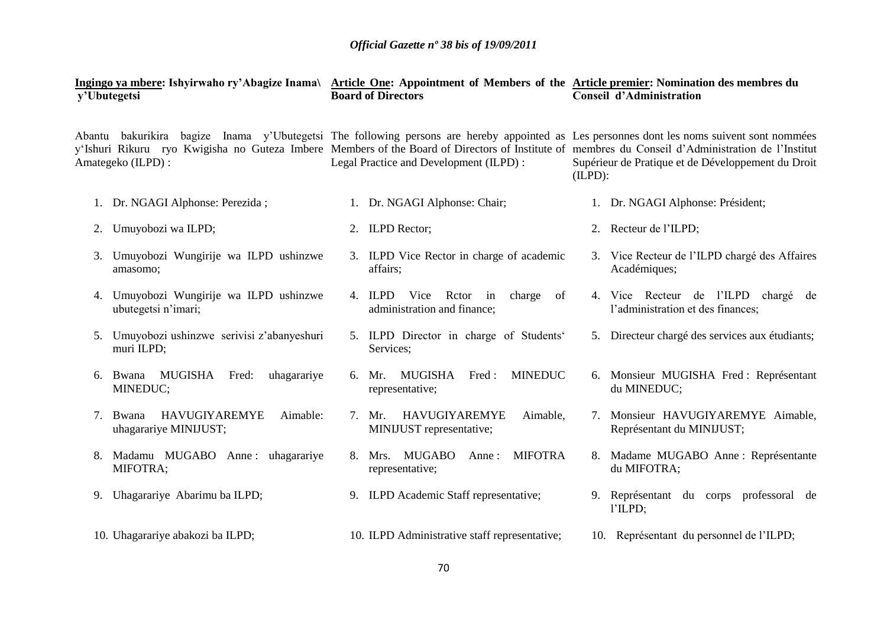**Ingingo ya mbere: Ishyirwaho ry'Abagize Inama\ y'Ubutegetsi**

Abantu bakurikira bagize Inama y'Ubutegetsi y'Ishuri Rikuru ryo Kwigisha no Guteza Imbere Amategeko (ILPD) :

1. Dr. NGAGI Alphonse: Perezida ;
2. Umuyobozi wa ILPD;
3. Umuyobozi Wungirije wa ILPD ushinzwe amasomo;
4. Umuyobozi Wungirije wa ILPD ushinzwe ubutegetsi n'imari;
5. Umuyobozi ushinzwe serivisi z'abanyeshuri muri ILPD;
6. Bwana MUGISHA Fred: uhagarariye MINEDUC;
7. Bwana HAVUGIYAREMYE Aimable: uhagarariye MINIJUST;
8. Madamu MUGABO Anne : uhagarariye MIFOTRA;
9. Uhagarariye Abarimu ba ILPD;
10. Uhagarariye abakozi ba ILPD;

**Article One: Appointment of Members of the Board of Directors**

The following persons are hereby appointed as Members of the Board of Directors of Institute of Legal Practice and Development (ILPD) :

1. Dr. NGAGI Alphonse: Chair;
2. ILPD Rector;
3. ILPD Vice Rector in charge of academic affairs;
4. ILPD Vice Rctor in charge of administration and finance;
5. ILPD Director in charge of Students' Services;
6. Mr. MUGISHA Fred : MINEDUC representative;
7. Mr. HAVUGIYAREMYE Aimable, MINIJUST representative;
8. Mrs. MUGABO Anne : MIFOTRA representative;
9. ILPD Academic Staff representative;
10. ILPD Administrative staff representative;

**Article premier: Nomination des membres du Conseil d'Administration**

Les personnes dont les noms suivent sont nommées membres du Conseil d'Administration de l'Institut Supérieur de Pratique et de Développement du Droit (ILPD):

1. Dr. NGAGI Alphonse: Président;
2. Recteur de l'ILPD;
3. Vice Recteur de l'ILPD chargé des Affaires Académiques;
4. Vice Recteur de l'ILPD chargé de l'administration et des finances;
5. Directeur chargé des services aux étudiants;
6. Monsieur MUGISHA Fred : Représentant du MINEDUC;
7. Monsieur HAVUGIYAREMYE Aimable, Représentant du MINIJUST;
8. Madame MUGABO Anne : Représentante du MIFOTRA;
9. Représentant du corps professoral de l'ILPD;
10. Représentant du personnel de l'ILPD;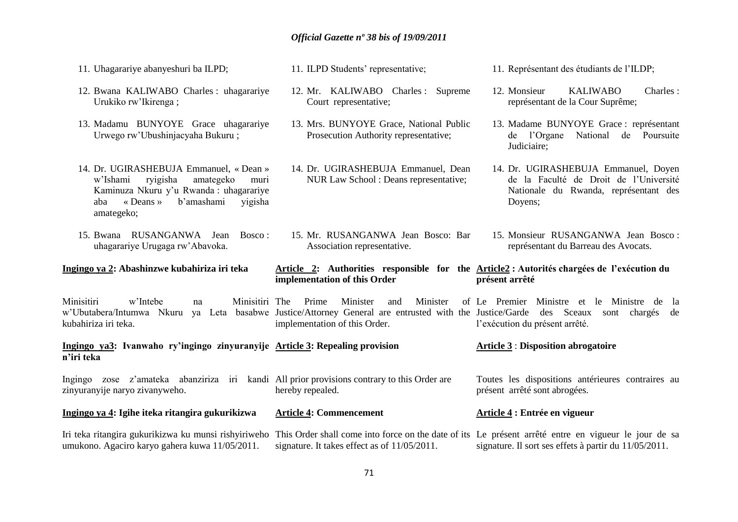11. Uhagarariye abanyeshuri ba ILPD;

12. Bwana KALIWABO Charles : uhagarariye Urukiko rw'Ikirenga ;

13. Madamu BUNYOYE Grace uhagarariye Urwego rw'Ubushinjacyaha Bukuru ;

14. Dr. UGIRASHEBUJA Emmanuel, « Dean » w'Ishami ryigisha amategeko muri Kaminuza Nkuru y'u Rwanda : uhagarariye aba « Deans » b'amashami yigisha amategeko;

15. Bwana RUSANGANWA Jean Bosco : uhagarariye Urugaga rw'Abavoka.

**Ingingo ya 2: Abashinzwe kubahiriza iri teka**

Minisitiri w'Intebe na Minisitiri w'Ubutabera/Intumwa Nkuru ya Leta basabwe kubahiriza iri teka.

**Ingingo ya3: Ivanwaho ry'ingingo zinyuranyije n'iri teka**

Ingingo zose z'amateka abanziriza iri kandi zinyuranyije naryo zivanyweho.

**Ingingo ya 4: Igihe iteka ritangira gukurikizwa**

Iri teka ritangira gukurikizwa ku munsi rishyiriweho umukono. Agaciro karyo gahera kuwa 11/05/2011.

11. ILPD Students' representative;

12. Mr. KALIWABO Charles : Supreme Court representative;

13. Mrs. BUNYOYE Grace, National Public Prosecution Authority representative;

14. Dr. UGIRASHEBUJA Emmanuel, Dean NUR Law School : Deans representative;

15. Mr. RUSANGANWA Jean Bosco: Bar Association representative.

**Article 2: Authorities responsible for the implementation of this Order**

The Prime Minister and Minister of Justice/Attorney General are entrusted with the implementation of this Order.

**Article 3: Repealing provision**

All prior provisions contrary to this Order are hereby repealed.

**Article 4: Commencement**

This Order shall come into force on the date of its signature. It takes effect as of 11/05/2011.

11. Représentant des étudiants de l'ILDP;

12. Monsieur KALIWABO Charles : représentant de la Cour Suprême;

13. Madame BUNYOYE Grace : représentant de l'Organe National de Poursuite Judiciaire;

14. Dr. UGIRASHEBUJA Emmanuel, Doyen de la Faculté de Droit de l'Université Nationale du Rwanda, représentant des Doyens;

15. Monsieur RUSANGANWA Jean Bosco : représentant du Barreau des Avocats.

**Article2 : Autorités chargées de l'exécution du présent arrêté**

Le Premier Ministre et le Ministre de la Justice/Garde des Sceaux sont chargés de l'exécution du présent arrêté.

**Article 3 : Disposition abrogatoire**

Toutes les dispositions antérieures contraires au présent arrêté sont abrogées.

**Article 4 : Entrée en vigueur**

Le présent arrêté entre en vigueur le jour de sa signature. Il sort ses effets à partir du 11/05/2011.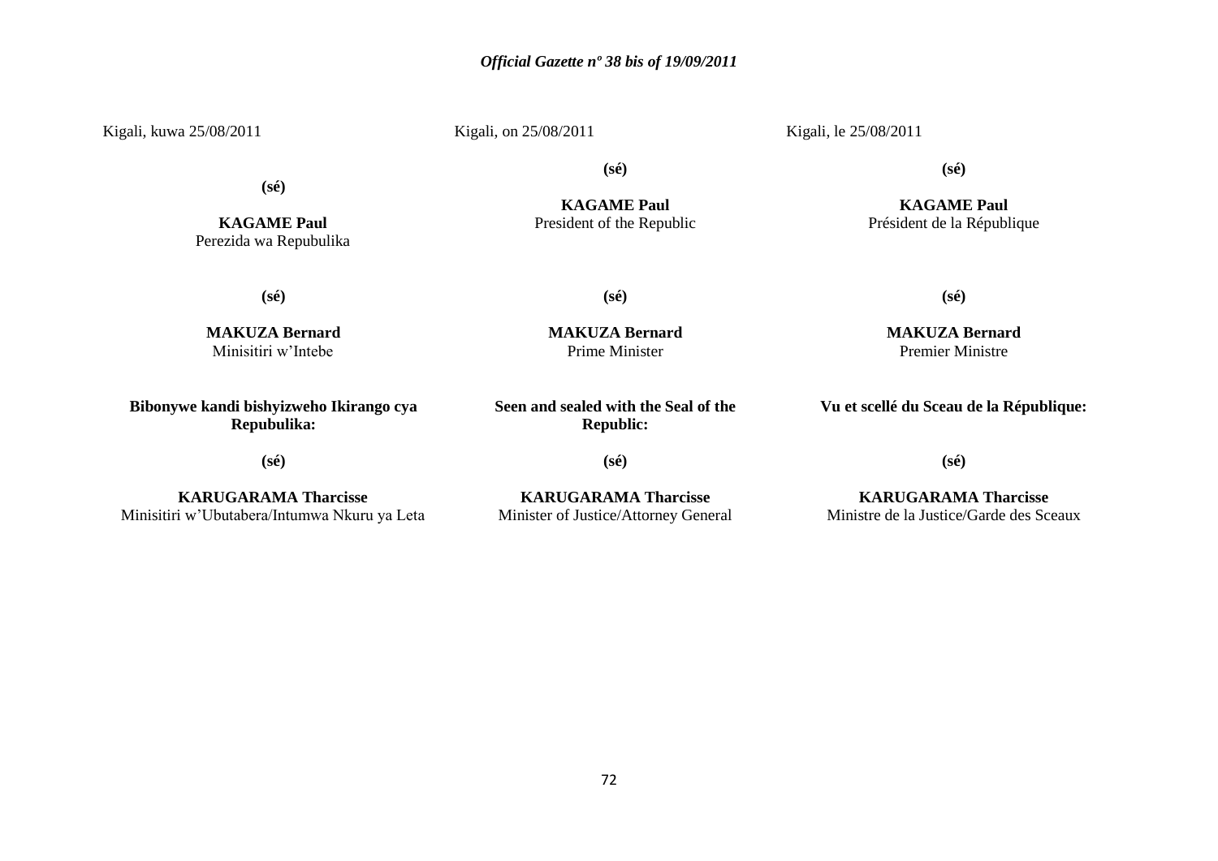Kigali, kuwa 25/08/2011

**(sé)**

**KAGAME Paul**
Perezida wa Repubulika

**(sé)**

**MAKUZA Bernard**
Minisitiri w'Intebe

**Bibonywe kandi bishyizweho Ikirango cya Repubulika:**

**(sé)**

**KARUGARAMA Tharcisse**
Minisitiri w'Ubutabera/Intumwa Nkuru ya Leta

Kigali, on 25/08/2011

**(sé)**

**KAGAME Paul**
President of the Republic

**(sé)**

**MAKUZA Bernard**
Prime Minister

**Seen and sealed with the Seal of the Republic:**

**(sé)**

**KARUGARAMA Tharcisse**
Minister of Justice/Attorney General

Kigali, le 25/08/2011

**(sé)**

**KAGAME Paul**
Président de la République

**(sé)**

**MAKUZA Bernard**
Premier Ministre

**Vu et scellé du Sceau de la République:**

**(sé)**

**KARUGARAMA Tharcisse**
Ministre de la Justice/Garde des Sceaux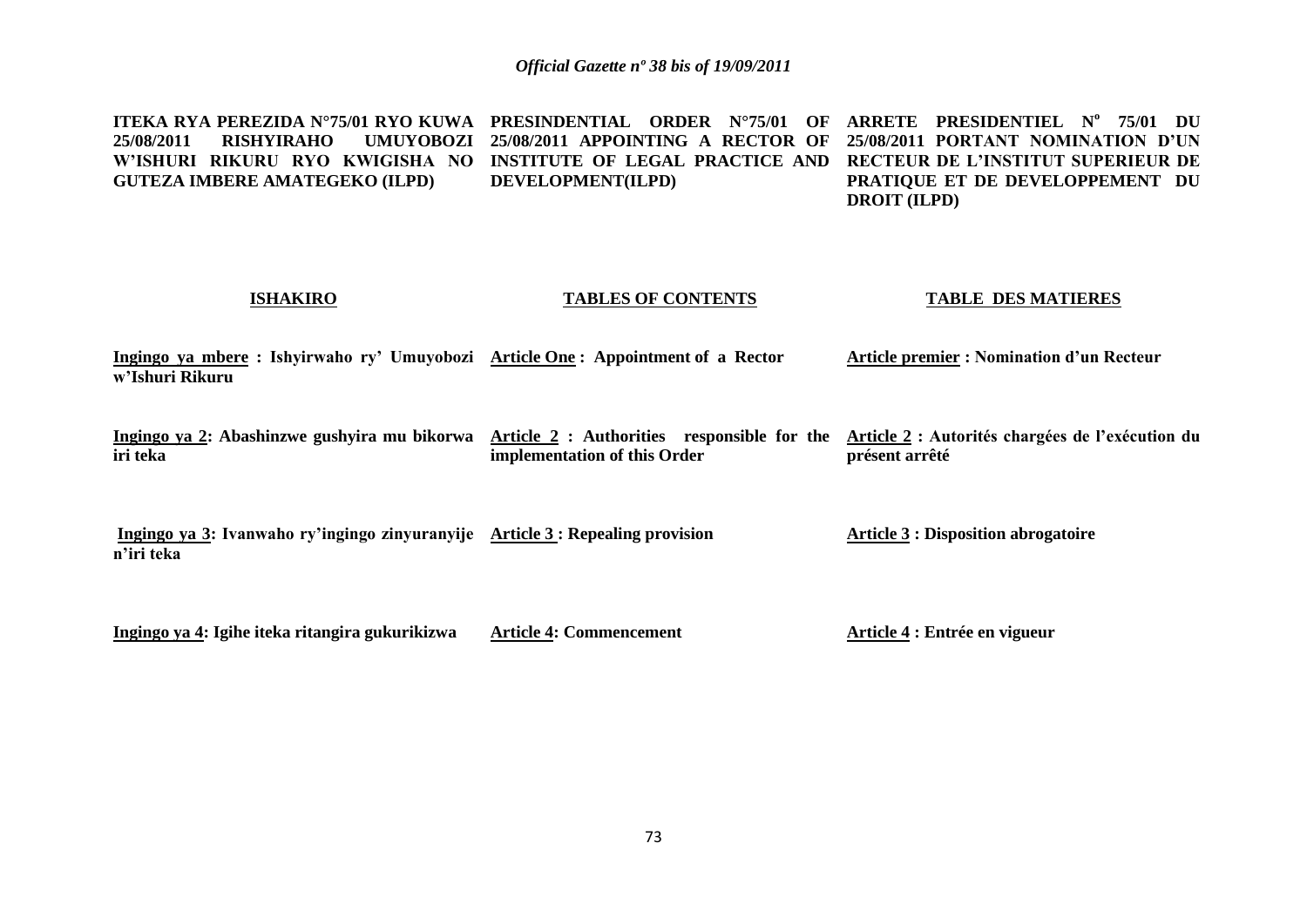**ITEKA RYA PEREZIDA N°75/01 RYO KUWA 25/08/2011 RISHYIRAHO UMUYOBOZI W'ISHURI RIKURU RYO KWIGISHA NO GUTEZA IMBERE AMATEGEKO (ILPD)**

**ISHAKIRO**

**Ingingo ya mbere : Ishyirwaho ry' Umuyobozi w'Ishuri Rikuru**

**Ingingo ya 2: Abashinzwe gushyira mu bikorwa iri teka**

**Ingingo ya 3: Ivanwaho ry'ingingo zinyuranyije n'iri teka**

**Ingingo ya 4: Igihe iteka ritangira gukurikizwa**

**PRESINDENTIAL ORDER N°75/01 OF 25/08/2011 APPOINTING A RECTOR OF INSTITUTE OF LEGAL PRACTICE AND DEVELOPMENT(ILPD)**

**TABLES OF CONTENTS**

**Article One : Appointment of a Rector**

**Article 2 : Authorities responsible for the implementation of this Order**

**Article 3 : Repealing provision**

**Article 4: Commencement**

**ARRETE PRESIDENTIEL N° 75/01 DU 25/08/2011 PORTANT NOMINATION D'UN RECTEUR DE L'INSTITUT SUPERIEUR DE PRATIQUE ET DE DEVELOPPEMENT DU DROIT (ILPD)**

**TABLE DES MATIERES**

**Article premier : Nomination d'un Recteur**

**Article 2 : Autorités chargées de l'exécution du présent arrêté**

**Article 3 : Disposition abrogatoire**

**Article 4 : Entrée en vigueur**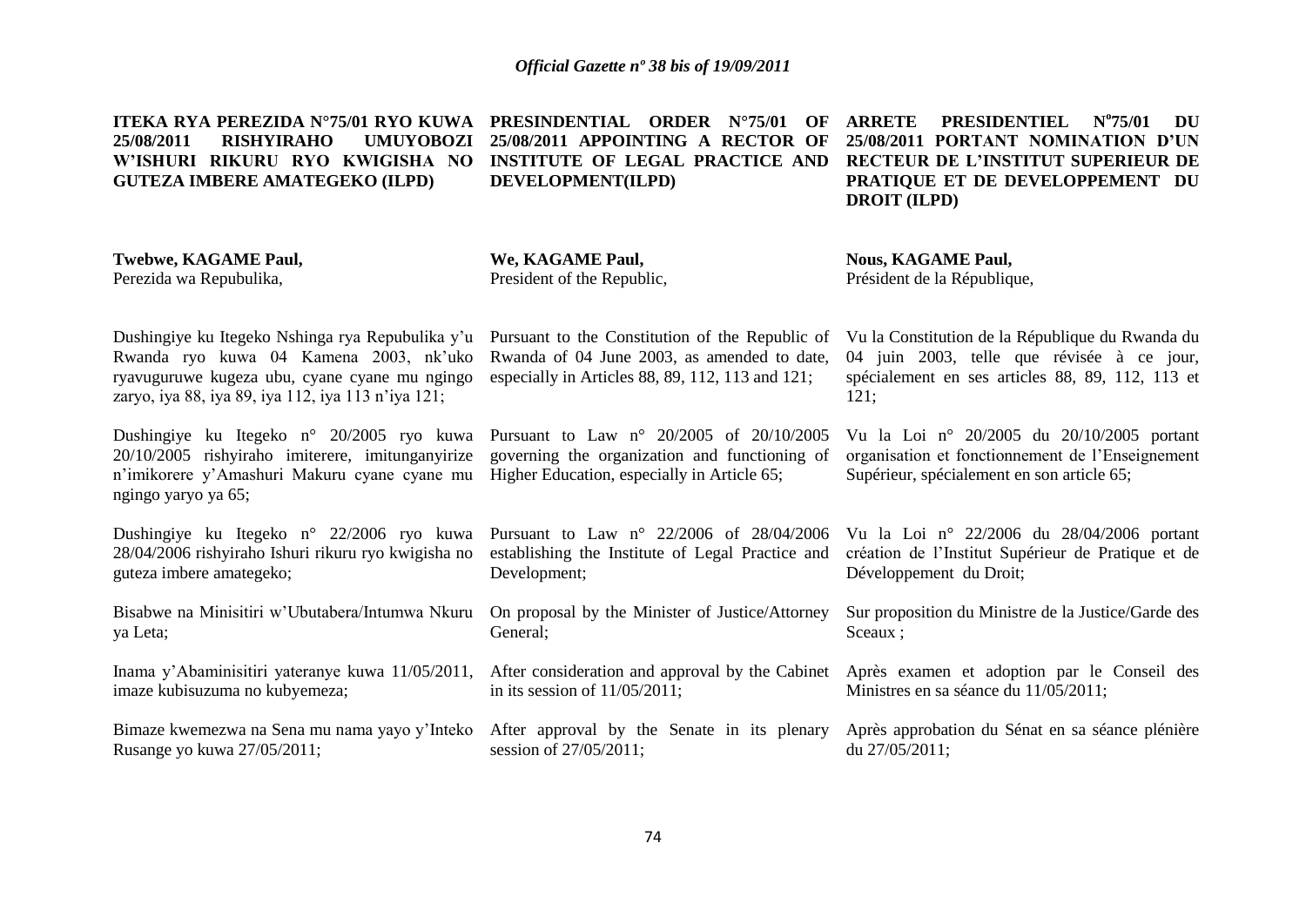**ITEKA RYA PEREZIDA N°75/01 RYO KUWA 25/08/2011 RISHYIRAHO UMUYOBOZI W'ISHURI RIKURU RYO KWIGISHA NO GUTEZA IMBERE AMATEGEKO (ILPD)**

**Twebwe, KAGAME Paul,**
Perezida wa Repubulika,

Dushingiye ku Itegeko Nshinga rya Repubulika y'u Rwanda ryo kuwa 04 Kamena 2003, nk'uko ryavuguruwe kugeza ubu, cyane cyane mu ngingo zaryo, iya 88, iya 89, iya 112, iya 113 n'iya 121;

Dushingiye ku Itegeko n° 20/2005 ryo kuwa 20/10/2005 rishyiraho imiterere, imitunganyirize n'imikorere y'Amashuri Makuru cyane cyane mu ngingo yaryo ya 65;

Dushingiye ku Itegeko n° 22/2006 ryo kuwa 28/04/2006 rishyiraho Ishuri rikuru ryo kwigisha no guteza imbere amategeko;

Bisabwe na Minisitiri w'Ubutabera/Intumwa Nkuru ya Leta;

Inama y'Abaminisitiri yateranye kuwa 11/05/2011, imaze kubisuzuma no kubyemeza;

Bimaze kwemezwa na Sena mu nama yayo y'Inteko Rusange yo kuwa 27/05/2011;

**PRESINDENTIAL ORDER N°75/01 OF 25/08/2011 APPOINTING A RECTOR OF INSTITUTE OF LEGAL PRACTICE AND DEVELOPMENT(ILPD)**

**We, KAGAME Paul,**
President of the Republic,

Pursuant to the Constitution of the Republic of Rwanda of 04 June 2003, as amended to date, especially in Articles 88, 89, 112, 113 and 121;

Pursuant to Law n° 20/2005 of 20/10/2005 governing the organization and functioning of Higher Education, especially in Article 65;

Pursuant to Law n° 22/2006 of 28/04/2006 establishing the Institute of Legal Practice and Development;

On proposal by the Minister of Justice/Attorney General;

After consideration and approval by the Cabinet in its session of 11/05/2011;

After approval by the Senate in its plenary session of 27/05/2011;

**ARRETE PRESIDENTIEL N°75/01 DU 25/08/2011 PORTANT NOMINATION D'UN RECTEUR DE L'INSTITUT SUPERIEUR DE PRATIQUE ET DE DEVELOPPEMENT DU DROIT (ILPD)**

**Nous, KAGAME Paul,**
Président de la République,

Vu la Constitution de la République du Rwanda du 04 juin 2003, telle que révisée à ce jour, spécialement en ses articles 88, 89, 112, 113 et 121;

Vu la Loi n° 20/2005 du 20/10/2005 portant organisation et fonctionnement de l'Enseignement Supérieur, spécialement en son article 65;

Vu la Loi n° 22/2006 du 28/04/2006 portant création de l'Institut Supérieur de Pratique et de Développement du Droit;

Sur proposition du Ministre de la Justice/Garde des Sceaux ;

Après examen et adoption par le Conseil des Ministres en sa séance du 11/05/2011;

Après approbation du Sénat en sa séance plénière du 27/05/2011;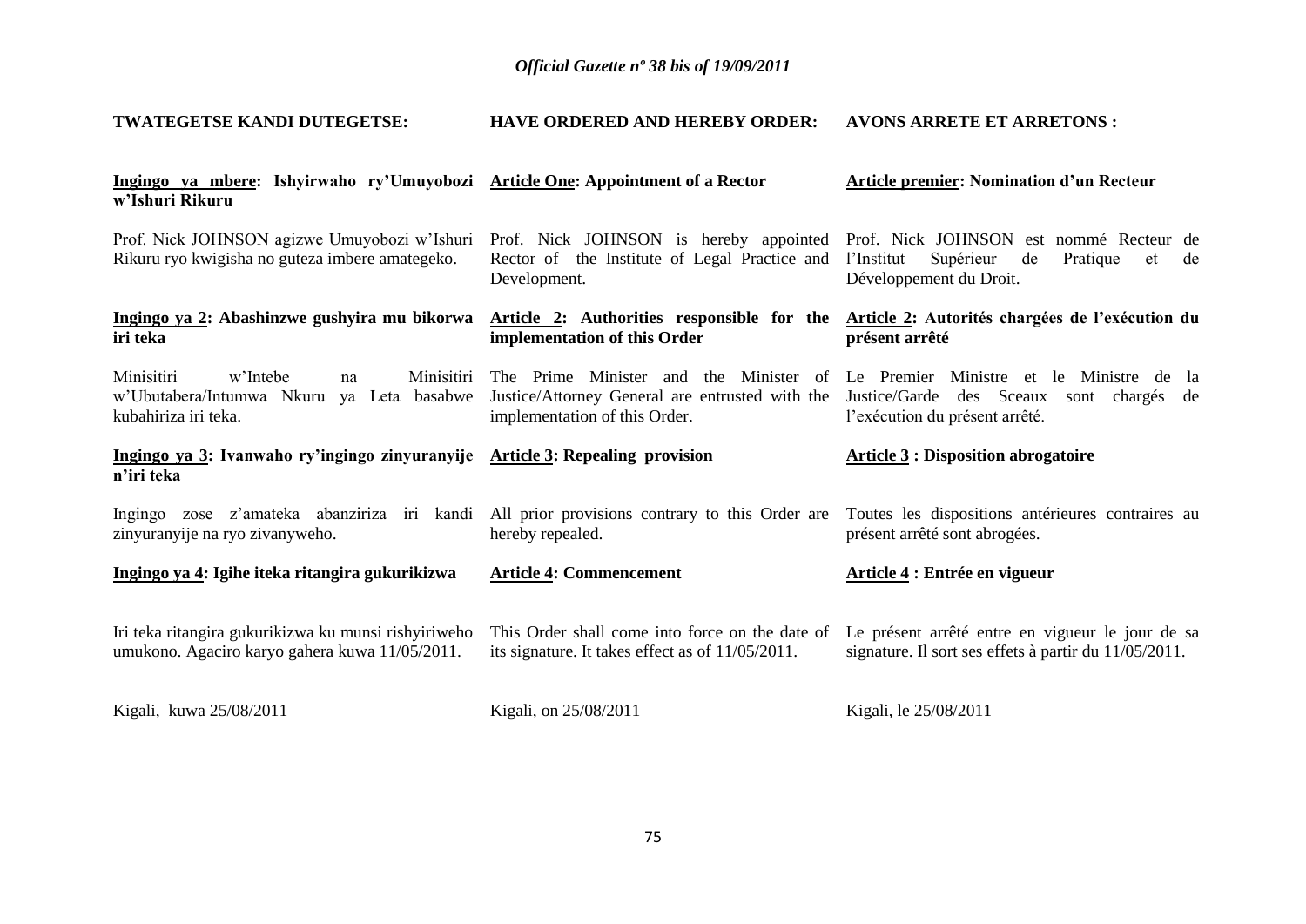| TWATEGETSE KANDI DUTEGETSE: | HAVE ORDERED AND HEREBY ORDER: | AVONS ARRETE ET ARRETONS : |
|---|---|---|
| **Ingingo ya mbere: Ishyirwaho ry'Umuyobozi w'Ishuri Rikuru** | **Article One: Appointment of a Rector** | **Article premier: Nomination d'un Recteur** |
| Prof. Nick JOHNSON agizwe Umuyobozi w'Ishuri Rikuru ryo kwigisha no guteza imbere amategeko. | Prof. Nick JOHNSON is hereby appointed Rector of the Institute of Legal Practice and Development. | Prof. Nick JOHNSON est nommé Recteur de l'Institut Supérieur de Pratique et de Développement du Droit. |
| **Ingingo ya 2: Abashinzwe gushyira mu bikorwa iri teka** | **Article 2: Authorities responsible for the implementation of this Order** | **Article 2: Autorités chargées de l'exécution du présent arrêté** |
| Minisitiri w'Intebe na Minisitiri w'Ubutabera/Intumwa Nkuru ya Leta basabwe kubahiriza iri teka. | The Prime Minister and the Minister of Justice/Attorney General are entrusted with the implementation of this Order. | Le Premier Ministre et le Ministre de la Justice/Garde des Sceaux sont chargés de l'exécution du présent arrêté. |
| **Ingingo ya 3: Ivanwaho ry'ingingo zinyuranyije n'iri teka** | **Article 3: Repealing provision** | **Article 3 : Disposition abrogatoire** |
| Ingingo zose z'amateka abanziriza iri kandi zinyuranyije na ryo zivanyweho. | All prior provisions contrary to this Order are hereby repealed. | Toutes les dispositions antérieures contraires au présent arrêté sont abrogées. |
| **Ingingo ya 4: Igihe iteka ritangira gukurikizwa** | **Article 4: Commencement** | **Article 4 : Entrée en vigueur** |
| Iri teka ritangira gukurikizwa ku munsi rishyiriweho umukono. Agaciro karyo gahera kuwa 11/05/2011. | This Order shall come into force on the date of its signature. It takes effect as of 11/05/2011. | Le présent arrêté entre en vigueur le jour de sa signature. Il sort ses effets à partir du 11/05/2011. |
| Kigali, kuwa 25/08/2011 | Kigali, on 25/08/2011 | Kigali, le 25/08/2011 |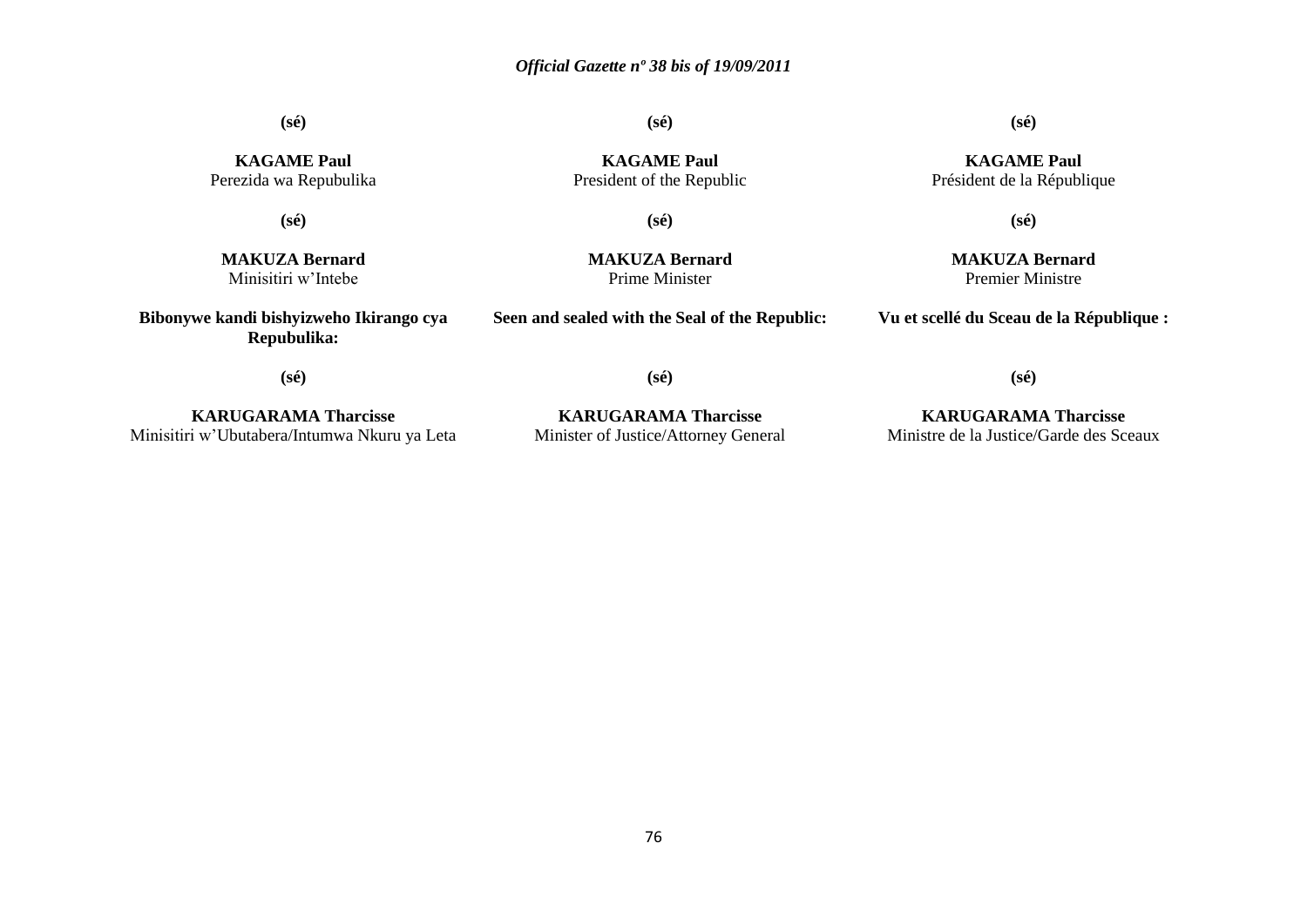**(sé)**

**KAGAME Paul**
Perezida wa Repubulika

**(sé)**

**MAKUZA Bernard**
Minisitiri w'Intebe

**Bibonywe kandi bishyizweho Ikirango cya Repubulika:**

**(sé)**

**KARUGARAMA Tharcisse**
Minisitiri w'Ubutabera/Intumwa Nkuru ya Leta

**(sé)**

**KAGAME Paul**
President of the Republic

**(sé)**

**MAKUZA Bernard**
Prime Minister

**Seen and sealed with the Seal of the Republic:**

**(sé)**

**KARUGARAMA Tharcisse**
Minister of Justice/Attorney General

**(sé)**

**KAGAME Paul**
Président de la République

**(sé)**

**MAKUZA Bernard**
Premier Ministre

**Vu et scellé du Sceau de la République :**

**(sé)**

**KARUGARAMA Tharcisse**
Ministre de la Justice/Garde des Sceaux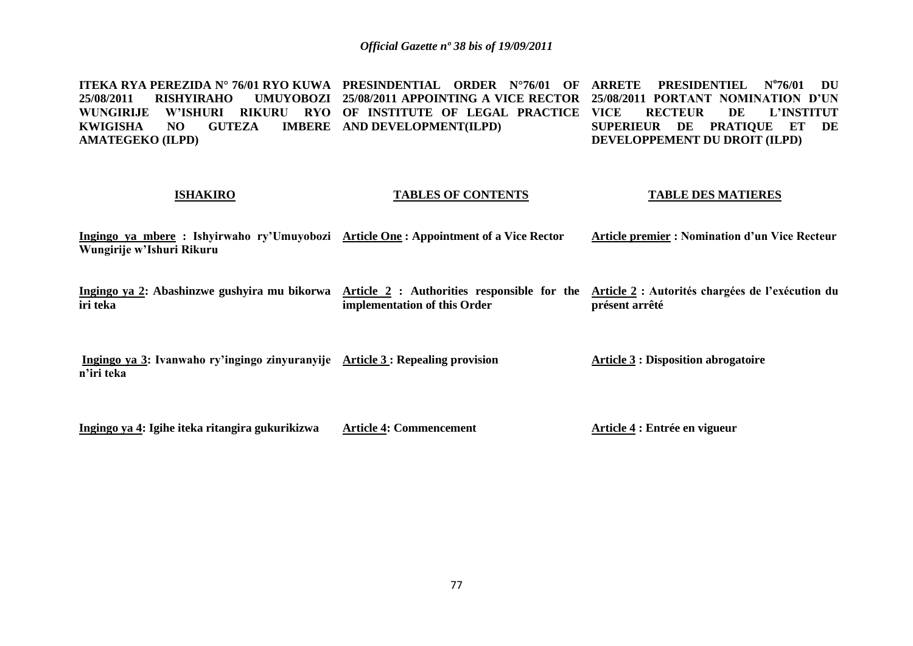**ITEKA RYA PEREZIDA N° 76/01 RYO KUWA 25/08/2011 RISHYIRAHO UMUYOBOZI WUNGIRIJE W'ISHURI RIKURU RYO KWIGISHA NO GUTEZA IMBERE AMATEGEKO (ILPD)**

**ISHAKIRO**

**Ingingo ya mbere : Ishyirwaho ry'Umuyobozi Wungirije w'Ishuri Rikuru**

**Ingingo ya 2: Abashinzwe gushyira mu bikorwa iri teka**

**Ingingo ya 3: Ivanwaho ry'ingingo zinyuranyije n'iri teka**

**Ingingo ya 4: Igihe iteka ritangira gukurikizwa**

**PRESINDENTIAL ORDER N°76/01 OF 25/08/2011 APPOINTING A VICE RECTOR OF INSTITUTE OF LEGAL PRACTICE AND DEVELOPMENT(ILPD)**

**TABLES OF CONTENTS**

**Article One : Appointment of a Vice Rector**

**Article 2 : Authorities responsible for the implementation of this Order**

**Article 3 : Repealing provision**

**Article 4: Commencement**

**ARRETE PRESIDENTIEL N°76/01 DU 25/08/2011 PORTANT NOMINATION D'UN VICE RECTEUR DE L'INSTITUT SUPERIEUR DE PRATIQUE ET DE DEVELOPPEMENT DU DROIT (ILPD)**

**TABLE DES MATIERES**

**Article premier : Nomination d'un Vice Recteur**

**Article 2 : Autorités chargées de l'exécution du présent arrêté**

**Article 3 : Disposition abrogatoire**

**Article 4 : Entrée en vigueur**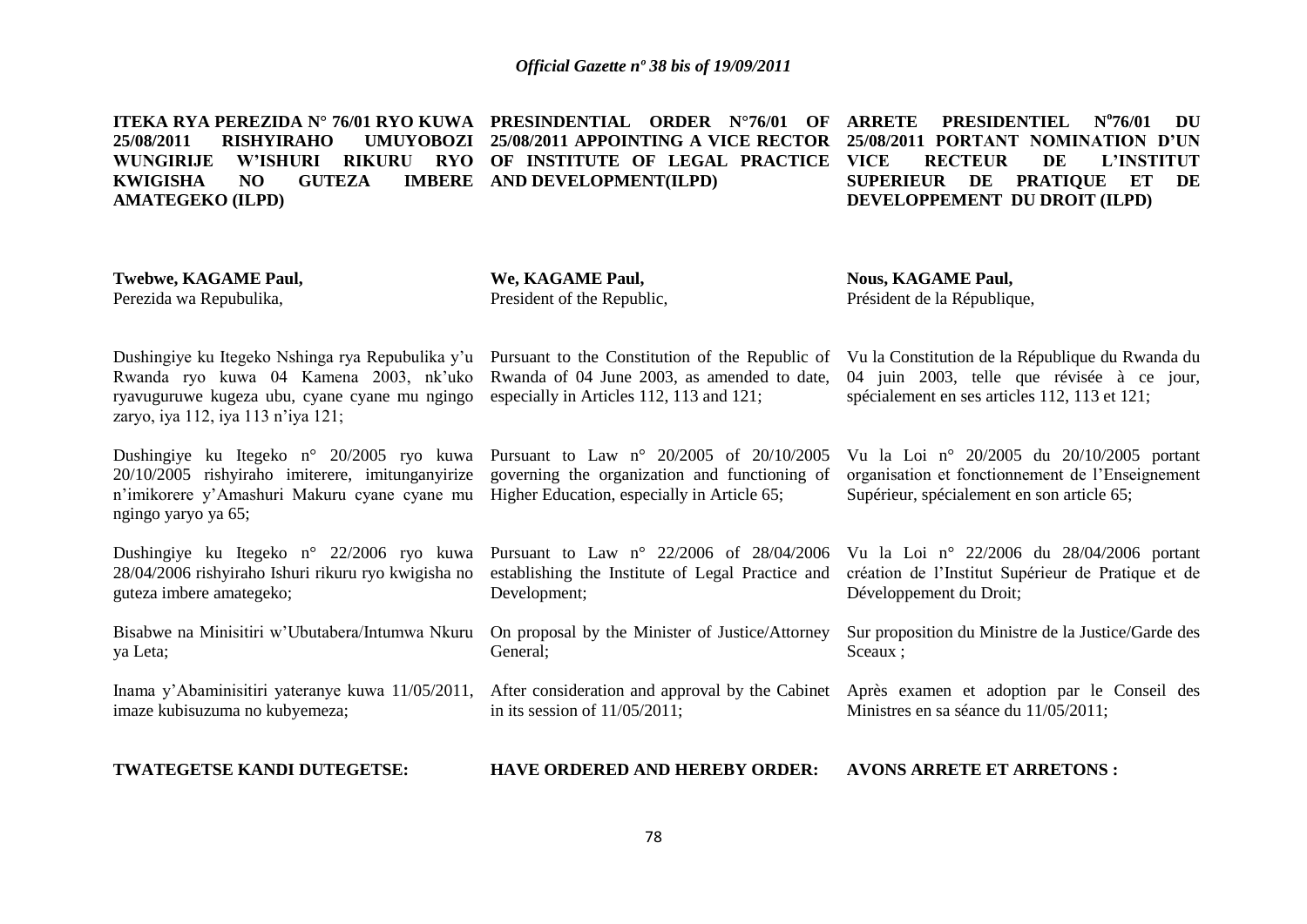**ITEKA RYA PEREZIDA N° 76/01 RYO KUWA 25/08/2011 RISHYIRAHO UMUYOBOZI WUNGIRIJE W'ISHURI RIKURU RYO KWIGISHA NO GUTEZA IMBERE AMATEGEKO (ILPD)**

**Twebwe, KAGAME Paul,**
Perezida wa Repubulika,

Dushingiye ku Itegeko Nshinga rya Repubulika y'u Rwanda ryo kuwa 04 Kamena 2003, nk'uko ryavuguruwe kugeza ubu, cyane cyane mu ngingo zaryo, iya 112, iya 113 n'iya 121;

Dushingiye ku Itegeko n° 20/2005 ryo kuwa 20/10/2005 rishyiraho imiterere, imitunganyirize n'imikorere y'Amashuri Makuru cyane cyane mu ngingo yaryo ya 65;

Dushingiye ku Itegeko n° 22/2006 ryo kuwa 28/04/2006 rishyiraho Ishuri rikuru ryo kwigisha no guteza imbere amategeko;

Bisabwe na Minisitiri w'Ubutabera/Intumwa Nkuru ya Leta;

Inama y'Abaminisitiri yateranye kuwa 11/05/2011, imaze kubisuzuma no kubyemeza;

**TWATEGETSE KANDI DUTEGETSE:**

**PRESINDENTIAL ORDER N°76/01 OF 25/08/2011 APPOINTING A VICE RECTOR OF INSTITUTE OF LEGAL PRACTICE AND DEVELOPMENT(ILPD)**

**We, KAGAME Paul,**
President of the Republic,

Pursuant to the Constitution of the Republic of Rwanda of 04 June 2003, as amended to date, especially in Articles 112, 113 and 121;

Pursuant to Law n° 20/2005 of 20/10/2005 governing the organization and functioning of Higher Education, especially in Article 65;

Pursuant to Law n° 22/2006 of 28/04/2006 establishing the Institute of Legal Practice and Development;

On proposal by the Minister of Justice/Attorney General;

After consideration and approval by the Cabinet in its session of 11/05/2011;

**HAVE ORDERED AND HEREBY ORDER:**

**ARRETE PRESIDENTIEL N°76/01 DU 25/08/2011 PORTANT NOMINATION D'UN VICE RECTEUR DE L'INSTITUT SUPERIEUR DE PRATIQUE ET DE DEVELOPPEMENT DU DROIT (ILPD)**

**Nous, KAGAME Paul,**
Président de la République,

Vu la Constitution de la République du Rwanda du 04 juin 2003, telle que révisée à ce jour, spécialement en ses articles 112, 113 et 121;

Vu la Loi n° 20/2005 du 20/10/2005 portant organisation et fonctionnement de l'Enseignement Supérieur, spécialement en son article 65;

Vu la Loi n° 22/2006 du 28/04/2006 portant création de l'Institut Supérieur de Pratique et de Développement du Droit;

Sur proposition du Ministre de la Justice/Garde des Sceaux ;

Après examen et adoption par le Conseil des Ministres en sa séance du 11/05/2011;

**AVONS ARRETE ET ARRETONS :**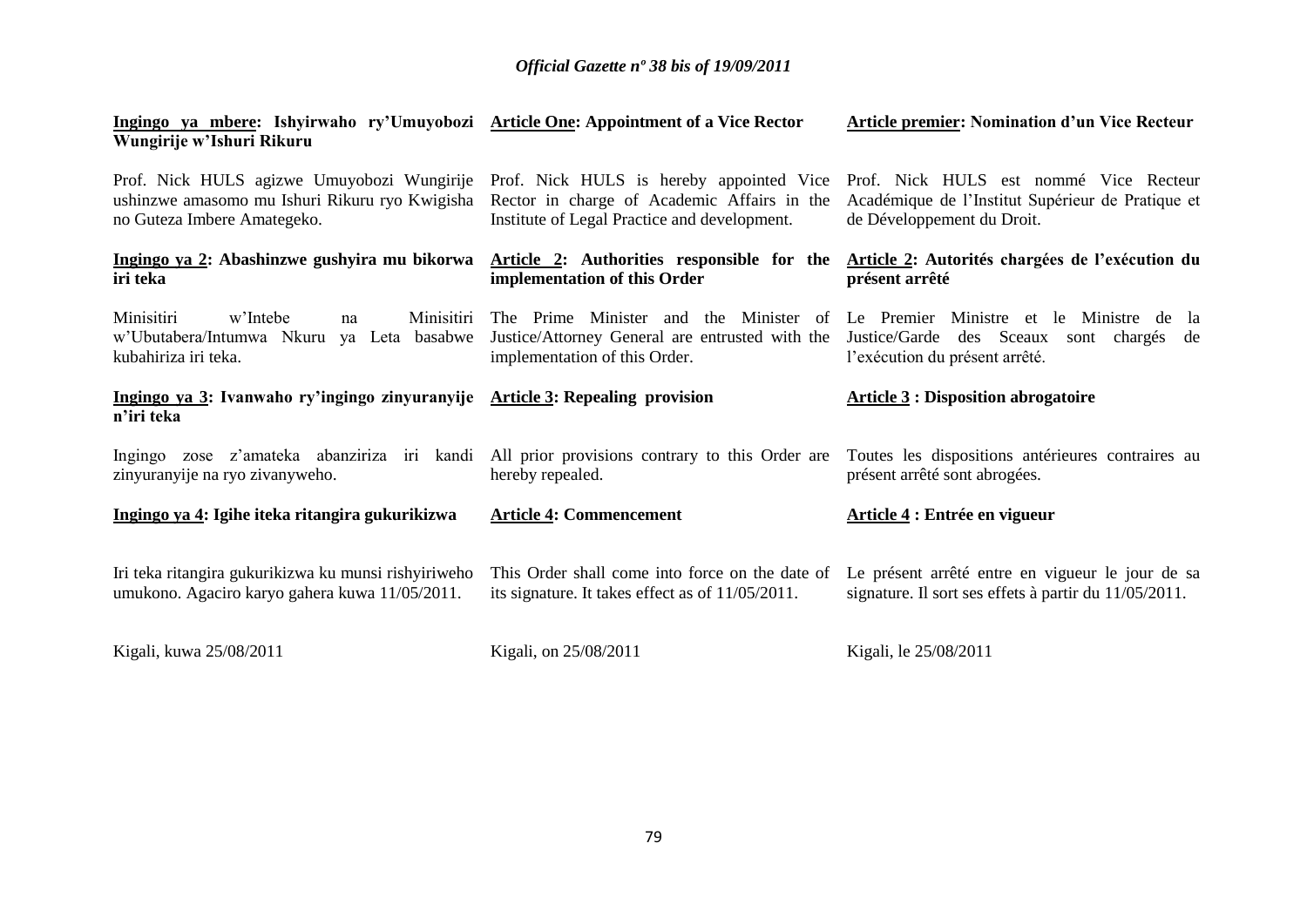**Ingingo ya mbere: Ishyirwaho ry'Umuyobozi Wungirije w'Ishuri Rikuru**

Prof. Nick HULS agizwe Umuyobozi Wungirije ushinzwe amasomo mu Ishuri Rikuru ryo Kwigisha no Guteza Imbere Amategeko.

**Ingingo ya 2: Abashinzwe gushyira mu bikorwa iri teka**

Minisitiri w'Intebe na Minisitiri w'Ubutabera/Intumwa Nkuru ya Leta basabwe kubahiriza iri teka.

**Ingingo ya 3: Ivanwaho ry'ingingo zinyuranyije n'iri teka**

Ingingo zose z'amateka abanziriza iri kandi zinyuranyije na ryo zivanyweho.

**Ingingo ya 4: Igihe iteka ritangira gukurikizwa**

Iri teka ritangira gukurikizwa ku munsi rishyiriweho umukono. Agaciro karyo gahera kuwa 11/05/2011.

Kigali, kuwa 25/08/2011

**Article One: Appointment of a Vice Rector**

Prof. Nick HULS is hereby appointed Vice Rector in charge of Academic Affairs in the Institute of Legal Practice and development.

**Article 2: Authorities responsible for the implementation of this Order**

The Prime Minister and the Minister of Justice/Attorney General are entrusted with the implementation of this Order.

**Article 3: Repealing provision**

All prior provisions contrary to this Order are hereby repealed.

**Article 4: Commencement**

This Order shall come into force on the date of its signature. It takes effect as of 11/05/2011.

Kigali, on 25/08/2011

**Article premier: Nomination d'un Vice Recteur**

Prof. Nick HULS est nommé Vice Recteur Académique de l'Institut Supérieur de Pratique et de Développement du Droit.

**Article 2: Autorités chargées de l'exécution du présent arrêté**

Le Premier Ministre et le Ministre de la Justice/Garde des Sceaux sont chargés de l'exécution du présent arrêté.

**Article 3 : Disposition abrogatoire**

Toutes les dispositions antérieures contraires au présent arrêté sont abrogées.

**Article 4 : Entrée en vigueur**

Le présent arrêté entre en vigueur le jour de sa signature. Il sort ses effets à partir du 11/05/2011.

Kigali, le 25/08/2011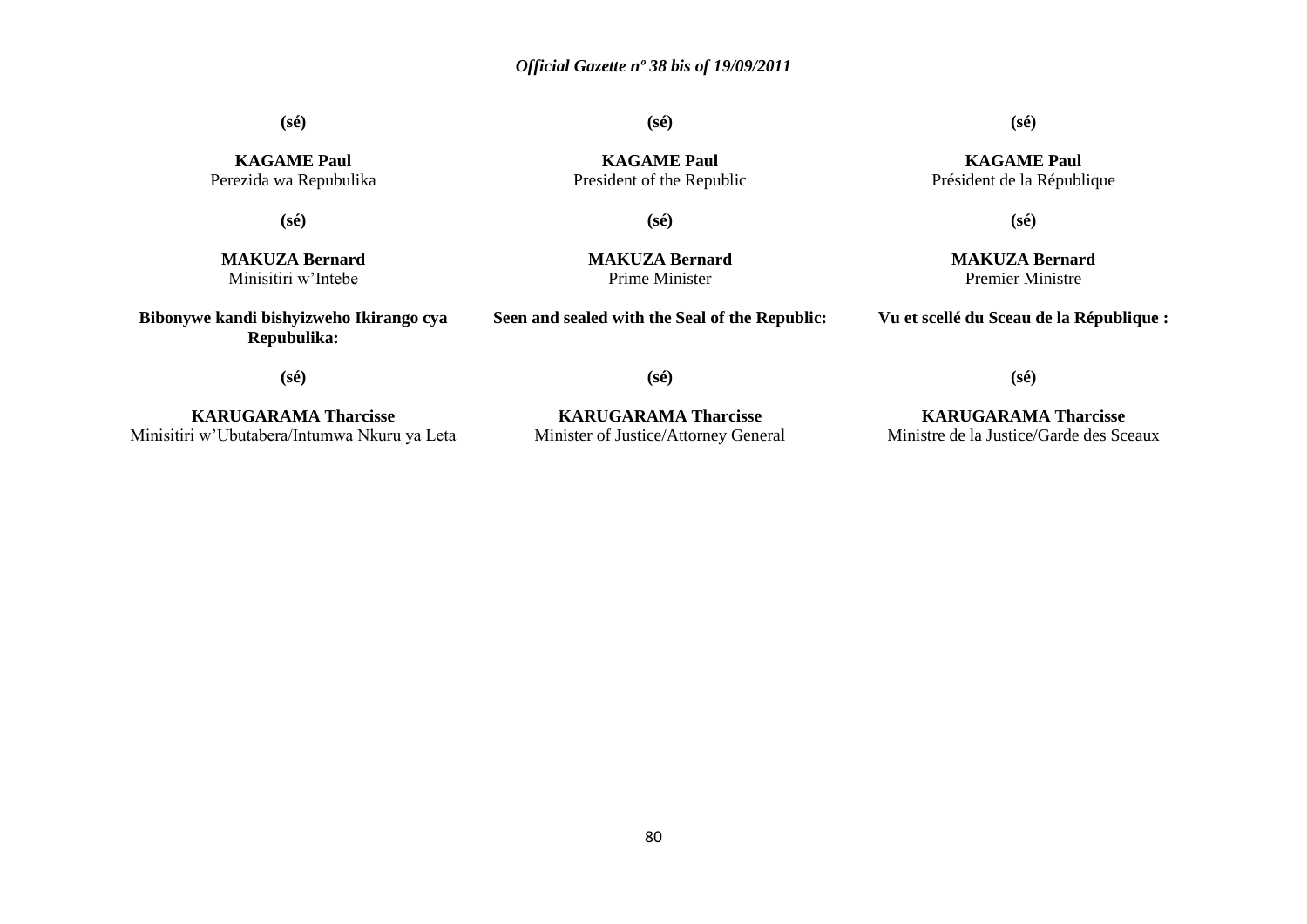**(sé)**

**KAGAME Paul**
Perezida wa Repubulika

**(sé)**

**MAKUZA Bernard**
Minisitiri w'Intebe

**Bibonywe kandi bishyizweho Ikirango cya Repubulika:**

**(sé)**

**KARUGARAMA Tharcisse**
Minisitiri w'Ubutabera/Intumwa Nkuru ya Leta

**(sé)**

**KAGAME Paul**
President of the Republic

**(sé)**

**MAKUZA Bernard**
Prime Minister

**Seen and sealed with the Seal of the Republic:**

**(sé)**

**KARUGARAMA Tharcisse**
Minister of Justice/Attorney General

**(sé)**

**KAGAME Paul**
Président de la République

**(sé)**

**MAKUZA Bernard**
Premier Ministre

**Vu et scellé du Sceau de la République :**

**(sé)**

**KARUGARAMA Tharcisse**
Ministre de la Justice/Garde des Sceaux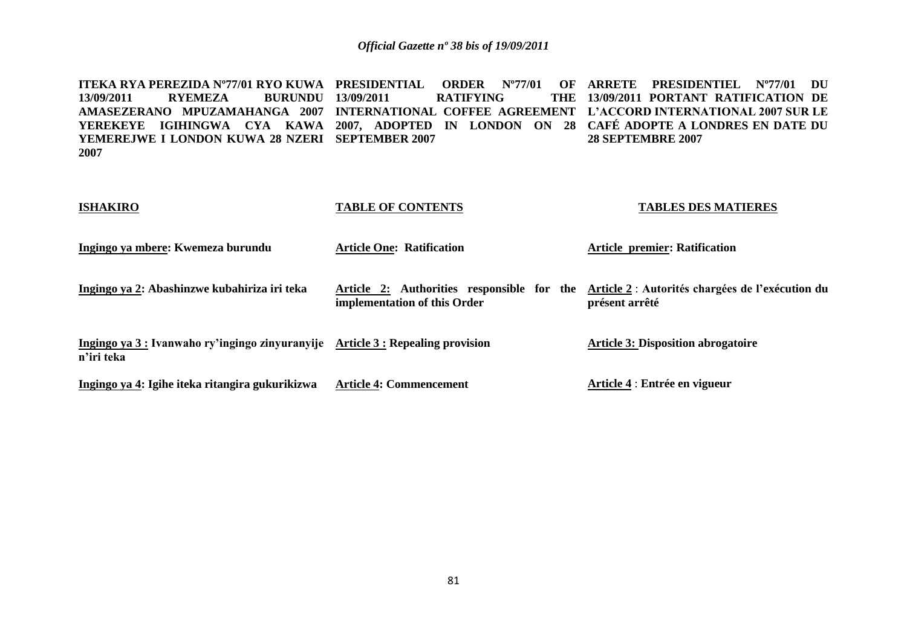**ITEKA RYA PEREZIDA Nº77/01 RYO KUWA 13/09/2011 RYEMEZA BURUNDU AMASEZERANO MPUZAMAHANGA 2007 YEREKEYE IGIHINGWA CYA KAWA YEMEREJWE I LONDON KUWA 28 NZERI 2007**

**ISHAKIRO**

**<u>Ingingo ya mbere</u>: Kwemeza burundu**

**<u>Ingingo ya 2</u>: Abashinzwe kubahiriza iri teka**

**<u>Ingingo ya 3 :</u> Ivanwaho ry'ingingo zinyuranyije n'iri teka**

**<u>Ingingo ya 4</u>: Igihe iteka ritangira gukurikizwa**

**PRESIDENTIAL ORDER Nº77/01 OF 13/09/2011 RATIFYING THE INTERNATIONAL COFFEE AGREEMENT 2007, ADOPTED IN LONDON ON 28 SEPTEMBER 2007**

**TABLE OF CONTENTS**

**<u>Article One</u>: Ratification**

**<u>Article 2:</u> Authorities responsible for the implementation of this Order**

**<u>Article 3 :</u> Repealing provision**

**<u>Article 4</u>: Commencement**

**ARRETE PRESIDENTIEL Nº77/01 DU 13/09/2011 PORTANT RATIFICATION DE L'ACCORD INTERNATIONAL 2007 SUR LE CAFÉ ADOPTE A LONDRES EN DATE DU 28 SEPTEMBRE 2007**

**TABLES DES MATIERES**

**<u>Article premier</u>: Ratification**

**<u>Article 2</u> : Autorités chargées de l'exécution du présent arrêté**

**<u>Article 3:</u> Disposition abrogatoire**

**<u>Article 4</u> : Entrée en vigueur**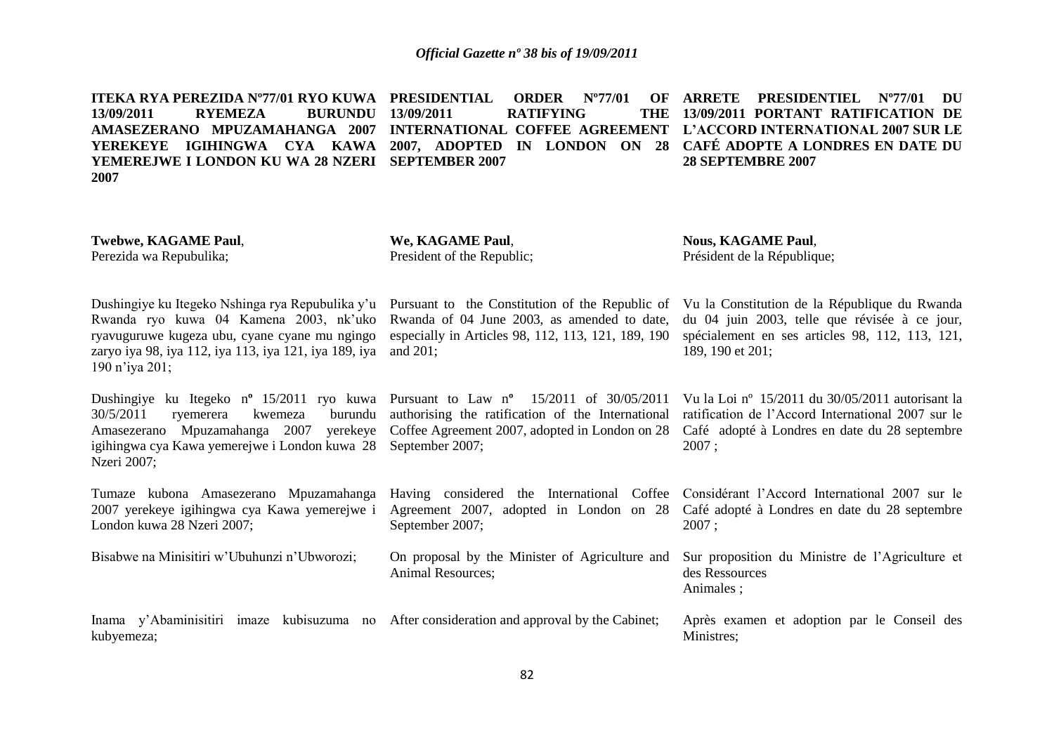**ITEKA RYA PEREZIDA Nº77/01 RYO KUWA 13/09/2011 RYEMEZA BURUNDU AMASEZERANO MPUZAMAHANGA 2007 YEREKEYE IGIHINGWA CYA KAWA YEMEREJWE I LONDON KU WA 28 NZERI 2007**

**Twebwe, KAGAME Paul**,
Perezida wa Repubulika;

Dushingiye ku Itegeko Nshinga rya Repubulika y'u Rwanda ryo kuwa 04 Kamena 2003, nk'uko ryavuguruwe kugeza ubu, cyane cyane mu ngingo zaryo iya 98, iya 112, iya 113, iya 121, iya 189, iya 190 n'iya 201;

Dushingiye ku Itegeko nº 15/2011 ryo kuwa 30/5/2011 ryemerera kwemeza burundu Amasezerano Mpuzamahanga 2007 yerekeye igihingwa cya Kawa yemerejwe i London kuwa 28 Nzeri 2007;

Tumaze kubona Amasezerano Mpuzamahanga 2007 yerekeye igihingwa cya Kawa yemerejwe i London kuwa 28 Nzeri 2007;

Bisabwe na Minisitiri w'Ubuhunzi n'Ubworozi;

Inama y'Abaminisitiri imaze kubisuzuma no kubyemeza;

**PRESIDENTIAL ORDER Nº77/01 OF 13/09/2011 RATIFYING THE INTERNATIONAL COFFEE AGREEMENT 2007, ADOPTED IN LONDON ON 28 SEPTEMBER 2007**

**We, KAGAME Paul**,
President of the Republic;

Pursuant to the Constitution of the Republic of Rwanda of 04 June 2003, as amended to date, especially in Articles 98, 112, 113, 121, 189, 190 and 201;

Pursuant to Law nº 15/2011 of 30/05/2011 authorising the ratification of the International Coffee Agreement 2007, adopted in London on 28 September 2007;

Having considered the International Coffee Agreement 2007, adopted in London on 28 September 2007;

On proposal by the Minister of Agriculture and Animal Resources;

After consideration and approval by the Cabinet;

**ARRETE PRESIDENTIEL Nº77/01 DU 13/09/2011 PORTANT RATIFICATION DE L'ACCORD INTERNATIONAL 2007 SUR LE CAFÉ ADOPTE A LONDRES EN DATE DU 28 SEPTEMBRE 2007**

**Nous, KAGAME Paul**,
Président de la République;

Vu la Constitution de la République du Rwanda du 04 juin 2003, telle que révisée à ce jour, spécialement en ses articles 98, 112, 113, 121, 189, 190 et 201;

Vu la Loi nº 15/2011 du 30/05/2011 autorisant la ratification de l'Accord International 2007 sur le Café adopté à Londres en date du 28 septembre 2007 ;

Considérant l'Accord International 2007 sur le Café adopté à Londres en date du 28 septembre 2007 ;

Sur proposition du Ministre de l'Agriculture et des Ressources Animales ;

Après examen et adoption par le Conseil des Ministres;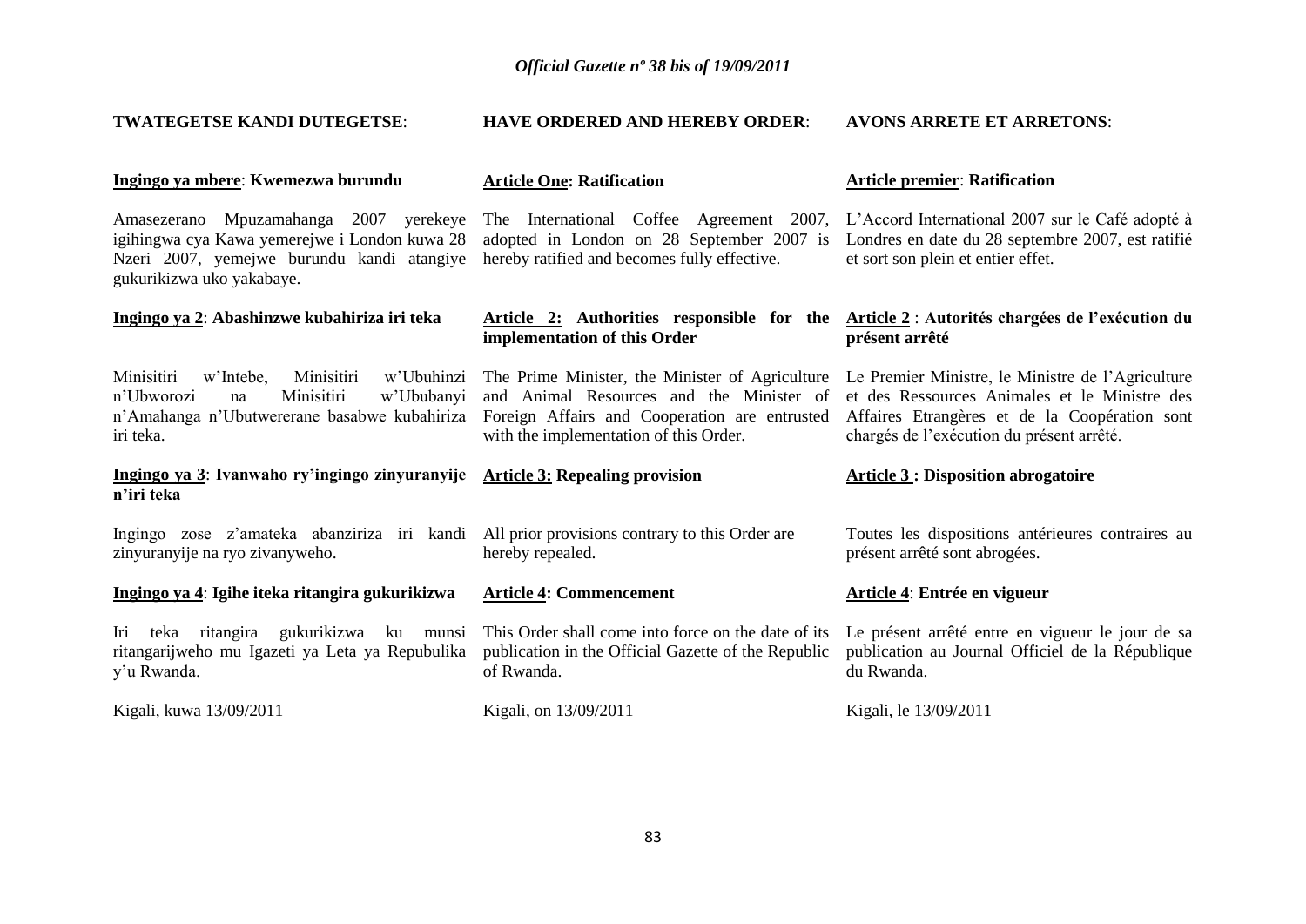**TWATEGETSE KANDI DUTEGETSE**:

**Ingingo ya mbere**: **Kwemezwa burundu**

Amasezerano Mpuzamahanga 2007 yerekeye igihingwa cya Kawa yemerejwe i London kuwa 28 Nzeri 2007, yemejwe burundu kandi atangiye gukurikizwa uko yakabaye.

**Ingingo ya 2**: **Abashinzwe kubahiriza iri teka**

Minisitiri w'Intebe, Minisitiri w'Ubuhinzi n'Ubworozi na Minisitiri w'Ububanyi n'Amahanga n'Ubutwererane basabwe kubahiriza iri teka.

**Ingingo ya 3**: **Ivanwaho ry'ingingo zinyuranyije n'iri teka**

Ingingo zose z'amateka abanziriza iri kandi zinyuranyije na ryo zivanyweho.

**Ingingo ya 4**: **Igihe iteka ritangira gukurikizwa**

Iri teka ritangira gukurikizwa ku munsi ritangarijweho mu Igazeti ya Leta ya Repubulika y'u Rwanda.

Kigali, kuwa 13/09/2011

**HAVE ORDERED AND HEREBY ORDER**:

**Article One: Ratification**

The International Coffee Agreement 2007, adopted in London on 28 September 2007 is hereby ratified and becomes fully effective.

**Article 2: Authorities responsible for the implementation of this Order**

The Prime Minister, the Minister of Agriculture and Animal Resources and the Minister of Foreign Affairs and Cooperation are entrusted with the implementation of this Order.

**Article 3: Repealing provision**

All prior provisions contrary to this Order are hereby repealed.

**Article 4: Commencement**

This Order shall come into force on the date of its publication in the Official Gazette of the Republic of Rwanda.

Kigali, on 13/09/2011

**AVONS ARRETE ET ARRETONS**:

**Article premier**: **Ratification**

L'Accord International 2007 sur le Café adopté à Londres en date du 28 septembre 2007, est ratifié et sort son plein et entier effet.

**Article 2** : **Autorités chargées de l'exécution du présent arrêté**

Le Premier Ministre, le Ministre de l'Agriculture et des Ressources Animales et le Ministre des Affaires Etrangères et de la Coopération sont chargés de l'exécution du présent arrêté.

**Article 3 : Disposition abrogatoire**

Toutes les dispositions antérieures contraires au présent arrêté sont abrogées.

**Article 4**: **Entrée en vigueur**

Le présent arrêté entre en vigueur le jour de sa publication au Journal Officiel de la République du Rwanda.

Kigali, le 13/09/2011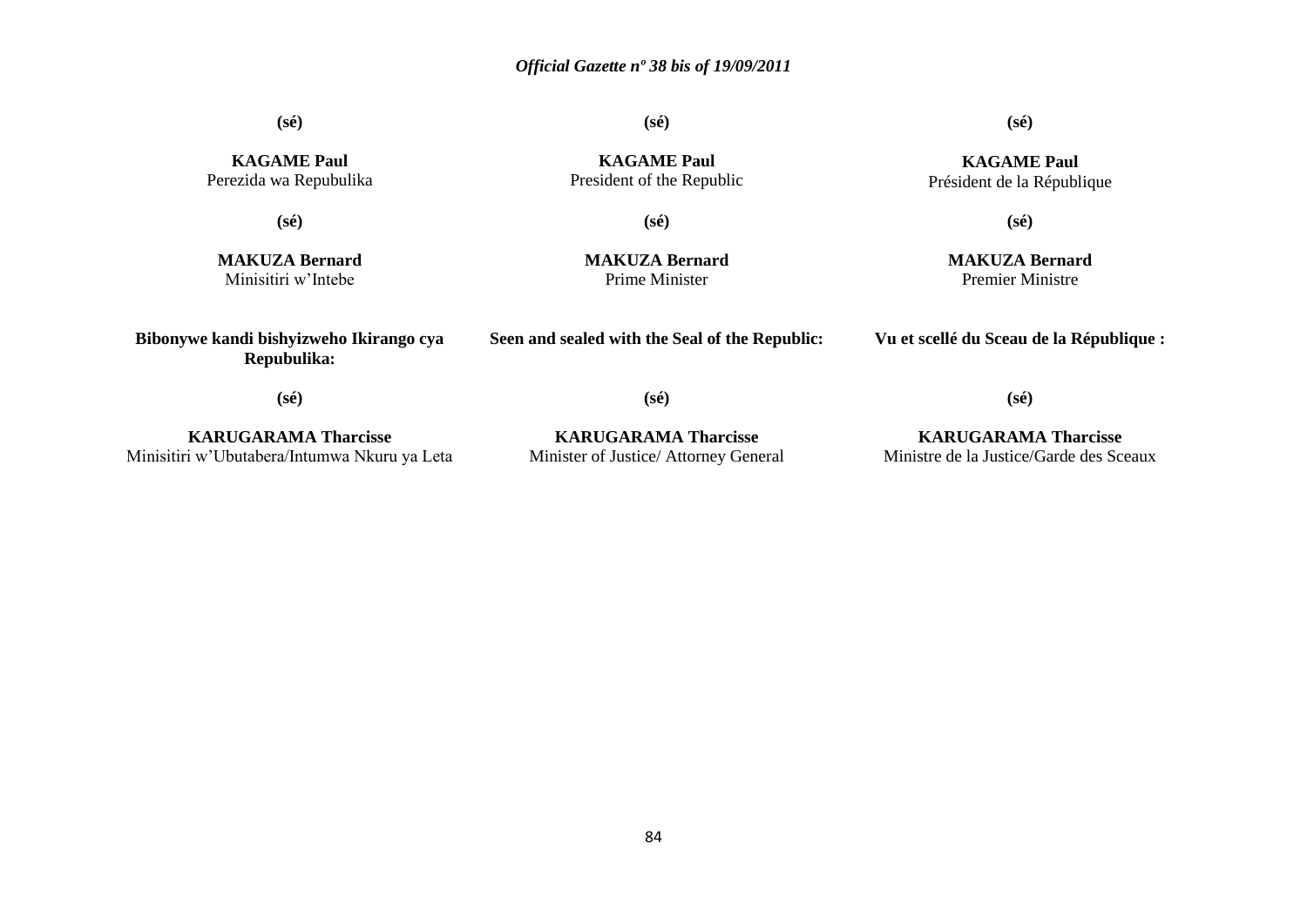**(sé)**

**KAGAME Paul**
Perezida wa Repubulika

**(sé)**

**MAKUZA Bernard**
Minisitiri w'Intebe

**Bibonywe kandi bishyizweho Ikirango cya Repubulika:**

**(sé)**

**KARUGARAMA Tharcisse**
Minisitiri w'Ubutabera/Intumwa Nkuru ya Leta

**(sé)**

**KAGAME Paul**
President of the Republic

**(sé)**

**MAKUZA Bernard**
Prime Minister

**Seen and sealed with the Seal of the Republic:**

**(sé)**

**KARUGARAMA Tharcisse**
Minister of Justice/ Attorney General

**(sé)**

**KAGAME Paul**
Président de la République

**(sé)**

**MAKUZA Bernard**
Premier Ministre

**Vu et scellé du Sceau de la République :**

**(sé)**

**KARUGARAMA Tharcisse**
Ministre de la Justice/Garde des Sceaux